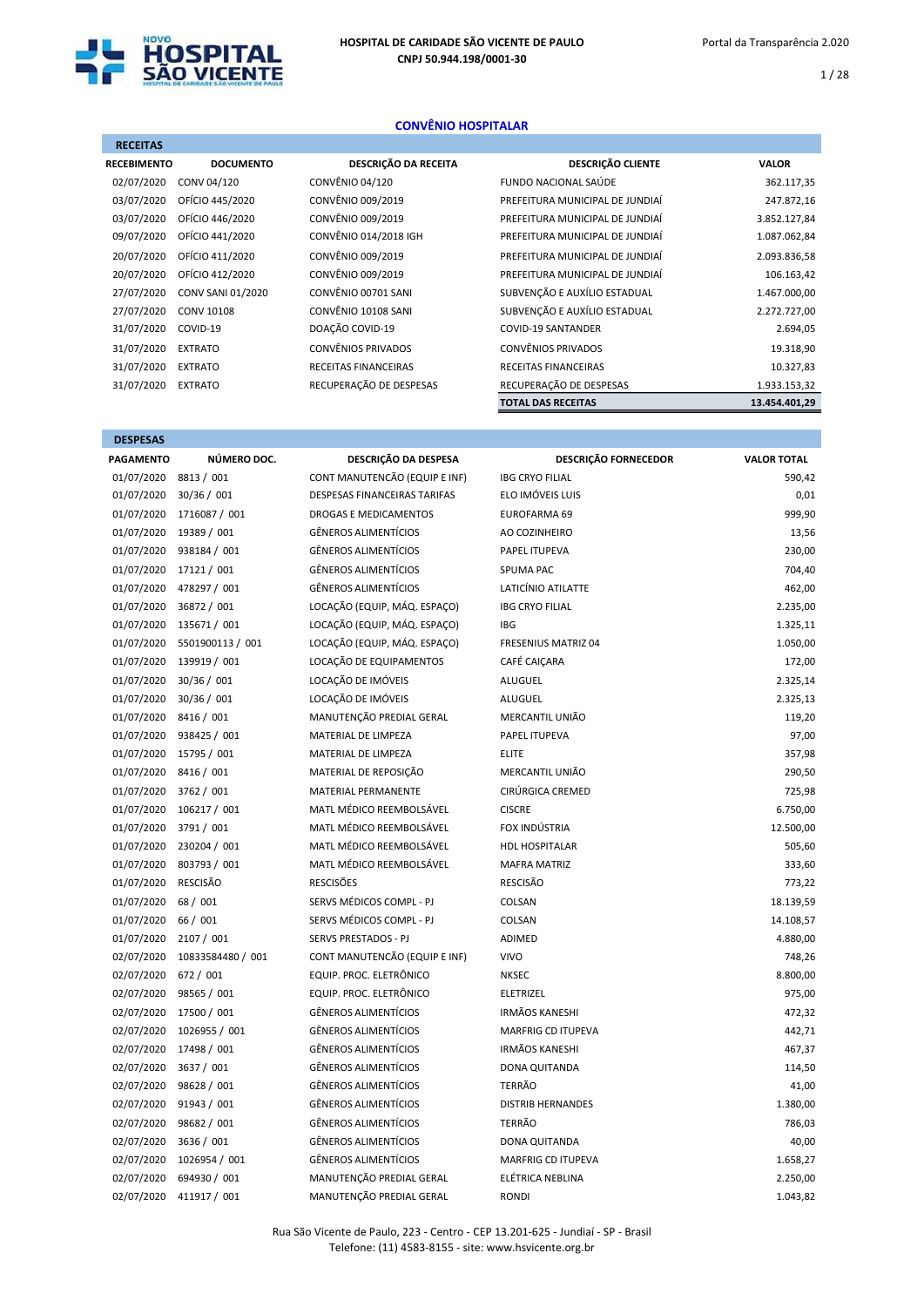**HOSPITAL DE CARIDADE SÃO VICENTE DE PAULO**
**CNPJ 50.944.198/0001-30**

Portal da Transparência 2.020

## CONVÊNIO HOSPITALAR

### RECEITAS

| RECEBIMENTO | DOCUMENTO | DESCRIÇÃO DA RECEITA | DESCRIÇÃO CLIENTE | VALOR |
|---|---|---|---|---|
| 02/07/2020 | CONV 04/120 | CONVÊNIO 04/120 | FUNDO NACIONAL SAÚDE | 362.117,35 |
| 03/07/2020 | OFÍCIO 445/2020 | CONVÊNIO 009/2019 | PREFEITURA MUNICIPAL DE JUNDIAÍ | 247.872,16 |
| 03/07/2020 | OFÍCIO 446/2020 | CONVÊNIO 009/2019 | PREFEITURA MUNICIPAL DE JUNDIAÍ | 3.852.127,84 |
| 09/07/2020 | OFÍCIO 441/2020 | CONVÊNIO 014/2018 IGH | PREFEITURA MUNICIPAL DE JUNDIAÍ | 1.087.062,84 |
| 20/07/2020 | OFÍCIO 411/2020 | CONVÊNIO 009/2019 | PREFEITURA MUNICIPAL DE JUNDIAÍ | 2.093.836,58 |
| 20/07/2020 | OFÍCIO 412/2020 | CONVÊNIO 009/2019 | PREFEITURA MUNICIPAL DE JUNDIAÍ | 106.163,42 |
| 27/07/2020 | CONV SANI 01/2020 | CONVÊNIO 00701 SANI | SUBVENÇÃO E AUXÍLIO ESTADUAL | 1.467.000,00 |
| 27/07/2020 | CONV 10108 | CONVÊNIO 10108 SANI | SUBVENÇÃO E AUXÍLIO ESTADUAL | 2.272.727,00 |
| 31/07/2020 | COVID-19 | DOAÇÃO COVID-19 | COVID-19 SANTANDER | 2.694,05 |
| 31/07/2020 | EXTRATO | CONVÊNIOS PRIVADOS | CONVÊNIOS PRIVADOS | 19.318,90 |
| 31/07/2020 | EXTRATO | RECEITAS FINANCEIRAS | RECEITAS FINANCEIRAS | 10.327,83 |
| 31/07/2020 | EXTRATO | RECUPERAÇÃO DE DESPESAS | RECUPERAÇÃO DE DESPESAS | 1.933.153,32 |
| | | | **TOTAL DAS RECEITAS** | **13.454.401,29** |

### DESPESAS

| PAGAMENTO | NÚMERO DOC. | DESCRIÇÃO DA DESPESA | DESCRIÇÃO FORNECEDOR | VALOR TOTAL |
|---|---|---|---|---|
| 01/07/2020 | 8813 / 001 | CONT MANUTENCÃO (EQUIP E INF) | IBG CRYO FILIAL | 590,42 |
| 01/07/2020 | 30/36 / 001 | DESPESAS FINANCEIRAS TARIFAS | ELO IMÓVEIS LUIS | 0,01 |
| 01/07/2020 | 1716087 / 001 | DROGAS E MEDICAMENTOS | EUROFARMA 69 | 999,90 |
| 01/07/2020 | 19389 / 001 | GÊNEROS ALIMENTÍCIOS | AO COZINHEIRO | 13,56 |
| 01/07/2020 | 938184 / 001 | GÊNEROS ALIMENTÍCIOS | PAPEL ITUPEVA | 230,00 |
| 01/07/2020 | 17121 / 001 | GÊNEROS ALIMENTÍCIOS | SPUMA PAC | 704,40 |
| 01/07/2020 | 478297 / 001 | GÊNEROS ALIMENTÍCIOS | LATICÍNIO ATILATTE | 462,00 |
| 01/07/2020 | 36872 / 001 | LOCAÇÃO (EQUIP, MÁQ. ESPAÇO) | IBG CRYO FILIAL | 2.235,00 |
| 01/07/2020 | 135671 / 001 | LOCAÇÃO (EQUIP, MÁQ. ESPAÇO) | IBG | 1.325,11 |
| 01/07/2020 | 5501900113 / 001 | LOCAÇÃO (EQUIP, MÁQ. ESPAÇO) | FRESENIUS MATRIZ 04 | 1.050,00 |
| 01/07/2020 | 139919 / 001 | LOCAÇÃO DE EQUIPAMENTOS | CAFÉ CAIÇARA | 172,00 |
| 01/07/2020 | 30/36 / 001 | LOCAÇÃO DE IMÓVEIS | ALUGUEL | 2.325,14 |
| 01/07/2020 | 30/36 / 001 | LOCAÇÃO DE IMÓVEIS | ALUGUEL | 2.325,13 |
| 01/07/2020 | 8416 / 001 | MANUTENÇÃO PREDIAL GERAL | MERCANTIL UNIÃO | 119,20 |
| 01/07/2020 | 938425 / 001 | MATERIAL DE LIMPEZA | PAPEL ITUPEVA | 97,00 |
| 01/07/2020 | 15795 / 001 | MATERIAL DE LIMPEZA | ELITE | 357,98 |
| 01/07/2020 | 8416 / 001 | MATERIAL DE REPOSIÇÃO | MERCANTIL UNIÃO | 290,50 |
| 01/07/2020 | 3762 / 001 | MATERIAL PERMANENTE | CIRÚRGICA CREMED | 725,98 |
| 01/07/2020 | 106217 / 001 | MATL MÉDICO REEMBOLSÁVEL | CISCRE | 6.750,00 |
| 01/07/2020 | 3791 / 001 | MATL MÉDICO REEMBOLSÁVEL | FOX INDÚSTRIA | 12.500,00 |
| 01/07/2020 | 230204 / 001 | MATL MÉDICO REEMBOLSÁVEL | HDL HOSPITALAR | 505,60 |
| 01/07/2020 | 803793 / 001 | MATL MÉDICO REEMBOLSÁVEL | MAFRA MATRIZ | 333,60 |
| 01/07/2020 | RESCISÃO | RESCISÕES | RESCISÃO | 773,22 |
| 01/07/2020 | 68 / 001 | SERVS MÉDICOS COMPL - PJ | COLSAN | 18.139,59 |
| 01/07/2020 | 66 / 001 | SERVS MÉDICOS COMPL - PJ | COLSAN | 14.108,57 |
| 01/07/2020 | 2107 / 001 | SERVS PRESTADOS - PJ | ADIMED | 4.880,00 |
| 02/07/2020 | 10833584480 / 001 | CONT MANUTENCÃO (EQUIP E INF) | VIVO | 748,26 |
| 02/07/2020 | 672 / 001 | EQUIP. PROC. ELETRÔNICO | NKSEC | 8.800,00 |
| 02/07/2020 | 98565 / 001 | EQUIP. PROC. ELETRÔNICO | ELETRIZEL | 975,00 |
| 02/07/2020 | 17500 / 001 | GÊNEROS ALIMENTÍCIOS | IRMÃOS KANESHI | 472,32 |
| 02/07/2020 | 1026955 / 001 | GÊNEROS ALIMENTÍCIOS | MARFRIG CD ITUPEVA | 442,71 |
| 02/07/2020 | 17498 / 001 | GÊNEROS ALIMENTÍCIOS | IRMÃOS KANESHI | 467,37 |
| 02/07/2020 | 3637 / 001 | GÊNEROS ALIMENTÍCIOS | DONA QUITANDA | 114,50 |
| 02/07/2020 | 98628 / 001 | GÊNEROS ALIMENTÍCIOS | TERRÃO | 41,00 |
| 02/07/2020 | 91943 / 001 | GÊNEROS ALIMENTÍCIOS | DISTRIB HERNANDES | 1.380,00 |
| 02/07/2020 | 98682 / 001 | GÊNEROS ALIMENTÍCIOS | TERRÃO | 786,03 |
| 02/07/2020 | 3636 / 001 | GÊNEROS ALIMENTÍCIOS | DONA QUITANDA | 40,00 |
| 02/07/2020 | 1026954 / 001 | GÊNEROS ALIMENTÍCIOS | MARFRIG CD ITUPEVA | 1.658,27 |
| 02/07/2020 | 694930 / 001 | MANUTENÇÃO PREDIAL GERAL | ELÉTRICA NEBLINA | 2.250,00 |
| 02/07/2020 | 411917 / 001 | MANUTENÇÃO PREDIAL GERAL | RONDI | 1.043,82 |

Rua São Vicente de Paulo, 223 - Centro - CEP 13.201-625 - Jundiaí - SP - Brasil
Telefone: (11) 4583-8155 - site: www.hsvicente.org.br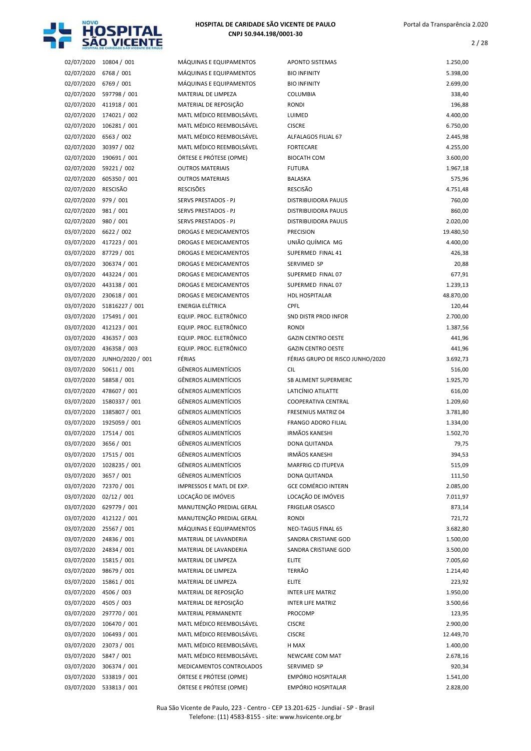| | | | | |
|---|---|---|---|---|
| 02/07/2020 | 10804 / 001 | MÁQUINAS E EQUIPAMENTOS | APONTO SISTEMAS | 1.250,00 |
| 02/07/2020 | 6768 / 001 | MÁQUINAS E EQUIPAMENTOS | BIO INFINITY | 5.398,00 |
| 02/07/2020 | 6769 / 001 | MÁQUINAS E EQUIPAMENTOS | BIO INFINITY | 2.699,00 |
| 02/07/2020 | 597798 / 001 | MATERIAL DE LIMPEZA | COLUMBIA | 338,40 |
| 02/07/2020 | 411918 / 001 | MATERIAL DE REPOSIÇÃO | RONDI | 196,88 |
| 02/07/2020 | 174021 / 002 | MATL MÉDICO REEMBOLSÁVEL | LUIMED | 4.400,00 |
| 02/07/2020 | 106281 / 001 | MATL MÉDICO REEMBOLSÁVEL | CISCRE | 6.750,00 |
| 02/07/2020 | 6563 / 002 | MATL MÉDICO REEMBOLSÁVEL | ALFALAGOS FILIAL 67 | 2.445,98 |
| 02/07/2020 | 30397 / 002 | MATL MÉDICO REEMBOLSÁVEL | FORTECARE | 4.255,00 |
| 02/07/2020 | 190691 / 001 | ÓRTESE E PRÓTESE (OPME) | BIOCATH COM | 3.600,00 |
| 02/07/2020 | 59221 / 002 | OUTROS MATERIAIS | FUTURA | 1.967,18 |
| 02/07/2020 | 605350 / 001 | OUTROS MATERIAIS | BALASKA | 575,96 |
| 02/07/2020 | RESCISÃO | RESCISÕES | RESCISÃO | 4.751,48 |
| 02/07/2020 | 979 / 001 | SERVS PRESTADOS - PJ | DISTRIBUIDORA PAULIS | 760,00 |
| 02/07/2020 | 981 / 001 | SERVS PRESTADOS - PJ | DISTRIBUIDORA PAULIS | 860,00 |
| 02/07/2020 | 980 / 001 | SERVS PRESTADOS - PJ | DISTRIBUIDORA PAULIS | 2.020,00 |
| 03/07/2020 | 6622 / 002 | DROGAS E MEDICAMENTOS | PRECISION | 19.480,50 |
| 03/07/2020 | 417223 / 001 | DROGAS E MEDICAMENTOS | UNIÃO QUÍMICA MG | 4.400,00 |
| 03/07/2020 | 87729 / 001 | DROGAS E MEDICAMENTOS | SUPERMED FINAL 41 | 426,38 |
| 03/07/2020 | 306374 / 001 | DROGAS E MEDICAMENTOS | SERVIMED SP | 20,88 |
| 03/07/2020 | 443224 / 001 | DROGAS E MEDICAMENTOS | SUPERMED FINAL 07 | 677,91 |
| 03/07/2020 | 443138 / 001 | DROGAS E MEDICAMENTOS | SUPERMED FINAL 07 | 1.239,13 |
| 03/07/2020 | 230618 / 001 | DROGAS E MEDICAMENTOS | HDL HOSPITALAR | 48.870,00 |
| 03/07/2020 | 51816227 / 001 | ENERGIA ELÉTRICA | CPFL | 120,44 |
| 03/07/2020 | 175491 / 001 | EQUIP. PROC. ELETRÔNICO | SND DISTR PROD INFOR | 2.700,00 |
| 03/07/2020 | 412123 / 001 | EQUIP. PROC. ELETRÔNICO | RONDI | 1.387,56 |
| 03/07/2020 | 436357 / 003 | EQUIP. PROC. ELETRÔNICO | GAZIN CENTRO OESTE | 441,96 |
| 03/07/2020 | 436358 / 003 | EQUIP. PROC. ELETRÔNICO | GAZIN CENTRO OESTE | 441,96 |
| 03/07/2020 | JUNHO/2020 / 001 | FÉRIAS | FÉRIAS GRUPO DE RISCO JUNHO/2020 | 3.692,73 |
| 03/07/2020 | 50611 / 001 | GÊNEROS ALIMENTÍCIOS | CIL | 516,00 |
| 03/07/2020 | 58858 / 001 | GÊNEROS ALIMENTÍCIOS | SB ALIMENT SUPERMERC | 1.925,70 |
| 03/07/2020 | 478607 / 001 | GÊNEROS ALIMENTÍCIOS | LATICÍNIO ATILATTE | 616,00 |
| 03/07/2020 | 1580337 / 001 | GÊNEROS ALIMENTÍCIOS | COOPERATIVA CENTRAL | 1.209,60 |
| 03/07/2020 | 1385807 / 001 | GÊNEROS ALIMENTÍCIOS | FRESENIUS MATRIZ 04 | 3.781,80 |
| 03/07/2020 | 1925059 / 001 | GÊNEROS ALIMENTÍCIOS | FRANGO ADORO FILIAL | 1.334,00 |
| 03/07/2020 | 17514 / 001 | GÊNEROS ALIMENTÍCIOS | IRMÃOS KANESHI | 1.502,70 |
| 03/07/2020 | 3656 / 001 | GÊNEROS ALIMENTÍCIOS | DONA QUITANDA | 79,75 |
| 03/07/2020 | 17515 / 001 | GÊNEROS ALIMENTÍCIOS | IRMÃOS KANESHI | 394,53 |
| 03/07/2020 | 1028235 / 001 | GÊNEROS ALIMENTÍCIOS | MARFRIG CD ITUPEVA | 515,09 |
| 03/07/2020 | 3657 / 001 | GÊNEROS ALIMENTÍCIOS | DONA QUITANDA | 111,50 |
| 03/07/2020 | 72370 / 001 | IMPRESSOS E MATL DE EXP. | GCE COMÉRCIO INTERN | 2.085,00 |
| 03/07/2020 | 02/12 / 001 | LOCAÇÃO DE IMÓVEIS | LOCAÇÃO DE IMÓVEIS | 7.011,97 |
| 03/07/2020 | 629779 / 001 | MANUTENÇÃO PREDIAL GERAL | FRIGELAR OSASCO | 873,14 |
| 03/07/2020 | 412122 / 001 | MANUTENÇÃO PREDIAL GERAL | RONDI | 721,72 |
| 03/07/2020 | 25567 / 001 | MÁQUINAS E EQUIPAMENTOS | NEO-TAGUS FINAL 65 | 3.682,80 |
| 03/07/2020 | 24836 / 001 | MATERIAL DE LAVANDERIA | SANDRA CRISTIANE GOD | 1.500,00 |
| 03/07/2020 | 24834 / 001 | MATERIAL DE LAVANDERIA | SANDRA CRISTIANE GOD | 3.500,00 |
| 03/07/2020 | 15815 / 001 | MATERIAL DE LIMPEZA | ELITE | 7.005,60 |
| 03/07/2020 | 98679 / 001 | MATERIAL DE LIMPEZA | TERRÃO | 1.214,40 |
| 03/07/2020 | 15861 / 001 | MATERIAL DE LIMPEZA | ELITE | 223,92 |
| 03/07/2020 | 4506 / 003 | MATERIAL DE REPOSIÇÃO | INTER LIFE MATRIZ | 1.950,00 |
| 03/07/2020 | 4505 / 003 | MATERIAL DE REPOSIÇÃO | INTER LIFE MATRIZ | 3.500,66 |
| 03/07/2020 | 297770 / 001 | MATERIAL PERMANENTE | PROCOMP | 123,95 |
| 03/07/2020 | 106470 / 001 | MATL MÉDICO REEMBOLSÁVEL | CISCRE | 2.900,00 |
| 03/07/2020 | 106493 / 001 | MATL MÉDICO REEMBOLSÁVEL | CISCRE | 12.449,70 |
| 03/07/2020 | 23073 / 001 | MATL MÉDICO REEMBOLSÁVEL | H MAX | 1.400,00 |
| 03/07/2020 | 5847 / 001 | MATL MÉDICO REEMBOLSÁVEL | NEWCARE COM MAT | 2.678,16 |
| 03/07/2020 | 306374 / 001 | MEDICAMENTOS CONTROLADOS | SERVIMED SP | 920,34 |
| 03/07/2020 | 533819 / 001 | ÓRTESE E PRÓTESE (OPME) | EMPÓRIO HOSPITALAR | 1.541,00 |
| 03/07/2020 | 533813 / 001 | ÓRTESE E PRÓTESE (OPME) | EMPÓRIO HOSPITALAR | 2.828,00 |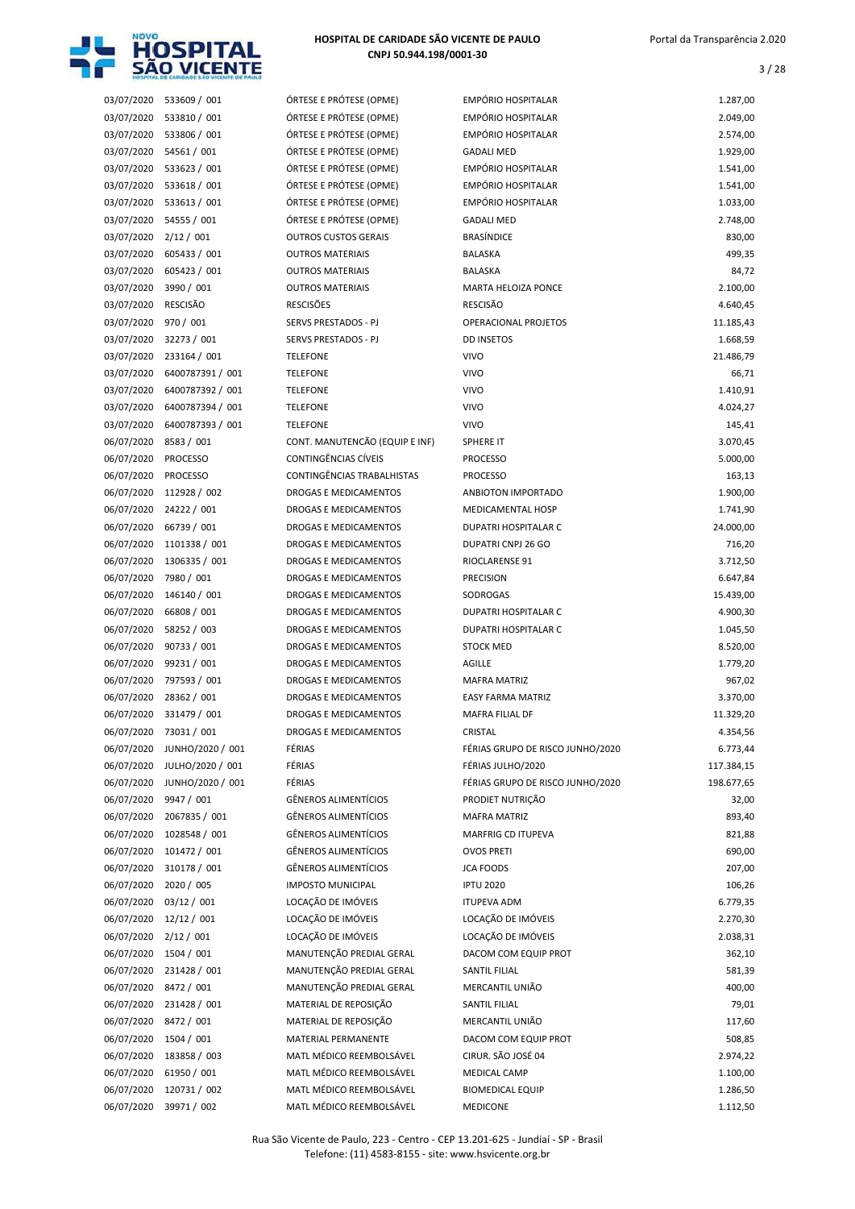| | | | | |
|---|---|---|---|---|
| 03/07/2020 | 533609 / 001 | ÓRTESE E PRÓTESE (OPME) | EMPÓRIO HOSPITALAR | 1.287,00 |
| 03/07/2020 | 533810 / 001 | ÓRTESE E PRÓTESE (OPME) | EMPÓRIO HOSPITALAR | 2.049,00 |
| 03/07/2020 | 533806 / 001 | ÓRTESE E PRÓTESE (OPME) | EMPÓRIO HOSPITALAR | 2.574,00 |
| 03/07/2020 | 54561 / 001 | ÓRTESE E PRÓTESE (OPME) | GADALI MED | 1.929,00 |
| 03/07/2020 | 533623 / 001 | ÓRTESE E PRÓTESE (OPME) | EMPÓRIO HOSPITALAR | 1.541,00 |
| 03/07/2020 | 533618 / 001 | ÓRTESE E PRÓTESE (OPME) | EMPÓRIO HOSPITALAR | 1.541,00 |
| 03/07/2020 | 533613 / 001 | ÓRTESE E PRÓTESE (OPME) | EMPÓRIO HOSPITALAR | 1.033,00 |
| 03/07/2020 | 54555 / 001 | ÓRTESE E PRÓTESE (OPME) | GADALI MED | 2.748,00 |
| 03/07/2020 | 2/12 / 001 | OUTROS CUSTOS GERAIS | BRASÍNDICE | 830,00 |
| 03/07/2020 | 605433 / 001 | OUTROS MATERIAIS | BALASKA | 499,35 |
| 03/07/2020 | 605423 / 001 | OUTROS MATERIAIS | BALASKA | 84,72 |
| 03/07/2020 | 3990 / 001 | OUTROS MATERIAIS | MARTA HELOIZA PONCE | 2.100,00 |
| 03/07/2020 | RESCISÃO | RESCISÕES | RESCISÃO | 4.640,45 |
| 03/07/2020 | 970 / 001 | SERVS PRESTADOS - PJ | OPERACIONAL PROJETOS | 11.185,43 |
| 03/07/2020 | 32273 / 001 | SERVS PRESTADOS - PJ | DD INSETOS | 1.668,59 |
| 03/07/2020 | 233164 / 001 | TELEFONE | VIVO | 21.486,79 |
| 03/07/2020 | 6400787391 / 001 | TELEFONE | VIVO | 66,71 |
| 03/07/2020 | 6400787392 / 001 | TELEFONE | VIVO | 1.410,91 |
| 03/07/2020 | 6400787394 / 001 | TELEFONE | VIVO | 4.024,27 |
| 03/07/2020 | 6400787393 / 001 | TELEFONE | VIVO | 145,41 |
| 06/07/2020 | 8583 / 001 | CONT. MANUTENÇÃO (EQUIP E INF) | SPHERE IT | 3.070,45 |
| 06/07/2020 | PROCESSO | CONTINGÊNCIAS CÍVEIS | PROCESSO | 5.000,00 |
| 06/07/2020 | PROCESSO | CONTINGÊNCIAS TRABALHISTAS | PROCESSO | 163,13 |
| 06/07/2020 | 112928 / 002 | DROGAS E MEDICAMENTOS | ANBIOTON IMPORTADO | 1.900,00 |
| 06/07/2020 | 24222 / 001 | DROGAS E MEDICAMENTOS | MEDICAMENTAL HOSP | 1.741,90 |
| 06/07/2020 | 66739 / 001 | DROGAS E MEDICAMENTOS | DUPATRI HOSPITALAR C | 24.000,00 |
| 06/07/2020 | 1101338 / 001 | DROGAS E MEDICAMENTOS | DUPATRI CNPJ 26 GO | 716,20 |
| 06/07/2020 | 1306335 / 001 | DROGAS E MEDICAMENTOS | RIOCLARENSE 91 | 3.712,50 |
| 06/07/2020 | 7980 / 001 | DROGAS E MEDICAMENTOS | PRECISION | 6.647,84 |
| 06/07/2020 | 146140 / 001 | DROGAS E MEDICAMENTOS | SODROGAS | 15.439,00 |
| 06/07/2020 | 66808 / 001 | DROGAS E MEDICAMENTOS | DUPATRI HOSPITALAR C | 4.900,30 |
| 06/07/2020 | 58252 / 003 | DROGAS E MEDICAMENTOS | DUPATRI HOSPITALAR C | 1.045,50 |
| 06/07/2020 | 90733 / 001 | DROGAS E MEDICAMENTOS | STOCK MED | 8.520,00 |
| 06/07/2020 | 99231 / 001 | DROGAS E MEDICAMENTOS | AGILLE | 1.779,20 |
| 06/07/2020 | 797593 / 001 | DROGAS E MEDICAMENTOS | MAFRA MATRIZ | 967,02 |
| 06/07/2020 | 28362 / 001 | DROGAS E MEDICAMENTOS | EASY FARMA MATRIZ | 3.370,00 |
| 06/07/2020 | 331479 / 001 | DROGAS E MEDICAMENTOS | MAFRA FILIAL DF | 11.329,20 |
| 06/07/2020 | 73031 / 001 | DROGAS E MEDICAMENTOS | CRISTAL | 4.354,56 |
| 06/07/2020 | JUNHO/2020 / 001 | FÉRIAS | FÉRIAS GRUPO DE RISCO JUNHO/2020 | 6.773,44 |
| 06/07/2020 | JULHO/2020 / 001 | FÉRIAS | FÉRIAS JULHO/2020 | 117.384,15 |
| 06/07/2020 | JUNHO/2020 / 001 | FÉRIAS | FÉRIAS GRUPO DE RISCO JUNHO/2020 | 198.677,65 |
| 06/07/2020 | 9947 / 001 | GÊNEROS ALIMENTÍCIOS | PRODIET NUTRIÇÃO | 32,00 |
| 06/07/2020 | 2067835 / 001 | GÊNEROS ALIMENTÍCIOS | MAFRA MATRIZ | 893,40 |
| 06/07/2020 | 1028548 / 001 | GÊNEROS ALIMENTÍCIOS | MARFRIG CD ITUPEVA | 821,88 |
| 06/07/2020 | 101472 / 001 | GÊNEROS ALIMENTÍCIOS | OVOS PRETI | 690,00 |
| 06/07/2020 | 310178 / 001 | GÊNEROS ALIMENTÍCIOS | JCA FOODS | 207,00 |
| 06/07/2020 | 2020 / 005 | IMPOSTO MUNICIPAL | IPTU 2020 | 106,26 |
| 06/07/2020 | 03/12 / 001 | LOCAÇÃO DE IMÓVEIS | ITUPEVA ADM | 6.779,35 |
| 06/07/2020 | 12/12 / 001 | LOCAÇÃO DE IMÓVEIS | LOCAÇÃO DE IMÓVEIS | 2.270,30 |
| 06/07/2020 | 2/12 / 001 | LOCAÇÃO DE IMÓVEIS | LOCAÇÃO DE IMÓVEIS | 2.038,31 |
| 06/07/2020 | 1504 / 001 | MANUTENÇÃO PREDIAL GERAL | DACOM COM EQUIP PROT | 362,10 |
| 06/07/2020 | 231428 / 001 | MANUTENÇÃO PREDIAL GERAL | SANTIL FILIAL | 581,39 |
| 06/07/2020 | 8472 / 001 | MANUTENÇÃO PREDIAL GERAL | MERCANTIL UNIÃO | 400,00 |
| 06/07/2020 | 231428 / 001 | MATERIAL DE REPOSIÇÃO | SANTIL FILIAL | 79,01 |
| 06/07/2020 | 8472 / 001 | MATERIAL DE REPOSIÇÃO | MERCANTIL UNIÃO | 117,60 |
| 06/07/2020 | 1504 / 001 | MATERIAL PERMANENTE | DACOM COM EQUIP PROT | 508,85 |
| 06/07/2020 | 183858 / 003 | MATL MÉDICO REEMBOLSÁVEL | CIRUR. SÃO JOSÉ 04 | 2.974,22 |
| 06/07/2020 | 61950 / 001 | MATL MÉDICO REEMBOLSÁVEL | MEDICAL CAMP | 1.100,00 |
| 06/07/2020 | 120731 / 002 | MATL MÉDICO REEMBOLSÁVEL | BIOMEDICAL EQUIP | 1.286,50 |
| 06/07/2020 | 39971 / 002 | MATL MÉDICO REEMBOLSÁVEL | MEDICONE | 1.112,50 |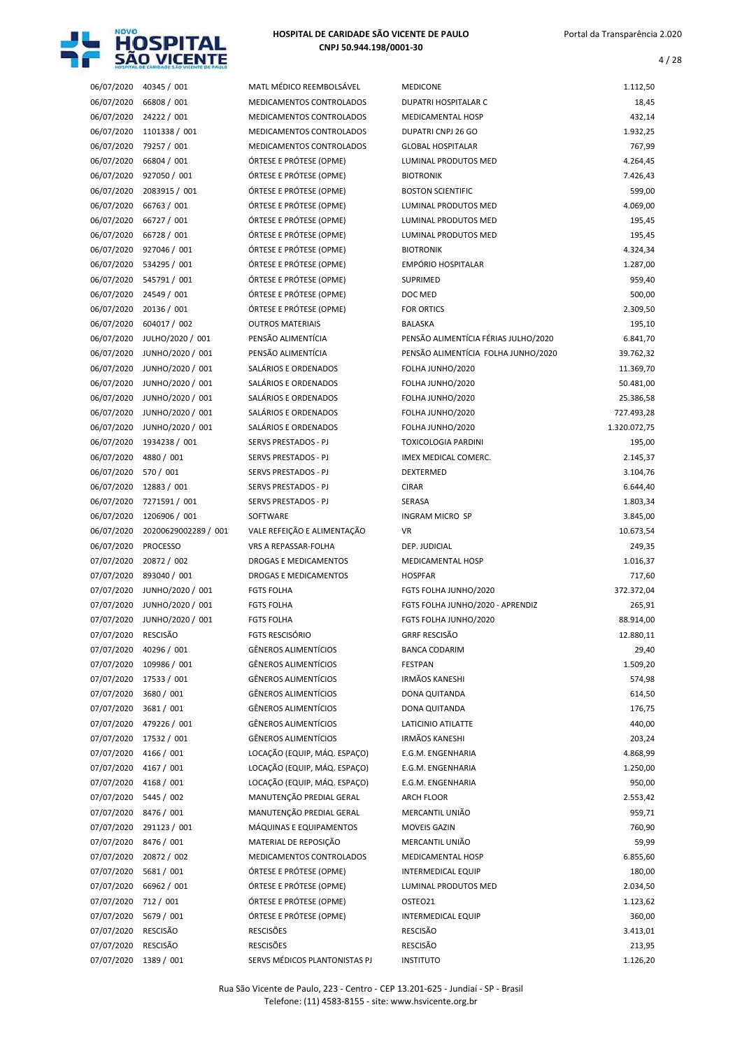| | | | | |
|---|---|---|---|---|
| 06/07/2020 | 40345 / 001 | MATL MÉDICO REEMBOLSÁVEL | MEDICONE | 1.112,50 |
| 06/07/2020 | 66808 / 001 | MEDICAMENTOS CONTROLADOS | DUPATRI HOSPITALAR C | 18,45 |
| 06/07/2020 | 24222 / 001 | MEDICAMENTOS CONTROLADOS | MEDICAMENTAL HOSP | 432,14 |
| 06/07/2020 | 1101338 / 001 | MEDICAMENTOS CONTROLADOS | DUPATRI CNPJ 26 GO | 1.932,25 |
| 06/07/2020 | 79257 / 001 | MEDICAMENTOS CONTROLADOS | GLOBAL HOSPITALAR | 767,99 |
| 06/07/2020 | 66804 / 001 | ÓRTESE E PRÓTESE (OPME) | LUMINAL PRODUTOS MED | 4.264,45 |
| 06/07/2020 | 927050 / 001 | ÓRTESE E PRÓTESE (OPME) | BIOTRONIK | 7.426,43 |
| 06/07/2020 | 2083915 / 001 | ÓRTESE E PRÓTESE (OPME) | BOSTON SCIENTIFIC | 599,00 |
| 06/07/2020 | 66763 / 001 | ÓRTESE E PRÓTESE (OPME) | LUMINAL PRODUTOS MED | 4.069,00 |
| 06/07/2020 | 66727 / 001 | ÓRTESE E PRÓTESE (OPME) | LUMINAL PRODUTOS MED | 195,45 |
| 06/07/2020 | 66728 / 001 | ÓRTESE E PRÓTESE (OPME) | LUMINAL PRODUTOS MED | 195,45 |
| 06/07/2020 | 927046 / 001 | ÓRTESE E PRÓTESE (OPME) | BIOTRONIK | 4.324,34 |
| 06/07/2020 | 534295 / 001 | ÓRTESE E PRÓTESE (OPME) | EMPÓRIO HOSPITALAR | 1.287,00 |
| 06/07/2020 | 545791 / 001 | ÓRTESE E PRÓTESE (OPME) | SUPRIMED | 959,40 |
| 06/07/2020 | 24549 / 001 | ÓRTESE E PRÓTESE (OPME) | DOC MED | 500,00 |
| 06/07/2020 | 20136 / 001 | ÓRTESE E PRÓTESE (OPME) | FOR ORTICS | 2.309,50 |
| 06/07/2020 | 604017 / 002 | OUTROS MATERIAIS | BALASKA | 195,10 |
| 06/07/2020 | JULHO/2020 / 001 | PENSÃO ALIMENTÍCIA | PENSÃO ALIMENTÍCIA FÉRIAS JULHO/2020 | 6.841,70 |
| 06/07/2020 | JUNHO/2020 / 001 | PENSÃO ALIMENTÍCIA | PENSÃO ALIMENTÍCIA FOLHA JUNHO/2020 | 39.762,32 |
| 06/07/2020 | JUNHO/2020 / 001 | SALÁRIOS E ORDENADOS | FOLHA JUNHO/2020 | 11.369,70 |
| 06/07/2020 | JUNHO/2020 / 001 | SALÁRIOS E ORDENADOS | FOLHA JUNHO/2020 | 50.481,00 |
| 06/07/2020 | JUNHO/2020 / 001 | SALÁRIOS E ORDENADOS | FOLHA JUNHO/2020 | 25.386,58 |
| 06/07/2020 | JUNHO/2020 / 001 | SALÁRIOS E ORDENADOS | FOLHA JUNHO/2020 | 727.493,28 |
| 06/07/2020 | JUNHO/2020 / 001 | SALÁRIOS E ORDENADOS | FOLHA JUNHO/2020 | 1.320.072,75 |
| 06/07/2020 | 1934238 / 001 | SERVS PRESTADOS - PJ | TOXICOLOGIA PARDINI | 195,00 |
| 06/07/2020 | 4880 / 001 | SERVS PRESTADOS - PJ | IMEX MEDICAL COMERC. | 2.145,37 |
| 06/07/2020 | 570 / 001 | SERVS PRESTADOS - PJ | DEXTERMED | 3.104,76 |
| 06/07/2020 | 12883 / 001 | SERVS PRESTADOS - PJ | CIRAR | 6.644,40 |
| 06/07/2020 | 7271591 / 001 | SERVS PRESTADOS - PJ | SERASA | 1.803,34 |
| 06/07/2020 | 1206906 / 001 | SOFTWARE | INGRAM MICRO SP | 3.845,00 |
| 06/07/2020 | 20200629002289 / 001 | VALE REFEIÇÃO E ALIMENTAÇÃO | VR | 10.673,54 |
| 06/07/2020 | PROCESSO | VRS A REPASSAR-FOLHA | DEP. JUDICIAL | 249,35 |
| 07/07/2020 | 20872 / 002 | DROGAS E MEDICAMENTOS | MEDICAMENTAL HOSP | 1.016,37 |
| 07/07/2020 | 893040 / 001 | DROGAS E MEDICAMENTOS | HOSPFAR | 717,60 |
| 07/07/2020 | JUNHO/2020 / 001 | FGTS FOLHA | FGTS FOLHA JUNHO/2020 | 372.372,04 |
| 07/07/2020 | JUNHO/2020 / 001 | FGTS FOLHA | FGTS FOLHA JUNHO/2020 - APRENDIZ | 265,91 |
| 07/07/2020 | JUNHO/2020 / 001 | FGTS FOLHA | FGTS FOLHA JUNHO/2020 | 88.914,00 |
| 07/07/2020 | RESCISÃO | FGTS RESCISÓRIO | GRRF RESCISÃO | 12.880,11 |
| 07/07/2020 | 40296 / 001 | GÊNEROS ALIMENTÍCIOS | BANCA CODARIM | 29,40 |
| 07/07/2020 | 109986 / 001 | GÊNEROS ALIMENTÍCIOS | FESTPAN | 1.509,20 |
| 07/07/2020 | 17533 / 001 | GÊNEROS ALIMENTÍCIOS | IRMÃOS KANESHI | 574,98 |
| 07/07/2020 | 3680 / 001 | GÊNEROS ALIMENTÍCIOS | DONA QUITANDA | 614,50 |
| 07/07/2020 | 3681 / 001 | GÊNEROS ALIMENTÍCIOS | DONA QUITANDA | 176,75 |
| 07/07/2020 | 479226 / 001 | GÊNEROS ALIMENTÍCIOS | LATICINIO ATILATTE | 440,00 |
| 07/07/2020 | 17532 / 001 | GÊNEROS ALIMENTÍCIOS | IRMÃOS KANESHI | 203,24 |
| 07/07/2020 | 4166 / 001 | LOCAÇÃO (EQUIP, MÁQ. ESPAÇO) | E.G.M. ENGENHARIA | 4.868,99 |
| 07/07/2020 | 4167 / 001 | LOCAÇÃO (EQUIP, MÁQ. ESPAÇO) | E.G.M. ENGENHARIA | 1.250,00 |
| 07/07/2020 | 4168 / 001 | LOCAÇÃO (EQUIP, MÁQ. ESPAÇO) | E.G.M. ENGENHARIA | 950,00 |
| 07/07/2020 | 5445 / 002 | MANUTENÇÃO PREDIAL GERAL | ARCH FLOOR | 2.553,42 |
| 07/07/2020 | 8476 / 001 | MANUTENÇÃO PREDIAL GERAL | MERCANTIL UNIÃO | 959,71 |
| 07/07/2020 | 291123 / 001 | MÁQUINAS E EQUIPAMENTOS | MOVEIS GAZIN | 760,90 |
| 07/07/2020 | 8476 / 001 | MATERIAL DE REPOSIÇÃO | MERCANTIL UNIÃO | 59,99 |
| 07/07/2020 | 20872 / 002 | MEDICAMENTOS CONTROLADOS | MEDICAMENTAL HOSP | 6.855,60 |
| 07/07/2020 | 5681 / 001 | ÓRTESE E PRÓTESE (OPME) | INTERMEDICAL EQUIP | 180,00 |
| 07/07/2020 | 66962 / 001 | ÓRTESE E PRÓTESE (OPME) | LUMINAL PRODUTOS MED | 2.034,50 |
| 07/07/2020 | 712 / 001 | ÓRTESE E PRÓTESE (OPME) | OSTEO21 | 1.123,62 |
| 07/07/2020 | 5679 / 001 | ÓRTESE E PRÓTESE (OPME) | INTERMEDICAL EQUIP | 360,00 |
| 07/07/2020 | RESCISÃO | RESCISÕES | RESCISÃO | 3.413,01 |
| 07/07/2020 | RESCISÃO | RESCISÕES | RESCISÃO | 213,95 |
| 07/07/2020 | 1389 / 001 | SERVS MÉDICOS PLANTONISTAS PJ | INSTITUTO | 1.126,20 |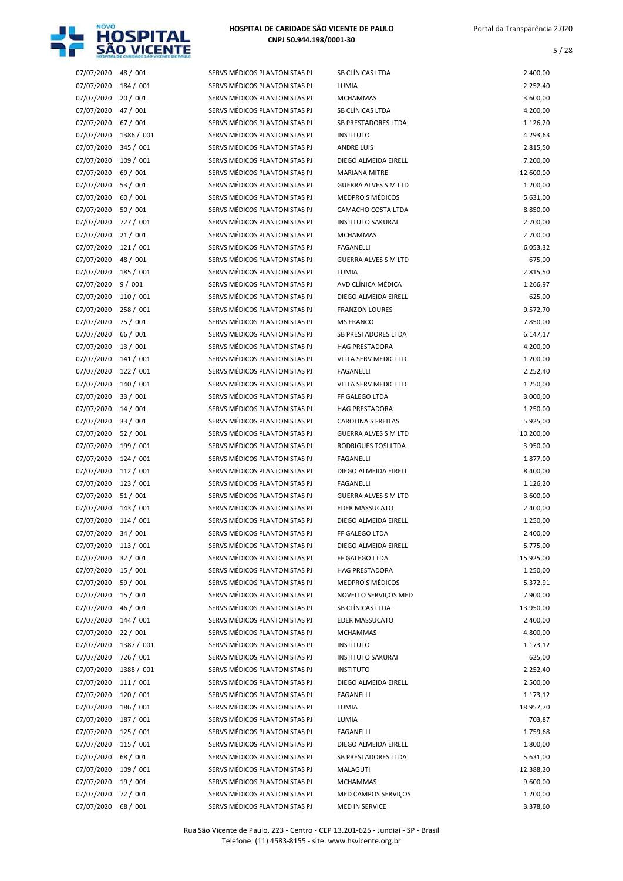| | | | | |
|---|---|---|---|---|
| 07/07/2020 | 48 / 001 | SERVS MÉDICOS PLANTONISTAS PJ | SB CLÍNICAS LTDA | 2.400,00 |
| 07/07/2020 | 184 / 001 | SERVS MÉDICOS PLANTONISTAS PJ | LUMIA | 2.252,40 |
| 07/07/2020 | 20 / 001 | SERVS MÉDICOS PLANTONISTAS PJ | MCHAMMAS | 3.600,00 |
| 07/07/2020 | 47 / 001 | SERVS MÉDICOS PLANTONISTAS PJ | SB CLÍNICAS LTDA | 4.200,00 |
| 07/07/2020 | 67 / 001 | SERVS MÉDICOS PLANTONISTAS PJ | SB PRESTADORES LTDA | 1.126,20 |
| 07/07/2020 | 1386 / 001 | SERVS MÉDICOS PLANTONISTAS PJ | INSTITUTO | 4.293,63 |
| 07/07/2020 | 345 / 001 | SERVS MÉDICOS PLANTONISTAS PJ | ANDRE LUIS | 2.815,50 |
| 07/07/2020 | 109 / 001 | SERVS MÉDICOS PLANTONISTAS PJ | DIEGO ALMEIDA EIRELL | 7.200,00 |
| 07/07/2020 | 69 / 001 | SERVS MÉDICOS PLANTONISTAS PJ | MARIANA MITRE | 12.600,00 |
| 07/07/2020 | 53 / 001 | SERVS MÉDICOS PLANTONISTAS PJ | GUERRA ALVES S M LTD | 1.200,00 |
| 07/07/2020 | 60 / 001 | SERVS MÉDICOS PLANTONISTAS PJ | MEDPRO S MÉDICOS | 5.631,00 |
| 07/07/2020 | 50 / 001 | SERVS MÉDICOS PLANTONISTAS PJ | CAMACHO COSTA LTDA | 8.850,00 |
| 07/07/2020 | 727 / 001 | SERVS MÉDICOS PLANTONISTAS PJ | INSTITUTO SAKURAI | 2.700,00 |
| 07/07/2020 | 21 / 001 | SERVS MÉDICOS PLANTONISTAS PJ | MCHAMMAS | 2.700,00 |
| 07/07/2020 | 121 / 001 | SERVS MÉDICOS PLANTONISTAS PJ | FAGANELLI | 6.053,32 |
| 07/07/2020 | 48 / 001 | SERVS MÉDICOS PLANTONISTAS PJ | GUERRA ALVES S M LTD | 675,00 |
| 07/07/2020 | 185 / 001 | SERVS MÉDICOS PLANTONISTAS PJ | LUMIA | 2.815,50 |
| 07/07/2020 | 9 / 001 | SERVS MÉDICOS PLANTONISTAS PJ | AVD CLÍNICA MÉDICA | 1.266,97 |
| 07/07/2020 | 110 / 001 | SERVS MÉDICOS PLANTONISTAS PJ | DIEGO ALMEIDA EIRELL | 625,00 |
| 07/07/2020 | 258 / 001 | SERVS MÉDICOS PLANTONISTAS PJ | FRANZON LOURES | 9.572,70 |
| 07/07/2020 | 75 / 001 | SERVS MÉDICOS PLANTONISTAS PJ | MS FRANCO | 7.850,00 |
| 07/07/2020 | 66 / 001 | SERVS MÉDICOS PLANTONISTAS PJ | SB PRESTADORES LTDA | 6.147,17 |
| 07/07/2020 | 13 / 001 | SERVS MÉDICOS PLANTONISTAS PJ | HAG PRESTADORA | 4.200,00 |
| 07/07/2020 | 141 / 001 | SERVS MÉDICOS PLANTONISTAS PJ | VITTA SERV MEDIC LTD | 1.200,00 |
| 07/07/2020 | 122 / 001 | SERVS MÉDICOS PLANTONISTAS PJ | FAGANELLI | 2.252,40 |
| 07/07/2020 | 140 / 001 | SERVS MÉDICOS PLANTONISTAS PJ | VITTA SERV MEDIC LTD | 1.250,00 |
| 07/07/2020 | 33 / 001 | SERVS MÉDICOS PLANTONISTAS PJ | FF GALEGO LTDA | 3.000,00 |
| 07/07/2020 | 14 / 001 | SERVS MÉDICOS PLANTONISTAS PJ | HAG PRESTADORA | 1.250,00 |
| 07/07/2020 | 33 / 001 | SERVS MÉDICOS PLANTONISTAS PJ | CAROLINA S FREITAS | 5.925,00 |
| 07/07/2020 | 52 / 001 | SERVS MÉDICOS PLANTONISTAS PJ | GUERRA ALVES S M LTD | 10.200,00 |
| 07/07/2020 | 199 / 001 | SERVS MÉDICOS PLANTONISTAS PJ | RODRIGUES TOSI LTDA | 3.950,00 |
| 07/07/2020 | 124 / 001 | SERVS MÉDICOS PLANTONISTAS PJ | FAGANELLI | 1.877,00 |
| 07/07/2020 | 112 / 001 | SERVS MÉDICOS PLANTONISTAS PJ | DIEGO ALMEIDA EIRELL | 8.400,00 |
| 07/07/2020 | 123 / 001 | SERVS MÉDICOS PLANTONISTAS PJ | FAGANELLI | 1.126,20 |
| 07/07/2020 | 51 / 001 | SERVS MÉDICOS PLANTONISTAS PJ | GUERRA ALVES S M LTD | 3.600,00 |
| 07/07/2020 | 143 / 001 | SERVS MÉDICOS PLANTONISTAS PJ | EDER MASSUCATO | 2.400,00 |
| 07/07/2020 | 114 / 001 | SERVS MÉDICOS PLANTONISTAS PJ | DIEGO ALMEIDA EIRELL | 1.250,00 |
| 07/07/2020 | 34 / 001 | SERVS MÉDICOS PLANTONISTAS PJ | FF GALEGO LTDA | 2.400,00 |
| 07/07/2020 | 113 / 001 | SERVS MÉDICOS PLANTONISTAS PJ | DIEGO ALMEIDA EIRELL | 5.775,00 |
| 07/07/2020 | 32 / 001 | SERVS MÉDICOS PLANTONISTAS PJ | FF GALEGO LTDA | 15.925,00 |
| 07/07/2020 | 15 / 001 | SERVS MÉDICOS PLANTONISTAS PJ | HAG PRESTADORA | 1.250,00 |
| 07/07/2020 | 59 / 001 | SERVS MÉDICOS PLANTONISTAS PJ | MEDPRO S MÉDICOS | 5.372,91 |
| 07/07/2020 | 15 / 001 | SERVS MÉDICOS PLANTONISTAS PJ | NOVELLO SERVIÇOS MED | 7.900,00 |
| 07/07/2020 | 46 / 001 | SERVS MÉDICOS PLANTONISTAS PJ | SB CLÍNICAS LTDA | 13.950,00 |
| 07/07/2020 | 144 / 001 | SERVS MÉDICOS PLANTONISTAS PJ | EDER MASSUCATO | 2.400,00 |
| 07/07/2020 | 22 / 001 | SERVS MÉDICOS PLANTONISTAS PJ | MCHAMMAS | 4.800,00 |
| 07/07/2020 | 1387 / 001 | SERVS MÉDICOS PLANTONISTAS PJ | INSTITUTO | 1.173,12 |
| 07/07/2020 | 726 / 001 | SERVS MÉDICOS PLANTONISTAS PJ | INSTITUTO SAKURAI | 625,00 |
| 07/07/2020 | 1388 / 001 | SERVS MÉDICOS PLANTONISTAS PJ | INSTITUTO | 2.252,40 |
| 07/07/2020 | 111 / 001 | SERVS MÉDICOS PLANTONISTAS PJ | DIEGO ALMEIDA EIRELL | 2.500,00 |
| 07/07/2020 | 120 / 001 | SERVS MÉDICOS PLANTONISTAS PJ | FAGANELLI | 1.173,12 |
| 07/07/2020 | 186 / 001 | SERVS MÉDICOS PLANTONISTAS PJ | LUMIA | 18.957,70 |
| 07/07/2020 | 187 / 001 | SERVS MÉDICOS PLANTONISTAS PJ | LUMIA | 703,87 |
| 07/07/2020 | 125 / 001 | SERVS MÉDICOS PLANTONISTAS PJ | FAGANELLI | 1.759,68 |
| 07/07/2020 | 115 / 001 | SERVS MÉDICOS PLANTONISTAS PJ | DIEGO ALMEIDA EIRELL | 1.800,00 |
| 07/07/2020 | 68 / 001 | SERVS MÉDICOS PLANTONISTAS PJ | SB PRESTADORES LTDA | 5.631,00 |
| 07/07/2020 | 109 / 001 | SERVS MÉDICOS PLANTONISTAS PJ | MALAGUTI | 12.388,20 |
| 07/07/2020 | 19 / 001 | SERVS MÉDICOS PLANTONISTAS PJ | MCHAMMAS | 9.600,00 |
| 07/07/2020 | 72 / 001 | SERVS MÉDICOS PLANTONISTAS PJ | MED CAMPOS SERVIÇOS | 1.200,00 |
| 07/07/2020 | 68 / 001 | SERVS MÉDICOS PLANTONISTAS PJ | MED IN SERVICE | 3.378,60 |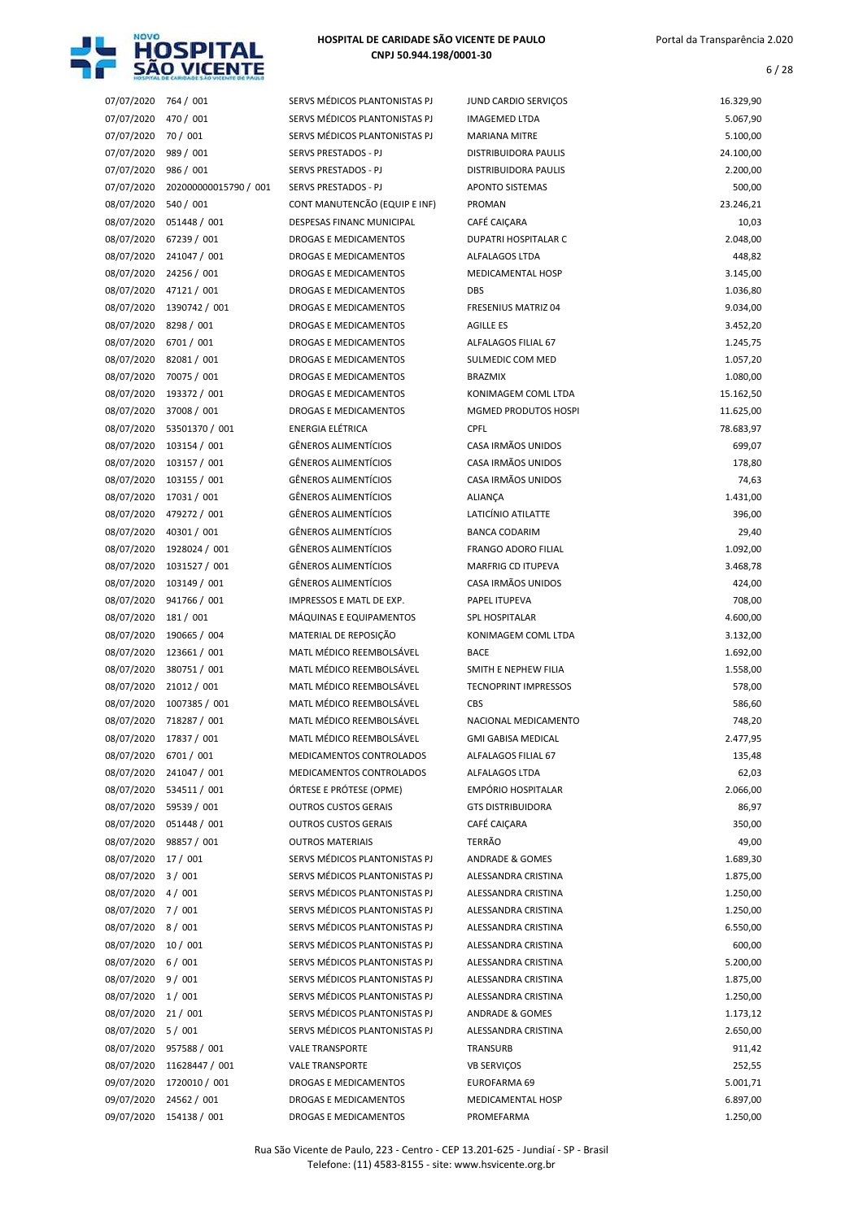| | | | | |
|---|---|---|---|---|
| 07/07/2020 | 764 / 001 | SERVS MÉDICOS PLANTONISTAS PJ | JUND CARDIO SERVIÇOS | 16.329,90 |
| 07/07/2020 | 470 / 001 | SERVS MÉDICOS PLANTONISTAS PJ | IMAGEMED LTDA | 5.067,90 |
| 07/07/2020 | 70 / 001 | SERVS MÉDICOS PLANTONISTAS PJ | MARIANA MITRE | 5.100,00 |
| 07/07/2020 | 989 / 001 | SERVS PRESTADOS - PJ | DISTRIBUIDORA PAULIS | 24.100,00 |
| 07/07/2020 | 986 / 001 | SERVS PRESTADOS - PJ | DISTRIBUIDORA PAULIS | 2.200,00 |
| 07/07/2020 | 202000000015790 / 001 | SERVS PRESTADOS - PJ | APONTO SISTEMAS | 500,00 |
| 08/07/2020 | 540 / 001 | CONT MANUTENCÃO (EQUIP E INF) | PROMAN | 23.246,21 |
| 08/07/2020 | 051448 / 001 | DESPESAS FINANC MUNICIPAL | CAFÉ CAIÇARA | 10,03 |
| 08/07/2020 | 67239 / 001 | DROGAS E MEDICAMENTOS | DUPATRI HOSPITALAR C | 2.048,00 |
| 08/07/2020 | 241047 / 001 | DROGAS E MEDICAMENTOS | ALFALAGOS LTDA | 448,82 |
| 08/07/2020 | 24256 / 001 | DROGAS E MEDICAMENTOS | MEDICAMENTAL HOSP | 3.145,00 |
| 08/07/2020 | 47121 / 001 | DROGAS E MEDICAMENTOS | DBS | 1.036,80 |
| 08/07/2020 | 1390742 / 001 | DROGAS E MEDICAMENTOS | FRESENIUS MATRIZ 04 | 9.034,00 |
| 08/07/2020 | 8298 / 001 | DROGAS E MEDICAMENTOS | AGILLE ES | 3.452,20 |
| 08/07/2020 | 6701 / 001 | DROGAS E MEDICAMENTOS | ALFALAGOS FILIAL 67 | 1.245,75 |
| 08/07/2020 | 82081 / 001 | DROGAS E MEDICAMENTOS | SULMEDIC COM MED | 1.057,20 |
| 08/07/2020 | 70075 / 001 | DROGAS E MEDICAMENTOS | BRAZMIX | 1.080,00 |
| 08/07/2020 | 193372 / 001 | DROGAS E MEDICAMENTOS | KONIMAGEM COML LTDA | 15.162,50 |
| 08/07/2020 | 37008 / 001 | DROGAS E MEDICAMENTOS | MGMED PRODUTOS HOSPI | 11.625,00 |
| 08/07/2020 | 53501370 / 001 | ENERGIA ELÉTRICA | CPFL | 78.683,97 |
| 08/07/2020 | 103154 / 001 | GÊNEROS ALIMENTÍCIOS | CASA IRMÃOS UNIDOS | 699,07 |
| 08/07/2020 | 103157 / 001 | GÊNEROS ALIMENTÍCIOS | CASA IRMÃOS UNIDOS | 178,80 |
| 08/07/2020 | 103155 / 001 | GÊNEROS ALIMENTÍCIOS | CASA IRMÃOS UNIDOS | 74,63 |
| 08/07/2020 | 17031 / 001 | GÊNEROS ALIMENTÍCIOS | ALIANÇA | 1.431,00 |
| 08/07/2020 | 479272 / 001 | GÊNEROS ALIMENTÍCIOS | LATICÍNIO ATILATTE | 396,00 |
| 08/07/2020 | 40301 / 001 | GÊNEROS ALIMENTÍCIOS | BANCA CODARIM | 29,40 |
| 08/07/2020 | 1928024 / 001 | GÊNEROS ALIMENTÍCIOS | FRANGO ADORO FILIAL | 1.092,00 |
| 08/07/2020 | 1031527 / 001 | GÊNEROS ALIMENTÍCIOS | MARFRIG CD ITUPEVA | 3.468,78 |
| 08/07/2020 | 103149 / 001 | GÊNEROS ALIMENTÍCIOS | CASA IRMÃOS UNIDOS | 424,00 |
| 08/07/2020 | 941766 / 001 | IMPRESSOS E MATL DE EXP. | PAPEL ITUPEVA | 708,00 |
| 08/07/2020 | 181 / 001 | MÁQUINAS E EQUIPAMENTOS | SPL HOSPITALAR | 4.600,00 |
| 08/07/2020 | 190665 / 004 | MATERIAL DE REPOSIÇÃO | KONIMAGEM COML LTDA | 3.132,00 |
| 08/07/2020 | 123661 / 001 | MATL MÉDICO REEMBOLSÁVEL | BACE | 1.692,00 |
| 08/07/2020 | 380751 / 001 | MATL MÉDICO REEMBOLSÁVEL | SMITH E NEPHEW FILIA | 1.558,00 |
| 08/07/2020 | 21012 / 001 | MATL MÉDICO REEMBOLSÁVEL | TECNOPRINT IMPRESSOS | 578,00 |
| 08/07/2020 | 1007385 / 001 | MATL MÉDICO REEMBOLSÁVEL | CBS | 586,60 |
| 08/07/2020 | 718287 / 001 | MATL MÉDICO REEMBOLSÁVEL | NACIONAL MEDICAMENTO | 748,20 |
| 08/07/2020 | 17837 / 001 | MATL MÉDICO REEMBOLSÁVEL | GMI GABISA MEDICAL | 2.477,95 |
| 08/07/2020 | 6701 / 001 | MEDICAMENTOS CONTROLADOS | ALFALAGOS FILIAL 67 | 135,48 |
| 08/07/2020 | 241047 / 001 | MEDICAMENTOS CONTROLADOS | ALFALAGOS LTDA | 62,03 |
| 08/07/2020 | 534511 / 001 | ÓRTESE E PRÓTESE (OPME) | EMPÓRIO HOSPITALAR | 2.066,00 |
| 08/07/2020 | 59539 / 001 | OUTROS CUSTOS GERAIS | GTS DISTRIBUIDORA | 86,97 |
| 08/07/2020 | 051448 / 001 | OUTROS CUSTOS GERAIS | CAFÉ CAIÇARA | 350,00 |
| 08/07/2020 | 98857 / 001 | OUTROS MATERIAIS | TERRÃO | 49,00 |
| 08/07/2020 | 17 / 001 | SERVS MÉDICOS PLANTONISTAS PJ | ANDRADE & GOMES | 1.689,30 |
| 08/07/2020 | 3 / 001 | SERVS MÉDICOS PLANTONISTAS PJ | ALESSANDRA CRISTINA | 1.875,00 |
| 08/07/2020 | 4 / 001 | SERVS MÉDICOS PLANTONISTAS PJ | ALESSANDRA CRISTINA | 1.250,00 |
| 08/07/2020 | 7 / 001 | SERVS MÉDICOS PLANTONISTAS PJ | ALESSANDRA CRISTINA | 1.250,00 |
| 08/07/2020 | 8 / 001 | SERVS MÉDICOS PLANTONISTAS PJ | ALESSANDRA CRISTINA | 6.550,00 |
| 08/07/2020 | 10 / 001 | SERVS MÉDICOS PLANTONISTAS PJ | ALESSANDRA CRISTINA | 600,00 |
| 08/07/2020 | 6 / 001 | SERVS MÉDICOS PLANTONISTAS PJ | ALESSANDRA CRISTINA | 5.200,00 |
| 08/07/2020 | 9 / 001 | SERVS MÉDICOS PLANTONISTAS PJ | ALESSANDRA CRISTINA | 1.875,00 |
| 08/07/2020 | 1 / 001 | SERVS MÉDICOS PLANTONISTAS PJ | ALESSANDRA CRISTINA | 1.250,00 |
| 08/07/2020 | 21 / 001 | SERVS MÉDICOS PLANTONISTAS PJ | ANDRADE & GOMES | 1.173,12 |
| 08/07/2020 | 5 / 001 | SERVS MÉDICOS PLANTONISTAS PJ | ALESSANDRA CRISTINA | 2.650,00 |
| 08/07/2020 | 957588 / 001 | VALE TRANSPORTE | TRANSURB | 911,42 |
| 08/07/2020 | 11628447 / 001 | VALE TRANSPORTE | VB SERVIÇOS | 252,55 |
| 09/07/2020 | 1720010 / 001 | DROGAS E MEDICAMENTOS | EUROFARMA 69 | 5.001,71 |
| 09/07/2020 | 24562 / 001 | DROGAS E MEDICAMENTOS | MEDICAMENTAL HOSP | 6.897,00 |
| 09/07/2020 | 154138 / 001 | DROGAS E MEDICAMENTOS | PROMEFARMA | 1.250,00 |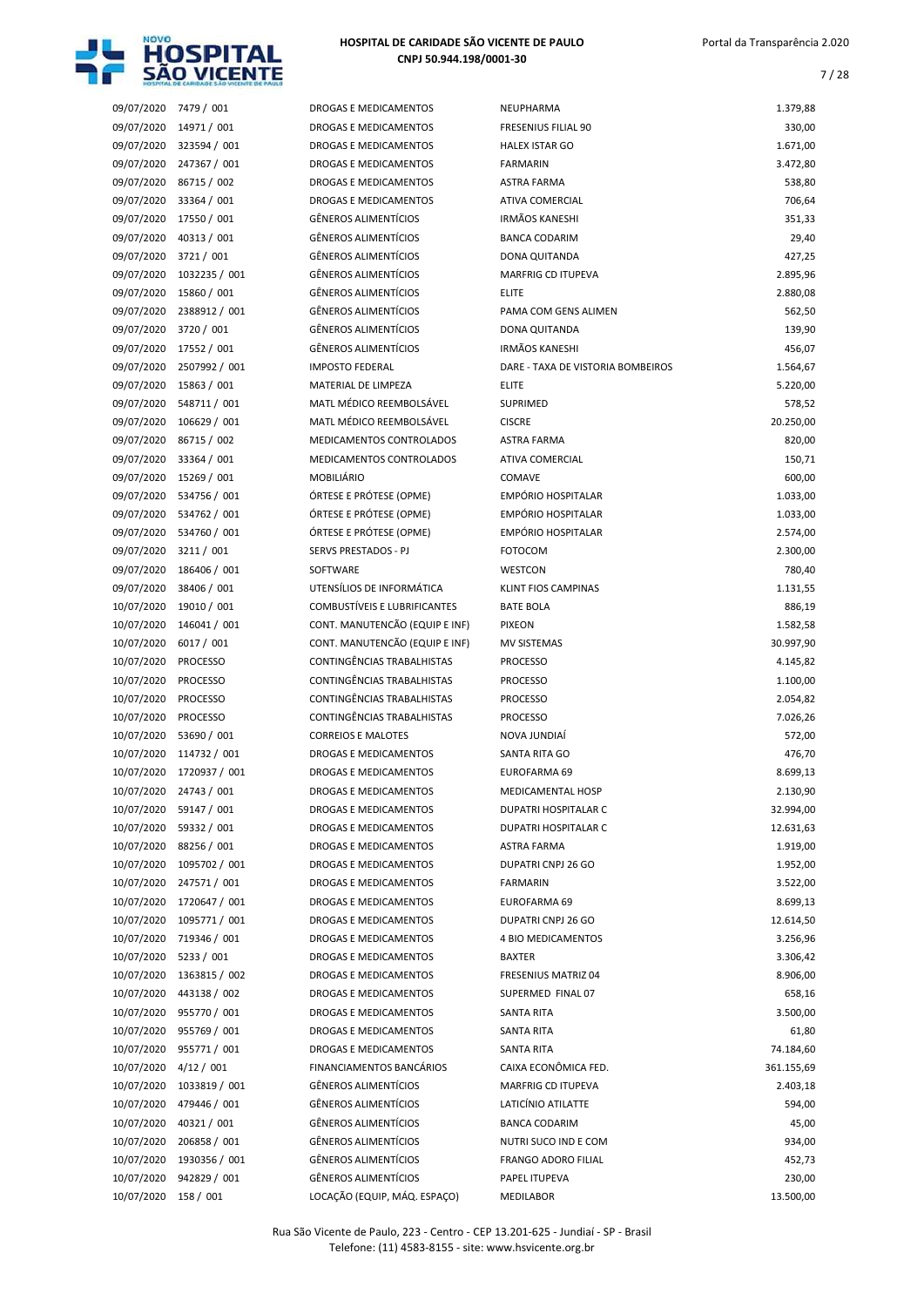| | | | | |
|---|---|---|---|---|
| 09/07/2020 | 7479 / 001 | DROGAS E MEDICAMENTOS | NEUPHARMA | 1.379,88 |
| 09/07/2020 | 14971 / 001 | DROGAS E MEDICAMENTOS | FRESENIUS FILIAL 90 | 330,00 |
| 09/07/2020 | 323594 / 001 | DROGAS E MEDICAMENTOS | HALEX ISTAR GO | 1.671,00 |
| 09/07/2020 | 247367 / 001 | DROGAS E MEDICAMENTOS | FARMARIN | 3.472,80 |
| 09/07/2020 | 86715 / 002 | DROGAS E MEDICAMENTOS | ASTRA FARMA | 538,80 |
| 09/07/2020 | 33364 / 001 | DROGAS E MEDICAMENTOS | ATIVA COMERCIAL | 706,64 |
| 09/07/2020 | 17550 / 001 | GÊNEROS ALIMENTÍCIOS | IRMÃOS KANESHI | 351,33 |
| 09/07/2020 | 40313 / 001 | GÊNEROS ALIMENTÍCIOS | BANCA CODARIM | 29,40 |
| 09/07/2020 | 3721 / 001 | GÊNEROS ALIMENTÍCIOS | DONA QUITANDA | 427,25 |
| 09/07/2020 | 1032235 / 001 | GÊNEROS ALIMENTÍCIOS | MARFRIG CD ITUPEVA | 2.895,96 |
| 09/07/2020 | 15860 / 001 | GÊNEROS ALIMENTÍCIOS | ELITE | 2.880,08 |
| 09/07/2020 | 2388912 / 001 | GÊNEROS ALIMENTÍCIOS | PAMA COM GENS ALIMEN | 562,50 |
| 09/07/2020 | 3720 / 001 | GÊNEROS ALIMENTÍCIOS | DONA QUITANDA | 139,90 |
| 09/07/2020 | 17552 / 001 | GÊNEROS ALIMENTÍCIOS | IRMÃOS KANESHI | 456,07 |
| 09/07/2020 | 2507992 / 001 | IMPOSTO FEDERAL | DARE - TAXA DE VISTORIA BOMBEIROS | 1.564,67 |
| 09/07/2020 | 15863 / 001 | MATERIAL DE LIMPEZA | ELITE | 5.220,00 |
| 09/07/2020 | 548711 / 001 | MATL MÉDICO REEMBOLSÁVEL | SUPRIMED | 578,52 |
| 09/07/2020 | 106629 / 001 | MATL MÉDICO REEMBOLSÁVEL | CISCRE | 20.250,00 |
| 09/07/2020 | 86715 / 002 | MEDICAMENTOS CONTROLADOS | ASTRA FARMA | 820,00 |
| 09/07/2020 | 33364 / 001 | MEDICAMENTOS CONTROLADOS | ATIVA COMERCIAL | 150,71 |
| 09/07/2020 | 15269 / 001 | MOBILIÁRIO | COMAVE | 600,00 |
| 09/07/2020 | 534756 / 001 | ÓRTESE E PRÓTESE (OPME) | EMPÓRIO HOSPITALAR | 1.033,00 |
| 09/07/2020 | 534762 / 001 | ÓRTESE E PRÓTESE (OPME) | EMPÓRIO HOSPITALAR | 1.033,00 |
| 09/07/2020 | 534760 / 001 | ÓRTESE E PRÓTESE (OPME) | EMPÓRIO HOSPITALAR | 2.574,00 |
| 09/07/2020 | 3211 / 001 | SERVS PRESTADOS - PJ | FOTOCOM | 2.300,00 |
| 09/07/2020 | 186406 / 001 | SOFTWARE | WESTCON | 780,40 |
| 09/07/2020 | 38406 / 001 | UTENSÍLIOS DE INFORMÁTICA | KLINT FIOS CAMPINAS | 1.131,55 |
| 10/07/2020 | 19010 / 001 | COMBUSTÍVEIS E LUBRIFICANTES | BATE BOLA | 886,19 |
| 10/07/2020 | 146041 / 001 | CONT. MANUTENCÃO (EQUIP E INF) | PIXEON | 1.582,58 |
| 10/07/2020 | 6017 / 001 | CONT. MANUTENCÃO (EQUIP E INF) | MV SISTEMAS | 30.997,90 |
| 10/07/2020 | PROCESSO | CONTINGÊNCIAS TRABALHISTAS | PROCESSO | 4.145,82 |
| 10/07/2020 | PROCESSO | CONTINGÊNCIAS TRABALHISTAS | PROCESSO | 1.100,00 |
| 10/07/2020 | PROCESSO | CONTINGÊNCIAS TRABALHISTAS | PROCESSO | 2.054,82 |
| 10/07/2020 | PROCESSO | CONTINGÊNCIAS TRABALHISTAS | PROCESSO | 7.026,26 |
| 10/07/2020 | 53690 / 001 | CORREIOS E MALOTES | NOVA JUNDIAÍ | 572,00 |
| 10/07/2020 | 114732 / 001 | DROGAS E MEDICAMENTOS | SANTA RITA GO | 476,70 |
| 10/07/2020 | 1720937 / 001 | DROGAS E MEDICAMENTOS | EUROFARMA 69 | 8.699,13 |
| 10/07/2020 | 24743 / 001 | DROGAS E MEDICAMENTOS | MEDICAMENTAL HOSP | 2.130,90 |
| 10/07/2020 | 59147 / 001 | DROGAS E MEDICAMENTOS | DUPATRI HOSPITALAR C | 32.994,00 |
| 10/07/2020 | 59332 / 001 | DROGAS E MEDICAMENTOS | DUPATRI HOSPITALAR C | 12.631,63 |
| 10/07/2020 | 88256 / 001 | DROGAS E MEDICAMENTOS | ASTRA FARMA | 1.919,00 |
| 10/07/2020 | 1095702 / 001 | DROGAS E MEDICAMENTOS | DUPATRI CNPJ 26 GO | 1.952,00 |
| 10/07/2020 | 247571 / 001 | DROGAS E MEDICAMENTOS | FARMARIN | 3.522,00 |
| 10/07/2020 | 1720647 / 001 | DROGAS E MEDICAMENTOS | EUROFARMA 69 | 8.699,13 |
| 10/07/2020 | 1095771 / 001 | DROGAS E MEDICAMENTOS | DUPATRI CNPJ 26 GO | 12.614,50 |
| 10/07/2020 | 719346 / 001 | DROGAS E MEDICAMENTOS | 4 BIO MEDICAMENTOS | 3.256,96 |
| 10/07/2020 | 5233 / 001 | DROGAS E MEDICAMENTOS | BAXTER | 3.306,42 |
| 10/07/2020 | 1363815 / 002 | DROGAS E MEDICAMENTOS | FRESENIUS MATRIZ 04 | 8.906,00 |
| 10/07/2020 | 443138 / 002 | DROGAS E MEDICAMENTOS | SUPERMED FINAL 07 | 658,16 |
| 10/07/2020 | 955770 / 001 | DROGAS E MEDICAMENTOS | SANTA RITA | 3.500,00 |
| 10/07/2020 | 955769 / 001 | DROGAS E MEDICAMENTOS | SANTA RITA | 61,80 |
| 10/07/2020 | 955771 / 001 | DROGAS E MEDICAMENTOS | SANTA RITA | 74.184,60 |
| 10/07/2020 | 4/12 / 001 | FINANCIAMENTOS BANCÁRIOS | CAIXA ECONÔMICA FED. | 361.155,69 |
| 10/07/2020 | 1033819 / 001 | GÊNEROS ALIMENTÍCIOS | MARFRIG CD ITUPEVA | 2.403,18 |
| 10/07/2020 | 479446 / 001 | GÊNEROS ALIMENTÍCIOS | LATICÍNIO ATILATTE | 594,00 |
| 10/07/2020 | 40321 / 001 | GÊNEROS ALIMENTÍCIOS | BANCA CODARIM | 45,00 |
| 10/07/2020 | 206858 / 001 | GÊNEROS ALIMENTÍCIOS | NUTRI SUCO IND E COM | 934,00 |
| 10/07/2020 | 1930356 / 001 | GÊNEROS ALIMENTÍCIOS | FRANGO ADORO FILIAL | 452,73 |
| 10/07/2020 | 942829 / 001 | GÊNEROS ALIMENTÍCIOS | PAPEL ITUPEVA | 230,00 |
| 10/07/2020 | 158 / 001 | LOCAÇÃO (EQUIP, MÁQ. ESPAÇO) | MEDILABOR | 13.500,00 |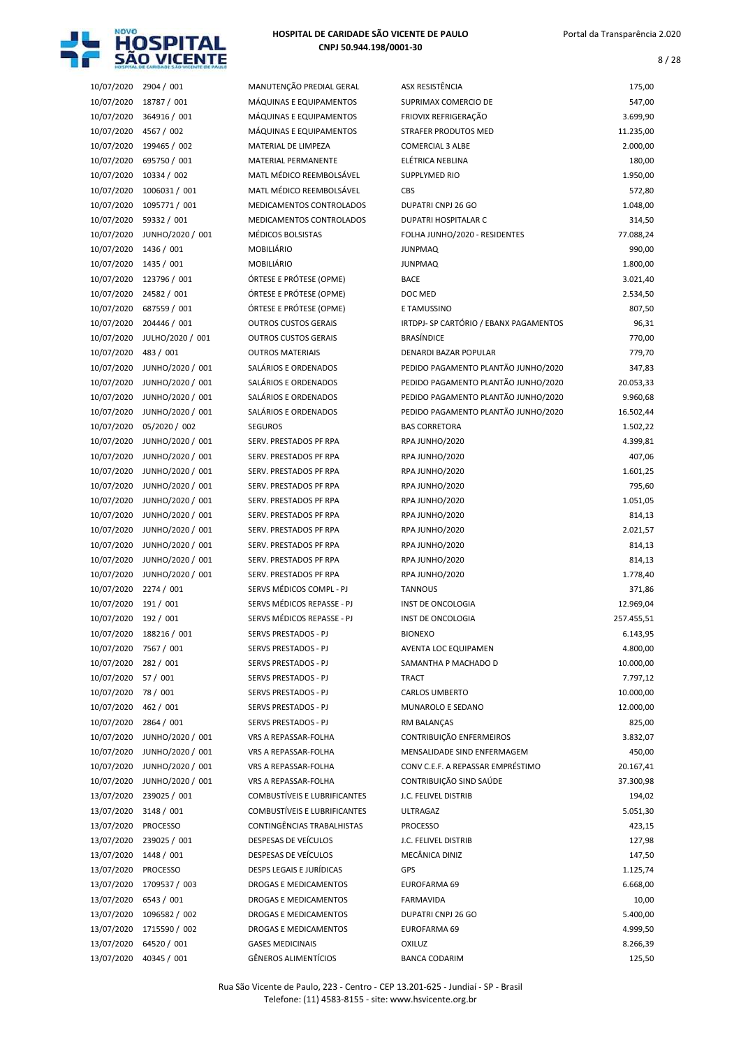| | | | | |
|---|---|---|---|---|
| 10/07/2020 | 2904 / 001 | MANUTENÇÃO PREDIAL GERAL | ASX RESISTÊNCIA | 175,00 |
| 10/07/2020 | 18787 / 001 | MÁQUINAS E EQUIPAMENTOS | SUPRIMAX COMERCIO DE | 547,00 |
| 10/07/2020 | 364916 / 001 | MÁQUINAS E EQUIPAMENTOS | FRIOVIX REFRIGERAÇÃO | 3.699,90 |
| 10/07/2020 | 4567 / 002 | MÁQUINAS E EQUIPAMENTOS | STRAFER PRODUTOS MED | 11.235,00 |
| 10/07/2020 | 199465 / 002 | MATERIAL DE LIMPEZA | COMERCIAL 3 ALBE | 2.000,00 |
| 10/07/2020 | 695750 / 001 | MATERIAL PERMANENTE | ELÉTRICA NEBLINA | 180,00 |
| 10/07/2020 | 10334 / 002 | MATL MÉDICO REEMBOLSÁVEL | SUPPLYMED RIO | 1.950,00 |
| 10/07/2020 | 1006031 / 001 | MATL MÉDICO REEMBOLSÁVEL | CBS | 572,80 |
| 10/07/2020 | 1095771 / 001 | MEDICAMENTOS CONTROLADOS | DUPATRI CNPJ 26 GO | 1.048,00 |
| 10/07/2020 | 59332 / 001 | MEDICAMENTOS CONTROLADOS | DUPATRI HOSPITALAR C | 314,50 |
| 10/07/2020 | JUNHO/2020 / 001 | MÉDICOS BOLSISTAS | FOLHA JUNHO/2020 - RESIDENTES | 77.088,24 |
| 10/07/2020 | 1436 / 001 | MOBILIÁRIO | JUNPMAQ | 990,00 |
| 10/07/2020 | 1435 / 001 | MOBILIÁRIO | JUNPMAQ | 1.800,00 |
| 10/07/2020 | 123796 / 001 | ÓRTESE E PRÓTESE (OPME) | BACE | 3.021,40 |
| 10/07/2020 | 24582 / 001 | ÓRTESE E PRÓTESE (OPME) | DOC MED | 2.534,50 |
| 10/07/2020 | 687559 / 001 | ÓRTESE E PRÓTESE (OPME) | E TAMUSSINO | 807,50 |
| 10/07/2020 | 204446 / 001 | OUTROS CUSTOS GERAIS | IRTDPJ- SP CARTÓRIO / EBANX PAGAMENTOS | 96,31 |
| 10/07/2020 | JULHO/2020 / 001 | OUTROS CUSTOS GERAIS | BRASÍNDICE | 770,00 |
| 10/07/2020 | 483 / 001 | OUTROS MATERIAIS | DENARDI BAZAR POPULAR | 779,70 |
| 10/07/2020 | JUNHO/2020 / 001 | SALÁRIOS E ORDENADOS | PEDIDO PAGAMENTO PLANTÃO JUNHO/2020 | 347,83 |
| 10/07/2020 | JUNHO/2020 / 001 | SALÁRIOS E ORDENADOS | PEDIDO PAGAMENTO PLANTÃO JUNHO/2020 | 20.053,33 |
| 10/07/2020 | JUNHO/2020 / 001 | SALÁRIOS E ORDENADOS | PEDIDO PAGAMENTO PLANTÃO JUNHO/2020 | 9.960,68 |
| 10/07/2020 | JUNHO/2020 / 001 | SALÁRIOS E ORDENADOS | PEDIDO PAGAMENTO PLANTÃO JUNHO/2020 | 16.502,44 |
| 10/07/2020 | 05/2020 / 002 | SEGUROS | BAS CORRETORA | 1.502,22 |
| 10/07/2020 | JUNHO/2020 / 001 | SERV. PRESTADOS PF RPA | RPA JUNHO/2020 | 4.399,81 |
| 10/07/2020 | JUNHO/2020 / 001 | SERV. PRESTADOS PF RPA | RPA JUNHO/2020 | 407,06 |
| 10/07/2020 | JUNHO/2020 / 001 | SERV. PRESTADOS PF RPA | RPA JUNHO/2020 | 1.601,25 |
| 10/07/2020 | JUNHO/2020 / 001 | SERV. PRESTADOS PF RPA | RPA JUNHO/2020 | 795,60 |
| 10/07/2020 | JUNHO/2020 / 001 | SERV. PRESTADOS PF RPA | RPA JUNHO/2020 | 1.051,05 |
| 10/07/2020 | JUNHO/2020 / 001 | SERV. PRESTADOS PF RPA | RPA JUNHO/2020 | 814,13 |
| 10/07/2020 | JUNHO/2020 / 001 | SERV. PRESTADOS PF RPA | RPA JUNHO/2020 | 2.021,57 |
| 10/07/2020 | JUNHO/2020 / 001 | SERV. PRESTADOS PF RPA | RPA JUNHO/2020 | 814,13 |
| 10/07/2020 | JUNHO/2020 / 001 | SERV. PRESTADOS PF RPA | RPA JUNHO/2020 | 814,13 |
| 10/07/2020 | JUNHO/2020 / 001 | SERV. PRESTADOS PF RPA | RPA JUNHO/2020 | 1.778,40 |
| 10/07/2020 | 2274 / 001 | SERVS MÉDICOS COMPL - PJ | TANNOUS | 371,86 |
| 10/07/2020 | 191 / 001 | SERVS MÉDICOS REPASSE - PJ | INST DE ONCOLOGIA | 12.969,04 |
| 10/07/2020 | 192 / 001 | SERVS MÉDICOS REPASSE - PJ | INST DE ONCOLOGIA | 257.455,51 |
| 10/07/2020 | 188216 / 001 | SERVS PRESTADOS - PJ | BIONEXO | 6.143,95 |
| 10/07/2020 | 7567 / 001 | SERVS PRESTADOS - PJ | AVENTA LOC EQUIPAMEN | 4.800,00 |
| 10/07/2020 | 282 / 001 | SERVS PRESTADOS - PJ | SAMANTHA P MACHADO D | 10.000,00 |
| 10/07/2020 | 57 / 001 | SERVS PRESTADOS - PJ | TRACT | 7.797,12 |
| 10/07/2020 | 78 / 001 | SERVS PRESTADOS - PJ | CARLOS UMBERTO | 10.000,00 |
| 10/07/2020 | 462 / 001 | SERVS PRESTADOS - PJ | MUNAROLO E SEDANO | 12.000,00 |
| 10/07/2020 | 2864 / 001 | SERVS PRESTADOS - PJ | RM BALANÇAS | 825,00 |
| 10/07/2020 | JUNHO/2020 / 001 | VRS A REPASSAR-FOLHA | CONTRIBUIÇÃO ENFERMEIROS | 3.832,07 |
| 10/07/2020 | JUNHO/2020 / 001 | VRS A REPASSAR-FOLHA | MENSALIDADE SIND ENFERMAGEM | 450,00 |
| 10/07/2020 | JUNHO/2020 / 001 | VRS A REPASSAR-FOLHA | CONV C.E.F. A REPASSAR EMPRÉSTIMO | 20.167,41 |
| 10/07/2020 | JUNHO/2020 / 001 | VRS A REPASSAR-FOLHA | CONTRIBUIÇÃO SIND SAÚDE | 37.300,98 |
| 13/07/2020 | 239025 / 001 | COMBUSTÍVEIS E LUBRIFICANTES | J.C. FELIVEL DISTRIB | 194,02 |
| 13/07/2020 | 3148 / 001 | COMBUSTÍVEIS E LUBRIFICANTES | ULTRAGAZ | 5.051,30 |
| 13/07/2020 | PROCESSO | CONTINGÊNCIAS TRABALHISTAS | PROCESSO | 423,15 |
| 13/07/2020 | 239025 / 001 | DESPESAS DE VEÍCULOS | J.C. FELIVEL DISTRIB | 127,98 |
| 13/07/2020 | 1448 / 001 | DESPESAS DE VEÍCULOS | MECÂNICA DINIZ | 147,50 |
| 13/07/2020 | PROCESSO | DESPS LEGAIS E JURÍDICAS | GPS | 1.125,74 |
| 13/07/2020 | 1709537 / 003 | DROGAS E MEDICAMENTOS | EUROFARMA 69 | 6.668,00 |
| 13/07/2020 | 6543 / 001 | DROGAS E MEDICAMENTOS | FARMAVIDA | 10,00 |
| 13/07/2020 | 1096582 / 002 | DROGAS E MEDICAMENTOS | DUPATRI CNPJ 26 GO | 5.400,00 |
| 13/07/2020 | 1715590 / 002 | DROGAS E MEDICAMENTOS | EUROFARMA 69 | 4.999,50 |
| 13/07/2020 | 64520 / 001 | GASES MEDICINAIS | OXILUZ | 8.266,39 |
| 13/07/2020 | 40345 / 001 | GÊNEROS ALIMENTÍCIOS | BANCA CODARIM | 125,50 |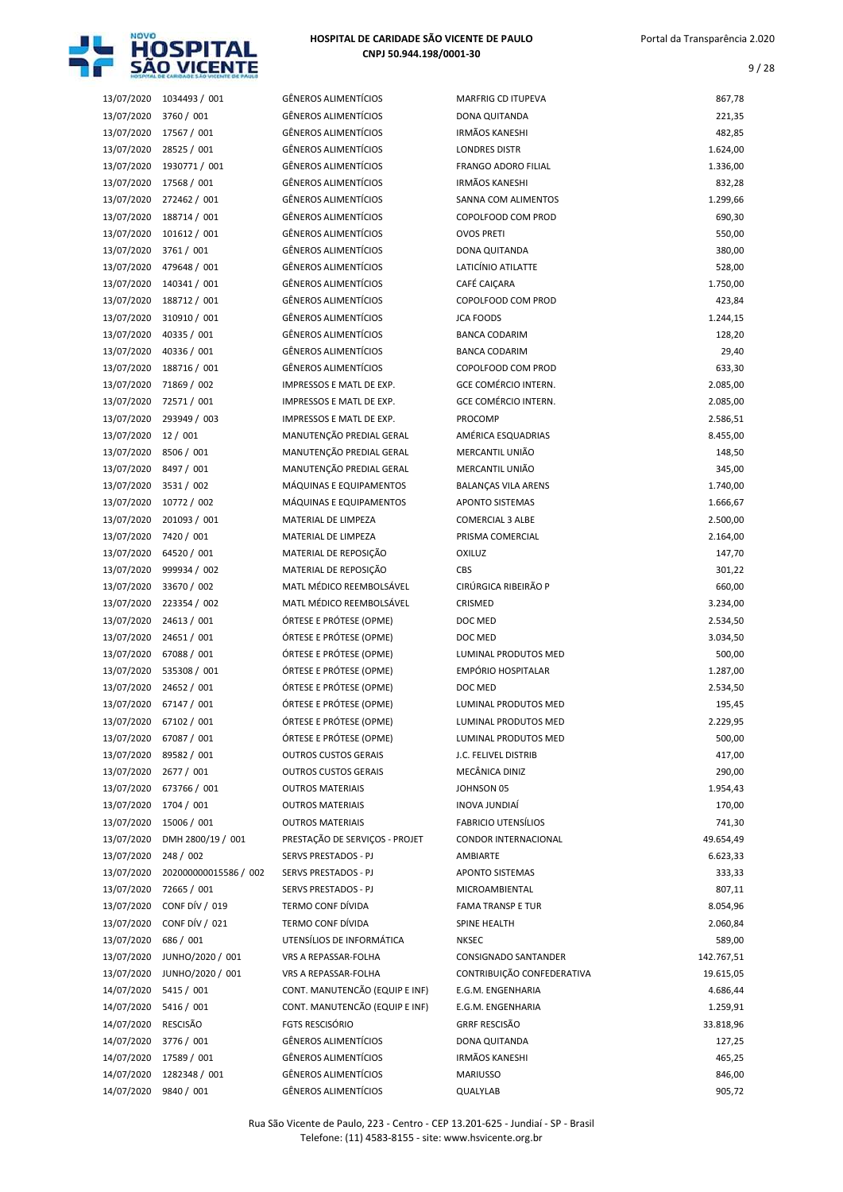| | | | | |
|---|---|---|---|---|
| 13/07/2020 | 1034493 / 001 | GÊNEROS ALIMENTÍCIOS | MARFRIG CD ITUPEVA | 867,78 |
| 13/07/2020 | 3760 / 001 | GÊNEROS ALIMENTÍCIOS | DONA QUITANDA | 221,35 |
| 13/07/2020 | 17567 / 001 | GÊNEROS ALIMENTÍCIOS | IRMÃOS KANESHI | 482,85 |
| 13/07/2020 | 28525 / 001 | GÊNEROS ALIMENTÍCIOS | LONDRES DISTR | 1.624,00 |
| 13/07/2020 | 1930771 / 001 | GÊNEROS ALIMENTÍCIOS | FRANGO ADORO FILIAL | 1.336,00 |
| 13/07/2020 | 17568 / 001 | GÊNEROS ALIMENTÍCIOS | IRMÃOS KANESHI | 832,28 |
| 13/07/2020 | 272462 / 001 | GÊNEROS ALIMENTÍCIOS | SANNA COM ALIMENTOS | 1.299,66 |
| 13/07/2020 | 188714 / 001 | GÊNEROS ALIMENTÍCIOS | COPOLFOOD COM PROD | 690,30 |
| 13/07/2020 | 101612 / 001 | GÊNEROS ALIMENTÍCIOS | OVOS PRETI | 550,00 |
| 13/07/2020 | 3761 / 001 | GÊNEROS ALIMENTÍCIOS | DONA QUITANDA | 380,00 |
| 13/07/2020 | 479648 / 001 | GÊNEROS ALIMENTÍCIOS | LATICÍNIO ATILATTE | 528,00 |
| 13/07/2020 | 140341 / 001 | GÊNEROS ALIMENTÍCIOS | CAFÉ CAIÇARA | 1.750,00 |
| 13/07/2020 | 188712 / 001 | GÊNEROS ALIMENTÍCIOS | COPOLFOOD COM PROD | 423,84 |
| 13/07/2020 | 310910 / 001 | GÊNEROS ALIMENTÍCIOS | JCA FOODS | 1.244,15 |
| 13/07/2020 | 40335 / 001 | GÊNEROS ALIMENTÍCIOS | BANCA CODARIM | 128,20 |
| 13/07/2020 | 40336 / 001 | GÊNEROS ALIMENTÍCIOS | BANCA CODARIM | 29,40 |
| 13/07/2020 | 188716 / 001 | GÊNEROS ALIMENTÍCIOS | COPOLFOOD COM PROD | 633,30 |
| 13/07/2020 | 71869 / 002 | IMPRESSOS E MATL DE EXP. | GCE COMÉRCIO INTERN. | 2.085,00 |
| 13/07/2020 | 72571 / 001 | IMPRESSOS E MATL DE EXP. | GCE COMÉRCIO INTERN. | 2.085,00 |
| 13/07/2020 | 293949 / 003 | IMPRESSOS E MATL DE EXP. | PROCOMP | 2.586,51 |
| 13/07/2020 | 12 / 001 | MANUTENÇÃO PREDIAL GERAL | AMÉRICA ESQUADRIAS | 8.455,00 |
| 13/07/2020 | 8506 / 001 | MANUTENÇÃO PREDIAL GERAL | MERCANTIL UNIÃO | 148,50 |
| 13/07/2020 | 8497 / 001 | MANUTENÇÃO PREDIAL GERAL | MERCANTIL UNIÃO | 345,00 |
| 13/07/2020 | 3531 / 002 | MÁQUINAS E EQUIPAMENTOS | BALANÇAS VILA ARENS | 1.740,00 |
| 13/07/2020 | 10772 / 002 | MÁQUINAS E EQUIPAMENTOS | APONTO SISTEMAS | 1.666,67 |
| 13/07/2020 | 201093 / 001 | MATERIAL DE LIMPEZA | COMERCIAL 3 ALBE | 2.500,00 |
| 13/07/2020 | 7420 / 001 | MATERIAL DE LIMPEZA | PRISMA COMERCIAL | 2.164,00 |
| 13/07/2020 | 64520 / 001 | MATERIAL DE REPOSIÇÃO | OXILUZ | 147,70 |
| 13/07/2020 | 999934 / 002 | MATERIAL DE REPOSIÇÃO | CBS | 301,22 |
| 13/07/2020 | 33670 / 002 | MATL MÉDICO REEMBOLSÁVEL | CIRÚRGICA RIBEIRÃO P | 660,00 |
| 13/07/2020 | 223354 / 002 | MATL MÉDICO REEMBOLSÁVEL | CRISMED | 3.234,00 |
| 13/07/2020 | 24613 / 001 | ÓRTESE E PRÓTESE (OPME) | DOC MED | 2.534,50 |
| 13/07/2020 | 24651 / 001 | ÓRTESE E PRÓTESE (OPME) | DOC MED | 3.034,50 |
| 13/07/2020 | 67088 / 001 | ÓRTESE E PRÓTESE (OPME) | LUMINAL PRODUTOS MED | 500,00 |
| 13/07/2020 | 535308 / 001 | ÓRTESE E PRÓTESE (OPME) | EMPÓRIO HOSPITALAR | 1.287,00 |
| 13/07/2020 | 24652 / 001 | ÓRTESE E PRÓTESE (OPME) | DOC MED | 2.534,50 |
| 13/07/2020 | 67147 / 001 | ÓRTESE E PRÓTESE (OPME) | LUMINAL PRODUTOS MED | 195,45 |
| 13/07/2020 | 67102 / 001 | ÓRTESE E PRÓTESE (OPME) | LUMINAL PRODUTOS MED | 2.229,95 |
| 13/07/2020 | 67087 / 001 | ÓRTESE E PRÓTESE (OPME) | LUMINAL PRODUTOS MED | 500,00 |
| 13/07/2020 | 89582 / 001 | OUTROS CUSTOS GERAIS | J.C. FELIVEL DISTRIB | 417,00 |
| 13/07/2020 | 2677 / 001 | OUTROS CUSTOS GERAIS | MECÂNICA DINIZ | 290,00 |
| 13/07/2020 | 673766 / 001 | OUTROS MATERIAIS | JOHNSON 05 | 1.954,43 |
| 13/07/2020 | 1704 / 001 | OUTROS MATERIAIS | INOVA JUNDIAÍ | 170,00 |
| 13/07/2020 | 15006 / 001 | OUTROS MATERIAIS | FABRICIO UTENSÍLIOS | 741,30 |
| 13/07/2020 | DMH 2800/19 / 001 | PRESTAÇÃO DE SERVIÇOS - PROJET | CONDOR INTERNACIONAL | 49.654,49 |
| 13/07/2020 | 248 / 002 | SERVS PRESTADOS - PJ | AMBIARTE | 6.623,33 |
| 13/07/2020 | 202000000015586 / 002 | SERVS PRESTADOS - PJ | APONTO SISTEMAS | 333,33 |
| 13/07/2020 | 72665 / 001 | SERVS PRESTADOS - PJ | MICROAMBIENTAL | 807,11 |
| 13/07/2020 | CONF DÍV / 019 | TERMO CONF DÍVIDA | FAMA TRANSP E TUR | 8.054,96 |
| 13/07/2020 | CONF DÍV / 021 | TERMO CONF DÍVIDA | SPINE HEALTH | 2.060,84 |
| 13/07/2020 | 686 / 001 | UTENSÍLIOS DE INFORMÁTICA | NKSEC | 589,00 |
| 13/07/2020 | JUNHO/2020 / 001 | VRS A REPASSAR-FOLHA | CONSIGNADO SANTANDER | 142.767,51 |
| 13/07/2020 | JUNHO/2020 / 001 | VRS A REPASSAR-FOLHA | CONTRIBUIÇÃO CONFEDERATIVA | 19.615,05 |
| 14/07/2020 | 5415 / 001 | CONT. MANUTENCÃO (EQUIP E INF) | E.G.M. ENGENHARIA | 4.686,44 |
| 14/07/2020 | 5416 / 001 | CONT. MANUTENCÃO (EQUIP E INF) | E.G.M. ENGENHARIA | 1.259,91 |
| 14/07/2020 | RESCISÃO | FGTS RESCISÓRIO | GRRF RESCISÃO | 33.818,96 |
| 14/07/2020 | 3776 / 001 | GÊNEROS ALIMENTÍCIOS | DONA QUITANDA | 127,25 |
| 14/07/2020 | 17589 / 001 | GÊNEROS ALIMENTÍCIOS | IRMÃOS KANESHI | 465,25 |
| 14/07/2020 | 1282348 / 001 | GÊNEROS ALIMENTÍCIOS | MARIUSSO | 846,00 |
| 14/07/2020 | 9840 / 001 | GÊNEROS ALIMENTÍCIOS | QUALYLAB | 905,72 |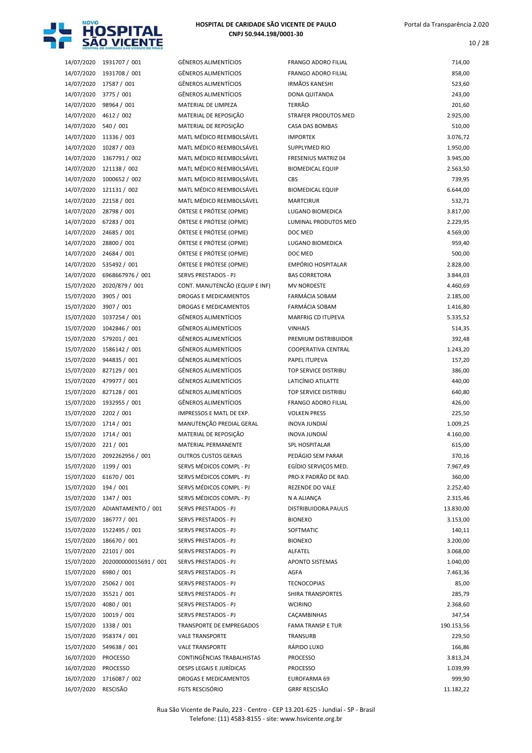| | | | | |
|---|---|---|---|---|
| 14/07/2020 | 1931707 / 001 | GÊNEROS ALIMENTÍCIOS | FRANGO ADORO FILIAL | 714,00 |
| 14/07/2020 | 1931708 / 001 | GÊNEROS ALIMENTÍCIOS | FRANGO ADORO FILIAL | 858,00 |
| 14/07/2020 | 17587 / 001 | GÊNEROS ALIMENTÍCIOS | IRMÃOS KANESHI | 523,60 |
| 14/07/2020 | 3775 / 001 | GÊNEROS ALIMENTÍCIOS | DONA QUITANDA | 243,00 |
| 14/07/2020 | 98964 / 001 | MATERIAL DE LIMPEZA | TERRÃO | 201,60 |
| 14/07/2020 | 4612 / 002 | MATERIAL DE REPOSIÇÃO | STRAFER PRODUTOS MED | 2.925,00 |
| 14/07/2020 | 540 / 001 | MATERIAL DE REPOSIÇÃO | CASA DAS BOMBAS | 510,00 |
| 14/07/2020 | 11336 / 003 | MATL MÉDICO REEMBOLSÁVEL | IMPORTEK | 3.076,72 |
| 14/07/2020 | 10287 / 003 | MATL MÉDICO REEMBOLSÁVEL | SUPPLYMED RIO | 1.950,00 |
| 14/07/2020 | 1367791 / 002 | MATL MÉDICO REEMBOLSÁVEL | FRESENIUS MATRIZ 04 | 3.945,00 |
| 14/07/2020 | 121138 / 002 | MATL MÉDICO REEMBOLSÁVEL | BIOMEDICAL EQUIP | 2.563,50 |
| 14/07/2020 | 1000652 / 002 | MATL MÉDICO REEMBOLSÁVEL | CBS | 739,95 |
| 14/07/2020 | 121131 / 002 | MATL MÉDICO REEMBOLSÁVEL | BIOMEDICAL EQUIP | 6.644,00 |
| 14/07/2020 | 22158 / 001 | MATL MÉDICO REEMBOLSÁVEL | MARTCIRUR | 532,71 |
| 14/07/2020 | 28798 / 001 | ÓRTESE E PRÓTESE (OPME) | LUGANO BIOMEDICA | 3.817,00 |
| 14/07/2020 | 67283 / 001 | ÓRTESE E PRÓTESE (OPME) | LUMINAL PRODUTOS MED | 2.229,95 |
| 14/07/2020 | 24685 / 001 | ÓRTESE E PRÓTESE (OPME) | DOC MED | 4.569,00 |
| 14/07/2020 | 28800 / 001 | ÓRTESE E PRÓTESE (OPME) | LUGANO BIOMEDICA | 959,40 |
| 14/07/2020 | 24684 / 001 | ÓRTESE E PRÓTESE (OPME) | DOC MED | 500,00 |
| 14/07/2020 | 535492 / 001 | ÓRTESE E PRÓTESE (OPME) | EMPÓRIO HOSPITALAR | 2.828,00 |
| 14/07/2020 | 6968667976 / 001 | SERVS PRESTADOS - PJ | BAS CORRETORA | 3.844,03 |
| 15/07/2020 | 2020/879 / 001 | CONT. MANUTENCÃO (EQUIP E INF) | MV NORDESTE | 4.460,69 |
| 15/07/2020 | 3905 / 001 | DROGAS E MEDICAMENTOS | FARMÁCIA SOBAM | 2.185,00 |
| 15/07/2020 | 3907 / 001 | DROGAS E MEDICAMENTOS | FARMÁCIA SOBAM | 1.416,80 |
| 15/07/2020 | 1037254 / 001 | GÊNEROS ALIMENTÍCIOS | MARFRIG CD ITUPEVA | 5.335,52 |
| 15/07/2020 | 1042846 / 001 | GÊNEROS ALIMENTÍCIOS | VINHAIS | 514,35 |
| 15/07/2020 | 579201 / 001 | GÊNEROS ALIMENTÍCIOS | PREMIUM DISTRIBUIDOR | 392,48 |
| 15/07/2020 | 1586142 / 001 | GÊNEROS ALIMENTÍCIOS | COOPERATIVA CENTRAL | 1.243,20 |
| 15/07/2020 | 944835 / 001 | GÊNEROS ALIMENTÍCIOS | PAPEL ITUPEVA | 157,20 |
| 15/07/2020 | 827129 / 001 | GÊNEROS ALIMENTÍCIOS | TOP SERVICE DISTRIBU | 386,00 |
| 15/07/2020 | 479977 / 001 | GÊNEROS ALIMENTÍCIOS | LATICÍNIO ATILATTE | 440,00 |
| 15/07/2020 | 827128 / 001 | GÊNEROS ALIMENTÍCIOS | TOP SERVICE DISTRIBU | 640,80 |
| 15/07/2020 | 1932955 / 001 | GÊNEROS ALIMENTÍCIOS | FRANGO ADORO FILIAL | 426,00 |
| 15/07/2020 | 2202 / 001 | IMPRESSOS E MATL DE EXP. | VOLKEN PRESS | 225,50 |
| 15/07/2020 | 1714 / 001 | MANUTENÇÃO PREDIAL GERAL | INOVA JUNDIAÍ | 1.009,25 |
| 15/07/2020 | 1714 / 001 | MATERIAL DE REPOSIÇÃO | INOVA JUNDIAÍ | 4.160,00 |
| 15/07/2020 | 221 / 001 | MATERIAL PERMANENTE | SPL HOSPITALAR | 615,00 |
| 15/07/2020 | 2092262956 / 001 | OUTROS CUSTOS GERAIS | PEDÁGIO SEM PARAR | 370,16 |
| 15/07/2020 | 1199 / 001 | SERVS MÉDICOS COMPL - PJ | EGÍDIO SERVIÇOS MED. | 7.967,49 |
| 15/07/2020 | 61670 / 001 | SERVS MÉDICOS COMPL - PJ | PRO-X PADRÃO DE RAD. | 360,00 |
| 15/07/2020 | 194 / 001 | SERVS MÉDICOS COMPL - PJ | REZENDE DO VALE | 2.252,40 |
| 15/07/2020 | 1347 / 001 | SERVS MÉDICOS COMPL - PJ | N A ALIANÇA | 2.315,46 |
| 15/07/2020 | ADIANTAMENTO / 001 | SERVS PRESTADOS - PJ | DISTRIBUIDORA PAULIS | 13.830,00 |
| 15/07/2020 | 186777 / 001 | SERVS PRESTADOS - PJ | BIONEXO | 3.153,00 |
| 15/07/2020 | 1522495 / 001 | SERVS PRESTADOS - PJ | SOFTMATIC | 140,11 |
| 15/07/2020 | 186670 / 001 | SERVS PRESTADOS - PJ | BIONEXO | 3.200,00 |
| 15/07/2020 | 22101 / 001 | SERVS PRESTADOS - PJ | ALFATEL | 3.068,00 |
| 15/07/2020 | 202000000015691 / 001 | SERVS PRESTADOS - PJ | APONTO SISTEMAS | 1.040,00 |
| 15/07/2020 | 6980 / 001 | SERVS PRESTADOS - PJ | AGFA | 7.463,36 |
| 15/07/2020 | 25062 / 001 | SERVS PRESTADOS - PJ | TECNOCOPIAS | 85,00 |
| 15/07/2020 | 35521 / 001 | SERVS PRESTADOS - PJ | SHIRA TRANSPORTES | 285,79 |
| 15/07/2020 | 4080 / 001 | SERVS PRESTADOS - PJ | WCIRINO | 2.368,60 |
| 15/07/2020 | 10019 / 001 | SERVS PRESTADOS - PJ | CAÇAMBINHAS | 347,54 |
| 15/07/2020 | 1338 / 001 | TRANSPORTE DE EMPREGADOS | FAMA TRANSP E TUR | 190.153,56 |
| 15/07/2020 | 958374 / 001 | VALE TRANSPORTE | TRANSURB | 229,50 |
| 15/07/2020 | 549638 / 001 | VALE TRANSPORTE | RÁPIDO LUXO | 166,86 |
| 16/07/2020 | PROCESSO | CONTINGÊNCIAS TRABALHISTAS | PROCESSO | 3.813,24 |
| 16/07/2020 | PROCESSO | DESPS LEGAIS E JURÍDICAS | PROCESSO | 1.039,99 |
| 16/07/2020 | 1716087 / 002 | DROGAS E MEDICAMENTOS | EUROFARMA 69 | 999,90 |
| 16/07/2020 | RESCISÃO | FGTS RESCISÓRIO | GRRF RESCISÃO | 11.182,22 |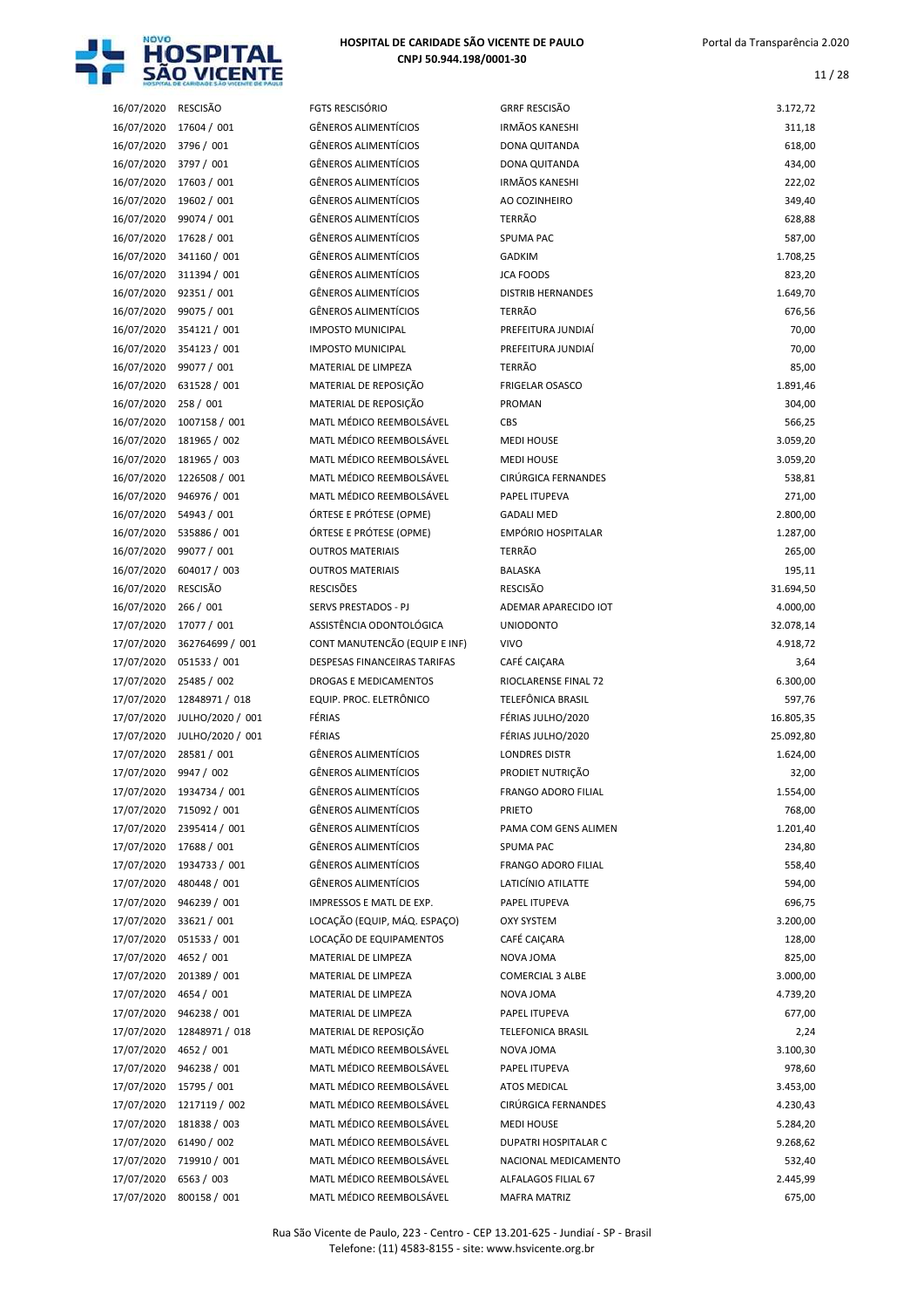| | | | | |
|---|---|---|---|---|
| 16/07/2020 | RESCISÃO | FGTS RESCISÓRIO | GRRF RESCISÃO | 3.172,72 |
| 16/07/2020 | 17604 / 001 | GÊNEROS ALIMENTÍCIOS | IRMÃOS KANESHI | 311,18 |
| 16/07/2020 | 3796 / 001 | GÊNEROS ALIMENTÍCIOS | DONA QUITANDA | 618,00 |
| 16/07/2020 | 3797 / 001 | GÊNEROS ALIMENTÍCIOS | DONA QUITANDA | 434,00 |
| 16/07/2020 | 17603 / 001 | GÊNEROS ALIMENTÍCIOS | IRMÃOS KANESHI | 222,02 |
| 16/07/2020 | 19602 / 001 | GÊNEROS ALIMENTÍCIOS | AO COZINHEIRO | 349,40 |
| 16/07/2020 | 99074 / 001 | GÊNEROS ALIMENTÍCIOS | TERRÃO | 628,88 |
| 16/07/2020 | 17628 / 001 | GÊNEROS ALIMENTÍCIOS | SPUMA PAC | 587,00 |
| 16/07/2020 | 341160 / 001 | GÊNEROS ALIMENTÍCIOS | GADKIM | 1.708,25 |
| 16/07/2020 | 311394 / 001 | GÊNEROS ALIMENTÍCIOS | JCA FOODS | 823,20 |
| 16/07/2020 | 92351 / 001 | GÊNEROS ALIMENTÍCIOS | DISTRIB HERNANDES | 1.649,70 |
| 16/07/2020 | 99075 / 001 | GÊNEROS ALIMENTÍCIOS | TERRÃO | 676,56 |
| 16/07/2020 | 354121 / 001 | IMPOSTO MUNICIPAL | PREFEITURA JUNDIAÍ | 70,00 |
| 16/07/2020 | 354123 / 001 | IMPOSTO MUNICIPAL | PREFEITURA JUNDIAÍ | 70,00 |
| 16/07/2020 | 99077 / 001 | MATERIAL DE LIMPEZA | TERRÃO | 85,00 |
| 16/07/2020 | 631528 / 001 | MATERIAL DE REPOSIÇÃO | FRIGELAR OSASCO | 1.891,46 |
| 16/07/2020 | 258 / 001 | MATERIAL DE REPOSIÇÃO | PROMAN | 304,00 |
| 16/07/2020 | 1007158 / 001 | MATL MÉDICO REEMBOLSÁVEL | CBS | 566,25 |
| 16/07/2020 | 181965 / 002 | MATL MÉDICO REEMBOLSÁVEL | MEDI HOUSE | 3.059,20 |
| 16/07/2020 | 181965 / 003 | MATL MÉDICO REEMBOLSÁVEL | MEDI HOUSE | 3.059,20 |
| 16/07/2020 | 1226508 / 001 | MATL MÉDICO REEMBOLSÁVEL | CIRÚRGICA FERNANDES | 538,81 |
| 16/07/2020 | 946976 / 001 | MATL MÉDICO REEMBOLSÁVEL | PAPEL ITUPEVA | 271,00 |
| 16/07/2020 | 54943 / 001 | ÓRTESE E PRÓTESE (OPME) | GADALI MED | 2.800,00 |
| 16/07/2020 | 535886 / 001 | ÓRTESE E PRÓTESE (OPME) | EMPÓRIO HOSPITALAR | 1.287,00 |
| 16/07/2020 | 99077 / 001 | OUTROS MATERIAIS | TERRÃO | 265,00 |
| 16/07/2020 | 604017 / 003 | OUTROS MATERIAIS | BALASKA | 195,11 |
| 16/07/2020 | RESCISÃO | RESCISÕES | RESCISÃO | 31.694,50 |
| 16/07/2020 | 266 / 001 | SERVS PRESTADOS - PJ | ADEMAR APARECIDO IOT | 4.000,00 |
| 17/07/2020 | 17077 / 001 | ASSISTÊNCIA ODONTOLÓGICA | UNIODONTO | 32.078,14 |
| 17/07/2020 | 362764699 / 001 | CONT MANUTENCÃO (EQUIP E INF) | VIVO | 4.918,72 |
| 17/07/2020 | 051533 / 001 | DESPESAS FINANCEIRAS TARIFAS | CAFÉ CAIÇARA | 3,64 |
| 17/07/2020 | 25485 / 002 | DROGAS E MEDICAMENTOS | RIOCLARENSE FINAL 72 | 6.300,00 |
| 17/07/2020 | 12848971 / 018 | EQUIP. PROC. ELETRÔNICO | TELEFÔNICA BRASIL | 597,76 |
| 17/07/2020 | JULHO/2020 / 001 | FÉRIAS | FÉRIAS JULHO/2020 | 16.805,35 |
| 17/07/2020 | JULHO/2020 / 001 | FÉRIAS | FÉRIAS JULHO/2020 | 25.092,80 |
| 17/07/2020 | 28581 / 001 | GÊNEROS ALIMENTÍCIOS | LONDRES DISTR | 1.624,00 |
| 17/07/2020 | 9947 / 002 | GÊNEROS ALIMENTÍCIOS | PRODIET NUTRIÇÃO | 32,00 |
| 17/07/2020 | 1934734 / 001 | GÊNEROS ALIMENTÍCIOS | FRANGO ADORO FILIAL | 1.554,00 |
| 17/07/2020 | 715092 / 001 | GÊNEROS ALIMENTÍCIOS | PRIETO | 768,00 |
| 17/07/2020 | 2395414 / 001 | GÊNEROS ALIMENTÍCIOS | PAMA COM GENS ALIMEN | 1.201,40 |
| 17/07/2020 | 17688 / 001 | GÊNEROS ALIMENTÍCIOS | SPUMA PAC | 234,80 |
| 17/07/2020 | 1934733 / 001 | GÊNEROS ALIMENTÍCIOS | FRANGO ADORO FILIAL | 558,40 |
| 17/07/2020 | 480448 / 001 | GÊNEROS ALIMENTÍCIOS | LATICÍNIO ATILATTE | 594,00 |
| 17/07/2020 | 946239 / 001 | IMPRESSOS E MATL DE EXP. | PAPEL ITUPEVA | 696,75 |
| 17/07/2020 | 33621 / 001 | LOCAÇÃO (EQUIP, MÁQ. ESPAÇO) | OXY SYSTEM | 3.200,00 |
| 17/07/2020 | 051533 / 001 | LOCAÇÃO DE EQUIPAMENTOS | CAFÉ CAIÇARA | 128,00 |
| 17/07/2020 | 4652 / 001 | MATERIAL DE LIMPEZA | NOVA JOMA | 825,00 |
| 17/07/2020 | 201389 / 001 | MATERIAL DE LIMPEZA | COMERCIAL 3 ALBE | 3.000,00 |
| 17/07/2020 | 4654 / 001 | MATERIAL DE LIMPEZA | NOVA JOMA | 4.739,20 |
| 17/07/2020 | 946238 / 001 | MATERIAL DE LIMPEZA | PAPEL ITUPEVA | 677,00 |
| 17/07/2020 | 12848971 / 018 | MATERIAL DE REPOSIÇÃO | TELEFONICA BRASIL | 2,24 |
| 17/07/2020 | 4652 / 001 | MATL MÉDICO REEMBOLSÁVEL | NOVA JOMA | 3.100,30 |
| 17/07/2020 | 946238 / 001 | MATL MÉDICO REEMBOLSÁVEL | PAPEL ITUPEVA | 978,60 |
| 17/07/2020 | 15795 / 001 | MATL MÉDICO REEMBOLSÁVEL | ATOS MEDICAL | 3.453,00 |
| 17/07/2020 | 1217119 / 002 | MATL MÉDICO REEMBOLSÁVEL | CIRÚRGICA FERNANDES | 4.230,43 |
| 17/07/2020 | 181838 / 003 | MATL MÉDICO REEMBOLSÁVEL | MEDI HOUSE | 5.284,20 |
| 17/07/2020 | 61490 / 002 | MATL MÉDICO REEMBOLSÁVEL | DUPATRI HOSPITALAR C | 9.268,62 |
| 17/07/2020 | 719910 / 001 | MATL MÉDICO REEMBOLSÁVEL | NACIONAL MEDICAMENTO | 532,40 |
| 17/07/2020 | 6563 / 003 | MATL MÉDICO REEMBOLSÁVEL | ALFALAGOS FILIAL 67 | 2.445,99 |
| 17/07/2020 | 800158 / 001 | MATL MÉDICO REEMBOLSÁVEL | MAFRA MATRIZ | 675,00 |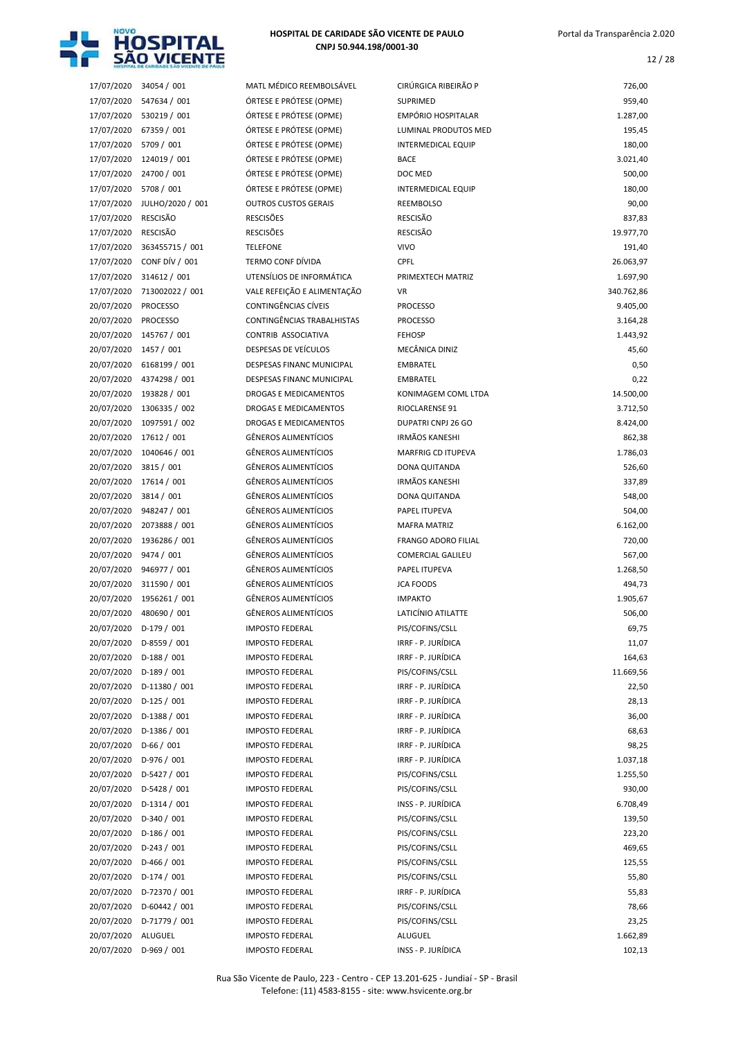| | | | | |
|---|---|---|---|---|
| 17/07/2020 | 34054 / 001 | MATL MÉDICO REEMBOLSÁVEL | CIRÚRGICA RIBEIRÃO P | 726,00 |
| 17/07/2020 | 547634 / 001 | ÓRTESE E PRÓTESE (OPME) | SUPRIMED | 959,40 |
| 17/07/2020 | 530219 / 001 | ÓRTESE E PRÓTESE (OPME) | EMPÓRIO HOSPITALAR | 1.287,00 |
| 17/07/2020 | 67359 / 001 | ÓRTESE E PRÓTESE (OPME) | LUMINAL PRODUTOS MED | 195,45 |
| 17/07/2020 | 5709 / 001 | ÓRTESE E PRÓTESE (OPME) | INTERMEDICAL EQUIP | 180,00 |
| 17/07/2020 | 124019 / 001 | ÓRTESE E PRÓTESE (OPME) | BACE | 3.021,40 |
| 17/07/2020 | 24700 / 001 | ÓRTESE E PRÓTESE (OPME) | DOC MED | 500,00 |
| 17/07/2020 | 5708 / 001 | ÓRTESE E PRÓTESE (OPME) | INTERMEDICAL EQUIP | 180,00 |
| 17/07/2020 | JULHO/2020 / 001 | OUTROS CUSTOS GERAIS | REEMBOLSO | 90,00 |
| 17/07/2020 | RESCISÃO | RESCISÕES | RESCISÃO | 837,83 |
| 17/07/2020 | RESCISÃO | RESCISÕES | RESCISÃO | 19.977,70 |
| 17/07/2020 | 363455715 / 001 | TELEFONE | VIVO | 191,40 |
| 17/07/2020 | CONF DÍV / 001 | TERMO CONF DÍVIDA | CPFL | 26.063,97 |
| 17/07/2020 | 314612 / 001 | UTENSÍLIOS DE INFORMÁTICA | PRIMEXTECH MATRIZ | 1.697,90 |
| 17/07/2020 | 713002022 / 001 | VALE REFEIÇÃO E ALIMENTAÇÃO | VR | 340.762,86 |
| 20/07/2020 | PROCESSO | CONTINGÊNCIAS CÍVEIS | PROCESSO | 9.405,00 |
| 20/07/2020 | PROCESSO | CONTINGÊNCIAS TRABALHISTAS | PROCESSO | 3.164,28 |
| 20/07/2020 | 145767 / 001 | CONTRIB ASSOCIATIVA | FEHOSP | 1.443,92 |
| 20/07/2020 | 1457 / 001 | DESPESAS DE VEÍCULOS | MECÂNICA DINIZ | 45,60 |
| 20/07/2020 | 6168199 / 001 | DESPESAS FINANC MUNICIPAL | EMBRATEL | 0,50 |
| 20/07/2020 | 4374298 / 001 | DESPESAS FINANC MUNICIPAL | EMBRATEL | 0,22 |
| 20/07/2020 | 193828 / 001 | DROGAS E MEDICAMENTOS | KONIMAGEM COML LTDA | 14.500,00 |
| 20/07/2020 | 1306335 / 002 | DROGAS E MEDICAMENTOS | RIOCLARENSE 91 | 3.712,50 |
| 20/07/2020 | 1097591 / 002 | DROGAS E MEDICAMENTOS | DUPATRI CNPJ 26 GO | 8.424,00 |
| 20/07/2020 | 17612 / 001 | GÊNEROS ALIMENTÍCIOS | IRMÃOS KANESHI | 862,38 |
| 20/07/2020 | 1040646 / 001 | GÊNEROS ALIMENTÍCIOS | MARFRIG CD ITUPEVA | 1.786,03 |
| 20/07/2020 | 3815 / 001 | GÊNEROS ALIMENTÍCIOS | DONA QUITANDA | 526,60 |
| 20/07/2020 | 17614 / 001 | GÊNEROS ALIMENTÍCIOS | IRMÃOS KANESHI | 337,89 |
| 20/07/2020 | 3814 / 001 | GÊNEROS ALIMENTÍCIOS | DONA QUITANDA | 548,00 |
| 20/07/2020 | 948247 / 001 | GÊNEROS ALIMENTÍCIOS | PAPEL ITUPEVA | 504,00 |
| 20/07/2020 | 2073888 / 001 | GÊNEROS ALIMENTÍCIOS | MAFRA MATRIZ | 6.162,00 |
| 20/07/2020 | 1936286 / 001 | GÊNEROS ALIMENTÍCIOS | FRANGO ADORO FILIAL | 720,00 |
| 20/07/2020 | 9474 / 001 | GÊNEROS ALIMENTÍCIOS | COMERCIAL GALILEU | 567,00 |
| 20/07/2020 | 946977 / 001 | GÊNEROS ALIMENTÍCIOS | PAPEL ITUPEVA | 1.268,50 |
| 20/07/2020 | 311590 / 001 | GÊNEROS ALIMENTÍCIOS | JCA FOODS | 494,73 |
| 20/07/2020 | 1956261 / 001 | GÊNEROS ALIMENTÍCIOS | IMPAKTO | 1.905,67 |
| 20/07/2020 | 480690 / 001 | GÊNEROS ALIMENTÍCIOS | LATICÍNIO ATILATTE | 506,00 |
| 20/07/2020 | D-179 / 001 | IMPOSTO FEDERAL | PIS/COFINS/CSLL | 69,75 |
| 20/07/2020 | D-8559 / 001 | IMPOSTO FEDERAL | IRRF - P. JURÍDICA | 11,07 |
| 20/07/2020 | D-188 / 001 | IMPOSTO FEDERAL | IRRF - P. JURÍDICA | 164,63 |
| 20/07/2020 | D-189 / 001 | IMPOSTO FEDERAL | PIS/COFINS/CSLL | 11.669,56 |
| 20/07/2020 | D-11380 / 001 | IMPOSTO FEDERAL | IRRF - P. JURÍDICA | 22,50 |
| 20/07/2020 | D-125 / 001 | IMPOSTO FEDERAL | IRRF - P. JURÍDICA | 28,13 |
| 20/07/2020 | D-1388 / 001 | IMPOSTO FEDERAL | IRRF - P. JURÍDICA | 36,00 |
| 20/07/2020 | D-1386 / 001 | IMPOSTO FEDERAL | IRRF - P. JURÍDICA | 68,63 |
| 20/07/2020 | D-66 / 001 | IMPOSTO FEDERAL | IRRF - P. JURÍDICA | 98,25 |
| 20/07/2020 | D-976 / 001 | IMPOSTO FEDERAL | IRRF - P. JURÍDICA | 1.037,18 |
| 20/07/2020 | D-5427 / 001 | IMPOSTO FEDERAL | PIS/COFINS/CSLL | 1.255,50 |
| 20/07/2020 | D-5428 / 001 | IMPOSTO FEDERAL | PIS/COFINS/CSLL | 930,00 |
| 20/07/2020 | D-1314 / 001 | IMPOSTO FEDERAL | INSS - P. JURÍDICA | 6.708,49 |
| 20/07/2020 | D-340 / 001 | IMPOSTO FEDERAL | PIS/COFINS/CSLL | 139,50 |
| 20/07/2020 | D-186 / 001 | IMPOSTO FEDERAL | PIS/COFINS/CSLL | 223,20 |
| 20/07/2020 | D-243 / 001 | IMPOSTO FEDERAL | PIS/COFINS/CSLL | 469,65 |
| 20/07/2020 | D-466 / 001 | IMPOSTO FEDERAL | PIS/COFINS/CSLL | 125,55 |
| 20/07/2020 | D-174 / 001 | IMPOSTO FEDERAL | PIS/COFINS/CSLL | 55,80 |
| 20/07/2020 | D-72370 / 001 | IMPOSTO FEDERAL | IRRF - P. JURÍDICA | 55,83 |
| 20/07/2020 | D-60442 / 001 | IMPOSTO FEDERAL | PIS/COFINS/CSLL | 78,66 |
| 20/07/2020 | D-71779 / 001 | IMPOSTO FEDERAL | PIS/COFINS/CSLL | 23,25 |
| 20/07/2020 | ALUGUEL | IMPOSTO FEDERAL | ALUGUEL | 1.662,89 |
| 20/07/2020 | D-969 / 001 | IMPOSTO FEDERAL | INSS - P. JURÍDICA | 102,13 |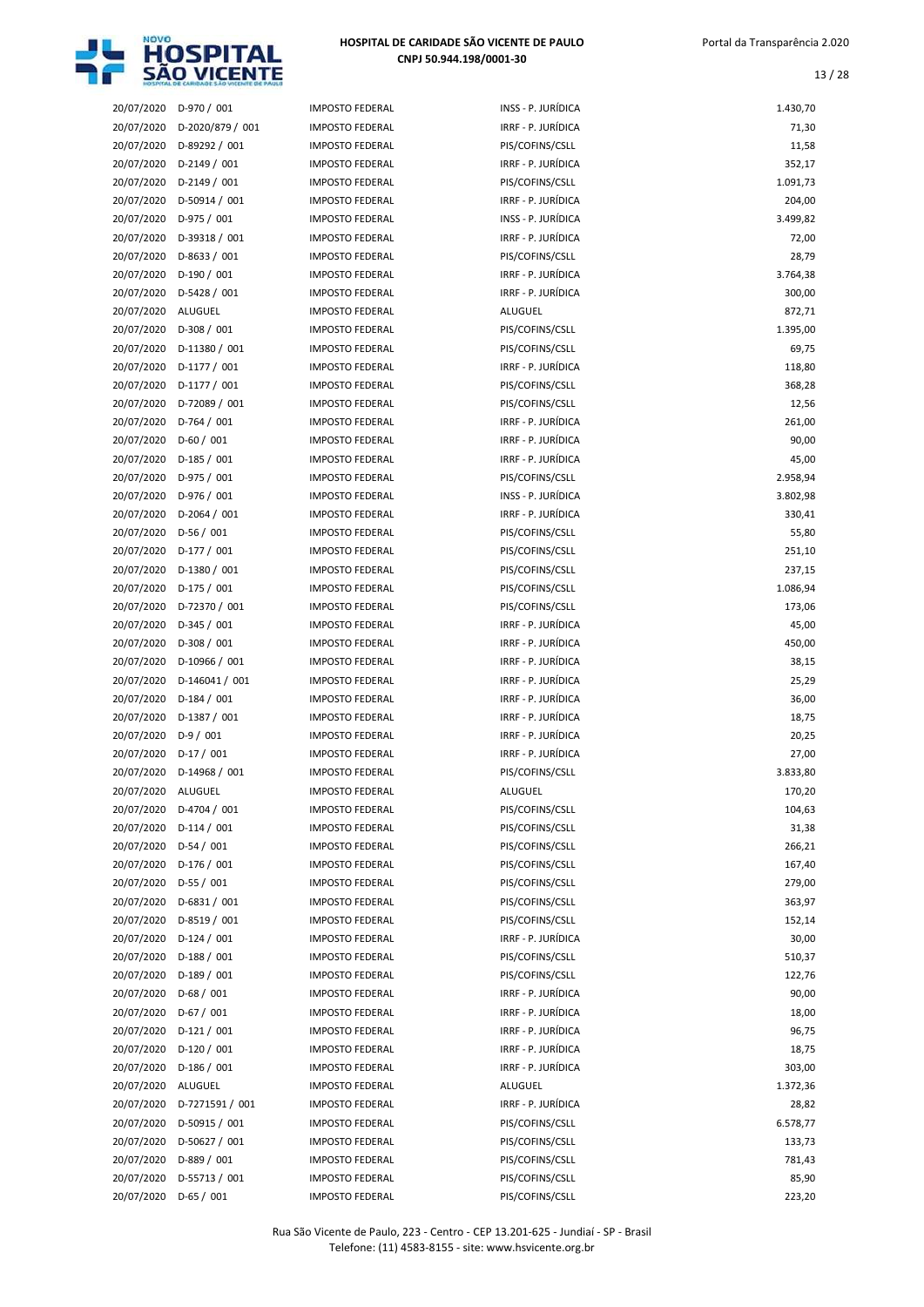| | | | | |
|---|---|---|---|---|
| 20/07/2020 | D-970 / 001 | IMPOSTO FEDERAL | INSS - P. JURÍDICA | 1.430,70 |
| 20/07/2020 | D-2020/879 / 001 | IMPOSTO FEDERAL | IRRF - P. JURÍDICA | 71,30 |
| 20/07/2020 | D-89292 / 001 | IMPOSTO FEDERAL | PIS/COFINS/CSLL | 11,58 |
| 20/07/2020 | D-2149 / 001 | IMPOSTO FEDERAL | IRRF - P. JURÍDICA | 352,17 |
| 20/07/2020 | D-2149 / 001 | IMPOSTO FEDERAL | PIS/COFINS/CSLL | 1.091,73 |
| 20/07/2020 | D-50914 / 001 | IMPOSTO FEDERAL | IRRF - P. JURÍDICA | 204,00 |
| 20/07/2020 | D-975 / 001 | IMPOSTO FEDERAL | INSS - P. JURÍDICA | 3.499,82 |
| 20/07/2020 | D-39318 / 001 | IMPOSTO FEDERAL | IRRF - P. JURÍDICA | 72,00 |
| 20/07/2020 | D-8633 / 001 | IMPOSTO FEDERAL | PIS/COFINS/CSLL | 28,79 |
| 20/07/2020 | D-190 / 001 | IMPOSTO FEDERAL | IRRF - P. JURÍDICA | 3.764,38 |
| 20/07/2020 | D-5428 / 001 | IMPOSTO FEDERAL | IRRF - P. JURÍDICA | 300,00 |
| 20/07/2020 | ALUGUEL | IMPOSTO FEDERAL | ALUGUEL | 872,71 |
| 20/07/2020 | D-308 / 001 | IMPOSTO FEDERAL | PIS/COFINS/CSLL | 1.395,00 |
| 20/07/2020 | D-11380 / 001 | IMPOSTO FEDERAL | PIS/COFINS/CSLL | 69,75 |
| 20/07/2020 | D-1177 / 001 | IMPOSTO FEDERAL | IRRF - P. JURÍDICA | 118,80 |
| 20/07/2020 | D-1177 / 001 | IMPOSTO FEDERAL | PIS/COFINS/CSLL | 368,28 |
| 20/07/2020 | D-72089 / 001 | IMPOSTO FEDERAL | PIS/COFINS/CSLL | 12,56 |
| 20/07/2020 | D-764 / 001 | IMPOSTO FEDERAL | IRRF - P. JURÍDICA | 261,00 |
| 20/07/2020 | D-60 / 001 | IMPOSTO FEDERAL | IRRF - P. JURÍDICA | 90,00 |
| 20/07/2020 | D-185 / 001 | IMPOSTO FEDERAL | IRRF - P. JURÍDICA | 45,00 |
| 20/07/2020 | D-975 / 001 | IMPOSTO FEDERAL | PIS/COFINS/CSLL | 2.958,94 |
| 20/07/2020 | D-976 / 001 | IMPOSTO FEDERAL | INSS - P. JURÍDICA | 3.802,98 |
| 20/07/2020 | D-2064 / 001 | IMPOSTO FEDERAL | IRRF - P. JURÍDICA | 330,41 |
| 20/07/2020 | D-56 / 001 | IMPOSTO FEDERAL | PIS/COFINS/CSLL | 55,80 |
| 20/07/2020 | D-177 / 001 | IMPOSTO FEDERAL | PIS/COFINS/CSLL | 251,10 |
| 20/07/2020 | D-1380 / 001 | IMPOSTO FEDERAL | PIS/COFINS/CSLL | 237,15 |
| 20/07/2020 | D-175 / 001 | IMPOSTO FEDERAL | PIS/COFINS/CSLL | 1.086,94 |
| 20/07/2020 | D-72370 / 001 | IMPOSTO FEDERAL | PIS/COFINS/CSLL | 173,06 |
| 20/07/2020 | D-345 / 001 | IMPOSTO FEDERAL | IRRF - P. JURÍDICA | 45,00 |
| 20/07/2020 | D-308 / 001 | IMPOSTO FEDERAL | IRRF - P. JURÍDICA | 450,00 |
| 20/07/2020 | D-10966 / 001 | IMPOSTO FEDERAL | IRRF - P. JURÍDICA | 38,15 |
| 20/07/2020 | D-146041 / 001 | IMPOSTO FEDERAL | IRRF - P. JURÍDICA | 25,29 |
| 20/07/2020 | D-184 / 001 | IMPOSTO FEDERAL | IRRF - P. JURÍDICA | 36,00 |
| 20/07/2020 | D-1387 / 001 | IMPOSTO FEDERAL | IRRF - P. JURÍDICA | 18,75 |
| 20/07/2020 | D-9 / 001 | IMPOSTO FEDERAL | IRRF - P. JURÍDICA | 20,25 |
| 20/07/2020 | D-17 / 001 | IMPOSTO FEDERAL | IRRF - P. JURÍDICA | 27,00 |
| 20/07/2020 | D-14968 / 001 | IMPOSTO FEDERAL | PIS/COFINS/CSLL | 3.833,80 |
| 20/07/2020 | ALUGUEL | IMPOSTO FEDERAL | ALUGUEL | 170,20 |
| 20/07/2020 | D-4704 / 001 | IMPOSTO FEDERAL | PIS/COFINS/CSLL | 104,63 |
| 20/07/2020 | D-114 / 001 | IMPOSTO FEDERAL | PIS/COFINS/CSLL | 31,38 |
| 20/07/2020 | D-54 / 001 | IMPOSTO FEDERAL | PIS/COFINS/CSLL | 266,21 |
| 20/07/2020 | D-176 / 001 | IMPOSTO FEDERAL | PIS/COFINS/CSLL | 167,40 |
| 20/07/2020 | D-55 / 001 | IMPOSTO FEDERAL | PIS/COFINS/CSLL | 279,00 |
| 20/07/2020 | D-6831 / 001 | IMPOSTO FEDERAL | PIS/COFINS/CSLL | 363,97 |
| 20/07/2020 | D-8519 / 001 | IMPOSTO FEDERAL | PIS/COFINS/CSLL | 152,14 |
| 20/07/2020 | D-124 / 001 | IMPOSTO FEDERAL | IRRF - P. JURÍDICA | 30,00 |
| 20/07/2020 | D-188 / 001 | IMPOSTO FEDERAL | PIS/COFINS/CSLL | 510,37 |
| 20/07/2020 | D-189 / 001 | IMPOSTO FEDERAL | PIS/COFINS/CSLL | 122,76 |
| 20/07/2020 | D-68 / 001 | IMPOSTO FEDERAL | IRRF - P. JURÍDICA | 90,00 |
| 20/07/2020 | D-67 / 001 | IMPOSTO FEDERAL | IRRF - P. JURÍDICA | 18,00 |
| 20/07/2020 | D-121 / 001 | IMPOSTO FEDERAL | IRRF - P. JURÍDICA | 96,75 |
| 20/07/2020 | D-120 / 001 | IMPOSTO FEDERAL | IRRF - P. JURÍDICA | 18,75 |
| 20/07/2020 | D-186 / 001 | IMPOSTO FEDERAL | IRRF - P. JURÍDICA | 303,00 |
| 20/07/2020 | ALUGUEL | IMPOSTO FEDERAL | ALUGUEL | 1.372,36 |
| 20/07/2020 | D-7271591 / 001 | IMPOSTO FEDERAL | IRRF - P. JURÍDICA | 28,82 |
| 20/07/2020 | D-50915 / 001 | IMPOSTO FEDERAL | PIS/COFINS/CSLL | 6.578,77 |
| 20/07/2020 | D-50627 / 001 | IMPOSTO FEDERAL | PIS/COFINS/CSLL | 133,73 |
| 20/07/2020 | D-889 / 001 | IMPOSTO FEDERAL | PIS/COFINS/CSLL | 781,43 |
| 20/07/2020 | D-55713 / 001 | IMPOSTO FEDERAL | PIS/COFINS/CSLL | 85,90 |
| 20/07/2020 | D-65 / 001 | IMPOSTO FEDERAL | PIS/COFINS/CSLL | 223,20 |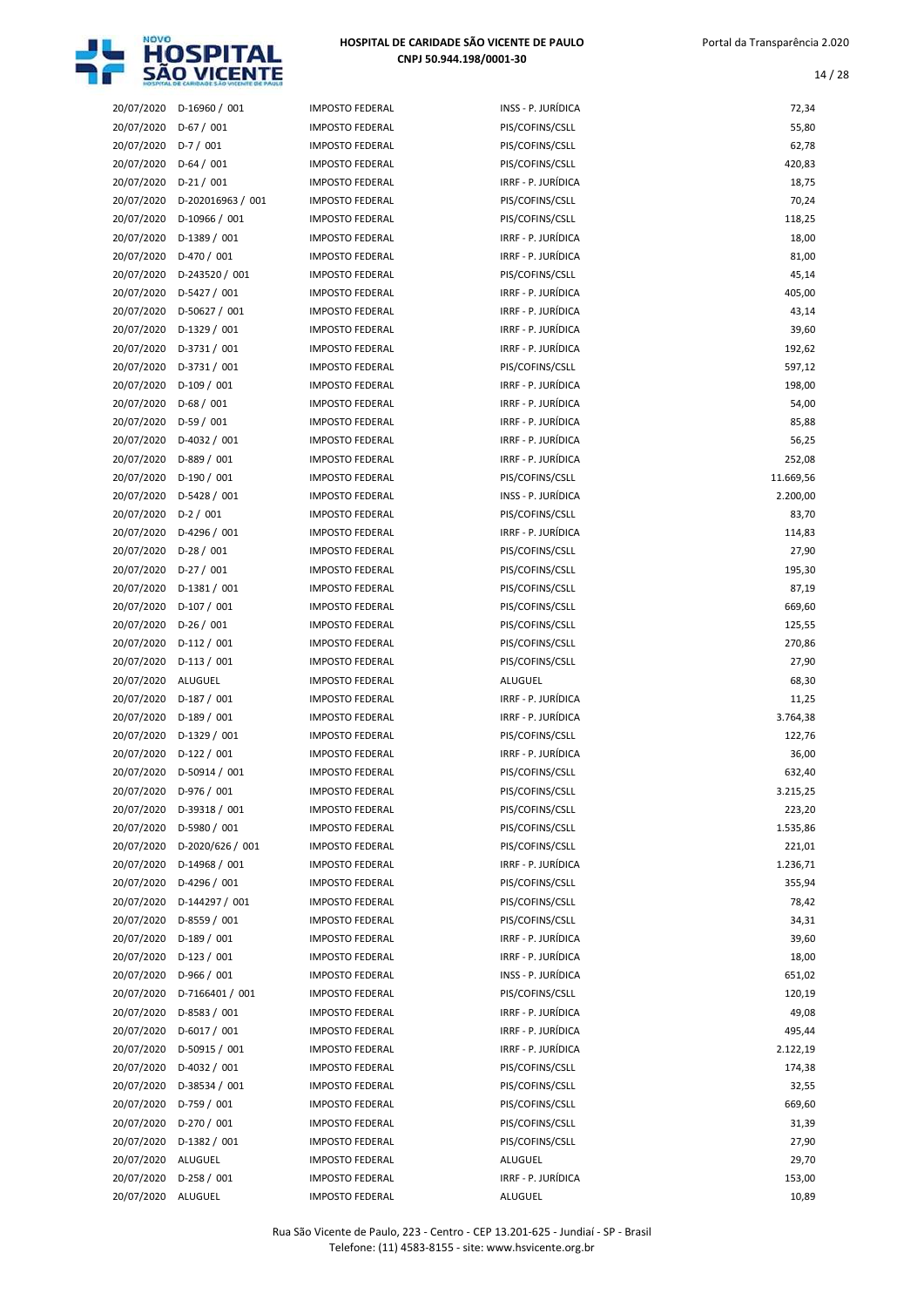| 20/07/2020 | D-16960 / 001 | IMPOSTO FEDERAL | INSS - P. JURÍDICA | 72,34 |
|---|---|---|---|---|
| 20/07/2020 | D-67 / 001 | IMPOSTO FEDERAL | PIS/COFINS/CSLL | 55,80 |
| 20/07/2020 | D-7 / 001 | IMPOSTO FEDERAL | PIS/COFINS/CSLL | 62,78 |
| 20/07/2020 | D-64 / 001 | IMPOSTO FEDERAL | PIS/COFINS/CSLL | 420,83 |
| 20/07/2020 | D-21 / 001 | IMPOSTO FEDERAL | IRRF - P. JURÍDICA | 18,75 |
| 20/07/2020 | D-202016963 / 001 | IMPOSTO FEDERAL | PIS/COFINS/CSLL | 70,24 |
| 20/07/2020 | D-10966 / 001 | IMPOSTO FEDERAL | PIS/COFINS/CSLL | 118,25 |
| 20/07/2020 | D-1389 / 001 | IMPOSTO FEDERAL | IRRF - P. JURÍDICA | 18,00 |
| 20/07/2020 | D-470 / 001 | IMPOSTO FEDERAL | IRRF - P. JURÍDICA | 81,00 |
| 20/07/2020 | D-243520 / 001 | IMPOSTO FEDERAL | PIS/COFINS/CSLL | 45,14 |
| 20/07/2020 | D-5427 / 001 | IMPOSTO FEDERAL | IRRF - P. JURÍDICA | 405,00 |
| 20/07/2020 | D-50627 / 001 | IMPOSTO FEDERAL | IRRF - P. JURÍDICA | 43,14 |
| 20/07/2020 | D-1329 / 001 | IMPOSTO FEDERAL | IRRF - P. JURÍDICA | 39,60 |
| 20/07/2020 | D-3731 / 001 | IMPOSTO FEDERAL | IRRF - P. JURÍDICA | 192,62 |
| 20/07/2020 | D-3731 / 001 | IMPOSTO FEDERAL | PIS/COFINS/CSLL | 597,12 |
| 20/07/2020 | D-109 / 001 | IMPOSTO FEDERAL | IRRF - P. JURÍDICA | 198,00 |
| 20/07/2020 | D-68 / 001 | IMPOSTO FEDERAL | IRRF - P. JURÍDICA | 54,00 |
| 20/07/2020 | D-59 / 001 | IMPOSTO FEDERAL | IRRF - P. JURÍDICA | 85,88 |
| 20/07/2020 | D-4032 / 001 | IMPOSTO FEDERAL | IRRF - P. JURÍDICA | 56,25 |
| 20/07/2020 | D-889 / 001 | IMPOSTO FEDERAL | IRRF - P. JURÍDICA | 252,08 |
| 20/07/2020 | D-190 / 001 | IMPOSTO FEDERAL | PIS/COFINS/CSLL | 11.669,56 |
| 20/07/2020 | D-5428 / 001 | IMPOSTO FEDERAL | INSS - P. JURÍDICA | 2.200,00 |
| 20/07/2020 | D-2 / 001 | IMPOSTO FEDERAL | PIS/COFINS/CSLL | 83,70 |
| 20/07/2020 | D-4296 / 001 | IMPOSTO FEDERAL | IRRF - P. JURÍDICA | 114,83 |
| 20/07/2020 | D-28 / 001 | IMPOSTO FEDERAL | PIS/COFINS/CSLL | 27,90 |
| 20/07/2020 | D-27 / 001 | IMPOSTO FEDERAL | PIS/COFINS/CSLL | 195,30 |
| 20/07/2020 | D-1381 / 001 | IMPOSTO FEDERAL | PIS/COFINS/CSLL | 87,19 |
| 20/07/2020 | D-107 / 001 | IMPOSTO FEDERAL | PIS/COFINS/CSLL | 669,60 |
| 20/07/2020 | D-26 / 001 | IMPOSTO FEDERAL | PIS/COFINS/CSLL | 125,55 |
| 20/07/2020 | D-112 / 001 | IMPOSTO FEDERAL | PIS/COFINS/CSLL | 270,86 |
| 20/07/2020 | D-113 / 001 | IMPOSTO FEDERAL | PIS/COFINS/CSLL | 27,90 |
| 20/07/2020 | ALUGUEL | IMPOSTO FEDERAL | ALUGUEL | 68,30 |
| 20/07/2020 | D-187 / 001 | IMPOSTO FEDERAL | IRRF - P. JURÍDICA | 11,25 |
| 20/07/2020 | D-189 / 001 | IMPOSTO FEDERAL | IRRF - P. JURÍDICA | 3.764,38 |
| 20/07/2020 | D-1329 / 001 | IMPOSTO FEDERAL | PIS/COFINS/CSLL | 122,76 |
| 20/07/2020 | D-122 / 001 | IMPOSTO FEDERAL | IRRF - P. JURÍDICA | 36,00 |
| 20/07/2020 | D-50914 / 001 | IMPOSTO FEDERAL | PIS/COFINS/CSLL | 632,40 |
| 20/07/2020 | D-976 / 001 | IMPOSTO FEDERAL | PIS/COFINS/CSLL | 3.215,25 |
| 20/07/2020 | D-39318 / 001 | IMPOSTO FEDERAL | PIS/COFINS/CSLL | 223,20 |
| 20/07/2020 | D-5980 / 001 | IMPOSTO FEDERAL | PIS/COFINS/CSLL | 1.535,86 |
| 20/07/2020 | D-2020/626 / 001 | IMPOSTO FEDERAL | PIS/COFINS/CSLL | 221,01 |
| 20/07/2020 | D-14968 / 001 | IMPOSTO FEDERAL | IRRF - P. JURÍDICA | 1.236,71 |
| 20/07/2020 | D-4296 / 001 | IMPOSTO FEDERAL | PIS/COFINS/CSLL | 355,94 |
| 20/07/2020 | D-144297 / 001 | IMPOSTO FEDERAL | PIS/COFINS/CSLL | 78,42 |
| 20/07/2020 | D-8559 / 001 | IMPOSTO FEDERAL | PIS/COFINS/CSLL | 34,31 |
| 20/07/2020 | D-189 / 001 | IMPOSTO FEDERAL | IRRF - P. JURÍDICA | 39,60 |
| 20/07/2020 | D-123 / 001 | IMPOSTO FEDERAL | IRRF - P. JURÍDICA | 18,00 |
| 20/07/2020 | D-966 / 001 | IMPOSTO FEDERAL | INSS - P. JURÍDICA | 651,02 |
| 20/07/2020 | D-7166401 / 001 | IMPOSTO FEDERAL | PIS/COFINS/CSLL | 120,19 |
| 20/07/2020 | D-8583 / 001 | IMPOSTO FEDERAL | IRRF - P. JURÍDICA | 49,08 |
| 20/07/2020 | D-6017 / 001 | IMPOSTO FEDERAL | IRRF - P. JURÍDICA | 495,44 |
| 20/07/2020 | D-50915 / 001 | IMPOSTO FEDERAL | IRRF - P. JURÍDICA | 2.122,19 |
| 20/07/2020 | D-4032 / 001 | IMPOSTO FEDERAL | PIS/COFINS/CSLL | 174,38 |
| 20/07/2020 | D-38534 / 001 | IMPOSTO FEDERAL | PIS/COFINS/CSLL | 32,55 |
| 20/07/2020 | D-759 / 001 | IMPOSTO FEDERAL | PIS/COFINS/CSLL | 669,60 |
| 20/07/2020 | D-270 / 001 | IMPOSTO FEDERAL | PIS/COFINS/CSLL | 31,39 |
| 20/07/2020 | D-1382 / 001 | IMPOSTO FEDERAL | PIS/COFINS/CSLL | 27,90 |
| 20/07/2020 | ALUGUEL | IMPOSTO FEDERAL | ALUGUEL | 29,70 |
| 20/07/2020 | D-258 / 001 | IMPOSTO FEDERAL | IRRF - P. JURÍDICA | 153,00 |
| 20/07/2020 | ALUGUEL | IMPOSTO FEDERAL | ALUGUEL | 10,89 |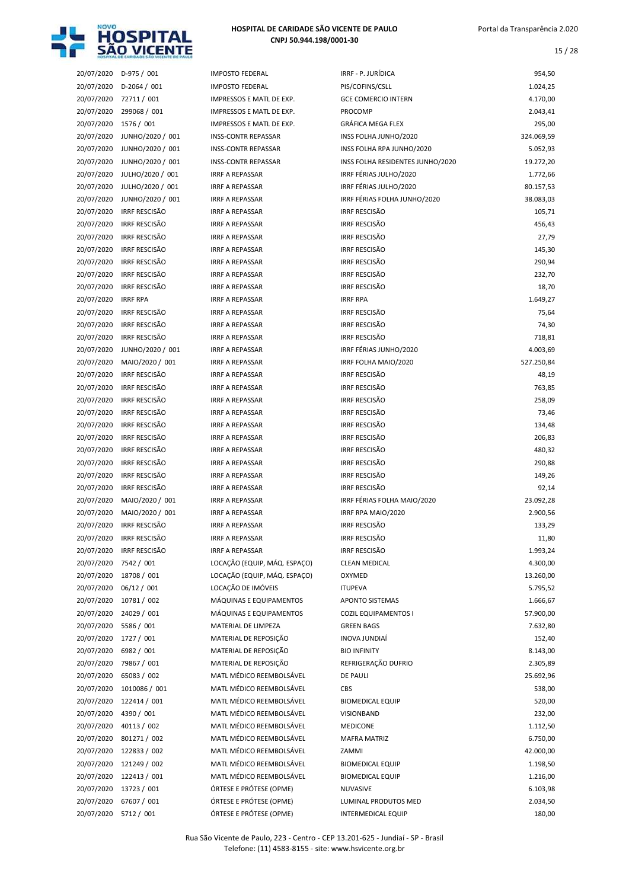| | | | | |
|---|---|---|---|---|
| 20/07/2020 | D-975 / 001 | IMPOSTO FEDERAL | IRRF - P. JURÍDICA | 954,50 |
| 20/07/2020 | D-2064 / 001 | IMPOSTO FEDERAL | PIS/COFINS/CSLL | 1.024,25 |
| 20/07/2020 | 72711 / 001 | IMPRESSOS E MATL DE EXP. | GCE COMERCIO INTERN | 4.170,00 |
| 20/07/2020 | 299068 / 001 | IMPRESSOS E MATL DE EXP. | PROCOMP | 2.043,41 |
| 20/07/2020 | 1576 / 001 | IMPRESSOS E MATL DE EXP. | GRÁFICA MEGA FLEX | 295,00 |
| 20/07/2020 | JUNHO/2020 / 001 | INSS-CONTR REPASSAR | INSS FOLHA JUNHO/2020 | 324.069,59 |
| 20/07/2020 | JUNHO/2020 / 001 | INSS-CONTR REPASSAR | INSS FOLHA RPA JUNHO/2020 | 5.052,93 |
| 20/07/2020 | JUNHO/2020 / 001 | INSS-CONTR REPASSAR | INSS FOLHA RESIDENTES JUNHO/2020 | 19.272,20 |
| 20/07/2020 | JULHO/2020 / 001 | IRRF A REPASSAR | IRRF FÉRIAS JULHO/2020 | 1.772,66 |
| 20/07/2020 | JULHO/2020 / 001 | IRRF A REPASSAR | IRRF FÉRIAS JULHO/2020 | 80.157,53 |
| 20/07/2020 | JUNHO/2020 / 001 | IRRF A REPASSAR | IRRF FÉRIAS FOLHA JUNHO/2020 | 38.083,03 |
| 20/07/2020 | IRRF RESCISÃO | IRRF A REPASSAR | IRRF RESCISÃO | 105,71 |
| 20/07/2020 | IRRF RESCISÃO | IRRF A REPASSAR | IRRF RESCISÃO | 456,43 |
| 20/07/2020 | IRRF RESCISÃO | IRRF A REPASSAR | IRRF RESCISÃO | 27,79 |
| 20/07/2020 | IRRF RESCISÃO | IRRF A REPASSAR | IRRF RESCISÃO | 145,30 |
| 20/07/2020 | IRRF RESCISÃO | IRRF A REPASSAR | IRRF RESCISÃO | 290,94 |
| 20/07/2020 | IRRF RESCISÃO | IRRF A REPASSAR | IRRF RESCISÃO | 232,70 |
| 20/07/2020 | IRRF RESCISÃO | IRRF A REPASSAR | IRRF RESCISÃO | 18,70 |
| 20/07/2020 | IRRF RPA | IRRF A REPASSAR | IRRF RPA | 1.649,27 |
| 20/07/2020 | IRRF RESCISÃO | IRRF A REPASSAR | IRRF RESCISÃO | 75,64 |
| 20/07/2020 | IRRF RESCISÃO | IRRF A REPASSAR | IRRF RESCISÃO | 74,30 |
| 20/07/2020 | IRRF RESCISÃO | IRRF A REPASSAR | IRRF RESCISÃO | 718,81 |
| 20/07/2020 | JUNHO/2020 / 001 | IRRF A REPASSAR | IRRF FÉRIAS JUNHO/2020 | 4.003,69 |
| 20/07/2020 | MAIO/2020 / 001 | IRRF A REPASSAR | IRRF FOLHA MAIO/2020 | 527.250,84 |
| 20/07/2020 | IRRF RESCISÃO | IRRF A REPASSAR | IRRF RESCISÃO | 48,19 |
| 20/07/2020 | IRRF RESCISÃO | IRRF A REPASSAR | IRRF RESCISÃO | 763,85 |
| 20/07/2020 | IRRF RESCISÃO | IRRF A REPASSAR | IRRF RESCISÃO | 258,09 |
| 20/07/2020 | IRRF RESCISÃO | IRRF A REPASSAR | IRRF RESCISÃO | 73,46 |
| 20/07/2020 | IRRF RESCISÃO | IRRF A REPASSAR | IRRF RESCISÃO | 134,48 |
| 20/07/2020 | IRRF RESCISÃO | IRRF A REPASSAR | IRRF RESCISÃO | 206,83 |
| 20/07/2020 | IRRF RESCISÃO | IRRF A REPASSAR | IRRF RESCISÃO | 480,32 |
| 20/07/2020 | IRRF RESCISÃO | IRRF A REPASSAR | IRRF RESCISÃO | 290,88 |
| 20/07/2020 | IRRF RESCISÃO | IRRF A REPASSAR | IRRF RESCISÃO | 149,26 |
| 20/07/2020 | IRRF RESCISÃO | IRRF A REPASSAR | IRRF RESCISÃO | 92,14 |
| 20/07/2020 | MAIO/2020 / 001 | IRRF A REPASSAR | IRRF FÉRIAS FOLHA MAIO/2020 | 23.092,28 |
| 20/07/2020 | MAIO/2020 / 001 | IRRF A REPASSAR | IRRF RPA MAIO/2020 | 2.900,56 |
| 20/07/2020 | IRRF RESCISÃO | IRRF A REPASSAR | IRRF RESCISÃO | 133,29 |
| 20/07/2020 | IRRF RESCISÃO | IRRF A REPASSAR | IRRF RESCISÃO | 11,80 |
| 20/07/2020 | IRRF RESCISÃO | IRRF A REPASSAR | IRRF RESCISÃO | 1.993,24 |
| 20/07/2020 | 7542 / 001 | LOCAÇÃO (EQUIP, MÁQ. ESPAÇO) | CLEAN MEDICAL | 4.300,00 |
| 20/07/2020 | 18708 / 001 | LOCAÇÃO (EQUIP, MÁQ. ESPAÇO) | OXYMED | 13.260,00 |
| 20/07/2020 | 06/12 / 001 | LOCAÇÃO DE IMÓVEIS | ITUPEVA | 5.795,52 |
| 20/07/2020 | 10781 / 002 | MÁQUINAS E EQUIPAMENTOS | APONTO SISTEMAS | 1.666,67 |
| 20/07/2020 | 24029 / 001 | MÁQUINAS E EQUIPAMENTOS | COZIL EQUIPAMENTOS I | 57.900,00 |
| 20/07/2020 | 5586 / 001 | MATERIAL DE LIMPEZA | GREEN BAGS | 7.632,80 |
| 20/07/2020 | 1727 / 001 | MATERIAL DE REPOSIÇÃO | INOVA JUNDIAÍ | 152,40 |
| 20/07/2020 | 6982 / 001 | MATERIAL DE REPOSIÇÃO | BIO INFINITY | 8.143,00 |
| 20/07/2020 | 79867 / 001 | MATERIAL DE REPOSIÇÃO | REFRIGERAÇÃO DUFRIO | 2.305,89 |
| 20/07/2020 | 65083 / 002 | MATL MÉDICO REEMBOLSÁVEL | DE PAULI | 25.692,96 |
| 20/07/2020 | 1010086 / 001 | MATL MÉDICO REEMBOLSÁVEL | CBS | 538,00 |
| 20/07/2020 | 122414 / 001 | MATL MÉDICO REEMBOLSÁVEL | BIOMEDICAL EQUIP | 520,00 |
| 20/07/2020 | 4390 / 001 | MATL MÉDICO REEMBOLSÁVEL | VISIONBAND | 232,00 |
| 20/07/2020 | 40113 / 002 | MATL MÉDICO REEMBOLSÁVEL | MEDICONE | 1.112,50 |
| 20/07/2020 | 801271 / 002 | MATL MÉDICO REEMBOLSÁVEL | MAFRA MATRIZ | 6.750,00 |
| 20/07/2020 | 122833 / 002 | MATL MÉDICO REEMBOLSÁVEL | ZAMMI | 42.000,00 |
| 20/07/2020 | 121249 / 002 | MATL MÉDICO REEMBOLSÁVEL | BIOMEDICAL EQUIP | 1.198,50 |
| 20/07/2020 | 122413 / 001 | MATL MÉDICO REEMBOLSÁVEL | BIOMEDICAL EQUIP | 1.216,00 |
| 20/07/2020 | 13723 / 001 | ÓRTESE E PRÓTESE (OPME) | NUVASIVE | 6.103,98 |
| 20/07/2020 | 67607 / 001 | ÓRTESE E PRÓTESE (OPME) | LUMINAL PRODUTOS MED | 2.034,50 |
| 20/07/2020 | 5712 / 001 | ÓRTESE E PRÓTESE (OPME) | INTERMEDICAL EQUIP | 180,00 |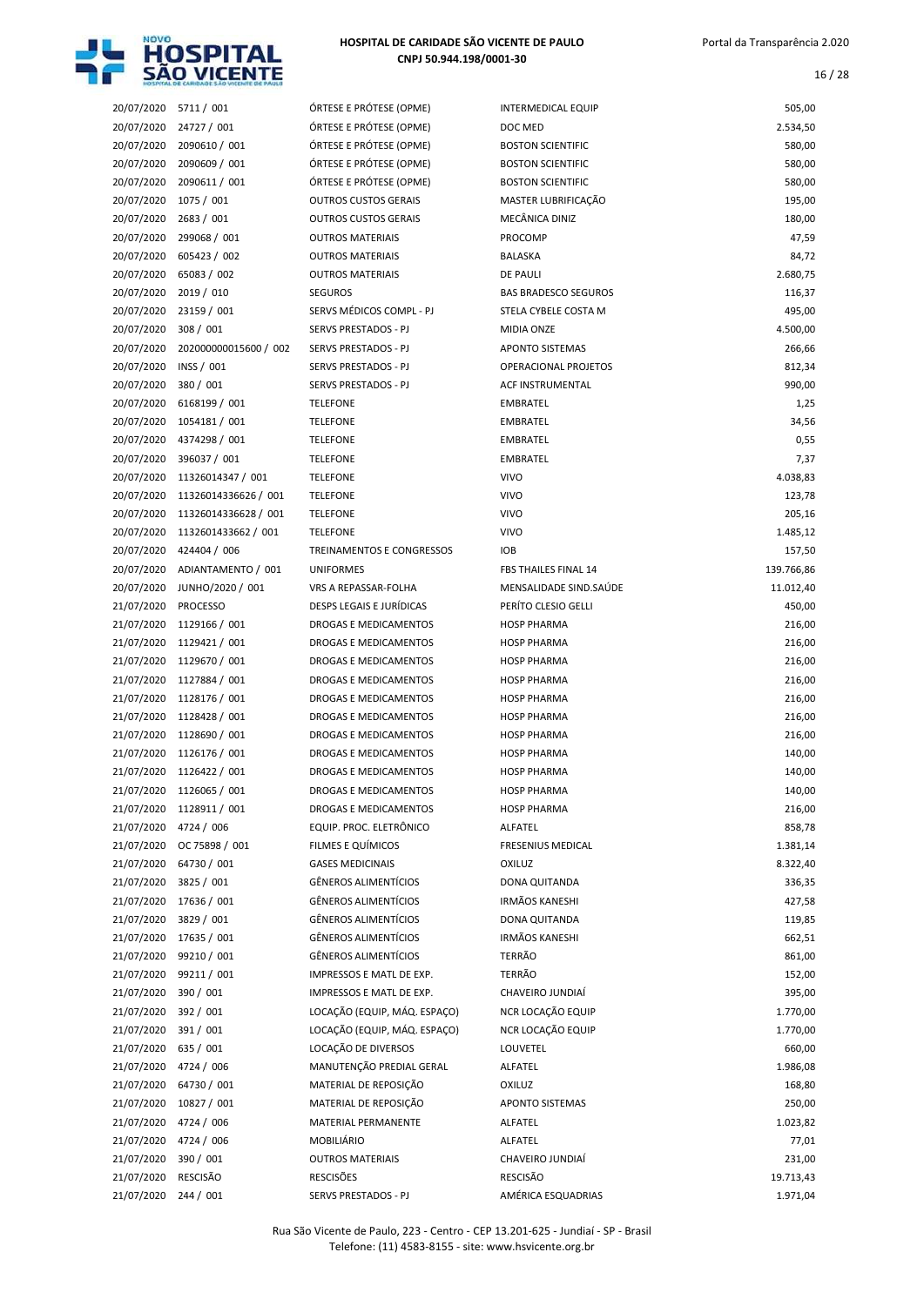| | | | | |
|---|---|---|---|---|
| 20/07/2020 | 5711 / 001 | ÓRTESE E PRÓTESE (OPME) | INTERMEDICAL EQUIP | 505,00 |
| 20/07/2020 | 24727 / 001 | ÓRTESE E PRÓTESE (OPME) | DOC MED | 2.534,50 |
| 20/07/2020 | 2090610 / 001 | ÓRTESE E PRÓTESE (OPME) | BOSTON SCIENTIFIC | 580,00 |
| 20/07/2020 | 2090609 / 001 | ÓRTESE E PRÓTESE (OPME) | BOSTON SCIENTIFIC | 580,00 |
| 20/07/2020 | 2090611 / 001 | ÓRTESE E PRÓTESE (OPME) | BOSTON SCIENTIFIC | 580,00 |
| 20/07/2020 | 1075 / 001 | OUTROS CUSTOS GERAIS | MASTER LUBRIFICAÇÃO | 195,00 |
| 20/07/2020 | 2683 / 001 | OUTROS CUSTOS GERAIS | MECÂNICA DINIZ | 180,00 |
| 20/07/2020 | 299068 / 001 | OUTROS MATERIAIS | PROCOMP | 47,59 |
| 20/07/2020 | 605423 / 002 | OUTROS MATERIAIS | BALASKA | 84,72 |
| 20/07/2020 | 65083 / 002 | OUTROS MATERIAIS | DE PAULI | 2.680,75 |
| 20/07/2020 | 2019 / 010 | SEGUROS | BAS BRADESCO SEGUROS | 116,37 |
| 20/07/2020 | 23159 / 001 | SERVS MÉDICOS COMPL - PJ | STELA CYBELE COSTA M | 495,00 |
| 20/07/2020 | 308 / 001 | SERVS PRESTADOS - PJ | MIDIA ONZE | 4.500,00 |
| 20/07/2020 | 202000000015600 / 002 | SERVS PRESTADOS - PJ | APONTO SISTEMAS | 266,66 |
| 20/07/2020 | INSS / 001 | SERVS PRESTADOS - PJ | OPERACIONAL PROJETOS | 812,34 |
| 20/07/2020 | 380 / 001 | SERVS PRESTADOS - PJ | ACF INSTRUMENTAL | 990,00 |
| 20/07/2020 | 6168199 / 001 | TELEFONE | EMBRATEL | 1,25 |
| 20/07/2020 | 1054181 / 001 | TELEFONE | EMBRATEL | 34,56 |
| 20/07/2020 | 4374298 / 001 | TELEFONE | EMBRATEL | 0,55 |
| 20/07/2020 | 396037 / 001 | TELEFONE | EMBRATEL | 7,37 |
| 20/07/2020 | 11326014347 / 001 | TELEFONE | VIVO | 4.038,83 |
| 20/07/2020 | 11326014336626 / 001 | TELEFONE | VIVO | 123,78 |
| 20/07/2020 | 11326014336628 / 001 | TELEFONE | VIVO | 205,16 |
| 20/07/2020 | 1132601433662 / 001 | TELEFONE | VIVO | 1.485,12 |
| 20/07/2020 | 424404 / 006 | TREINAMENTOS E CONGRESSOS | IOB | 157,50 |
| 20/07/2020 | ADIANTAMENTO / 001 | UNIFORMES | FBS THAILES FINAL 14 | 139.766,86 |
| 20/07/2020 | JUNHO/2020 / 001 | VRS A REPASSAR-FOLHA | MENSALIDADE SIND.SAÚDE | 11.012,40 |
| 21/07/2020 | PROCESSO | DESPS LEGAIS E JURÍDICAS | PERÍTO CLESIO GELLI | 450,00 |
| 21/07/2020 | 1129166 / 001 | DROGAS E MEDICAMENTOS | HOSP PHARMA | 216,00 |
| 21/07/2020 | 1129421 / 001 | DROGAS E MEDICAMENTOS | HOSP PHARMA | 216,00 |
| 21/07/2020 | 1129670 / 001 | DROGAS E MEDICAMENTOS | HOSP PHARMA | 216,00 |
| 21/07/2020 | 1127884 / 001 | DROGAS E MEDICAMENTOS | HOSP PHARMA | 216,00 |
| 21/07/2020 | 1128176 / 001 | DROGAS E MEDICAMENTOS | HOSP PHARMA | 216,00 |
| 21/07/2020 | 1128428 / 001 | DROGAS E MEDICAMENTOS | HOSP PHARMA | 216,00 |
| 21/07/2020 | 1128690 / 001 | DROGAS E MEDICAMENTOS | HOSP PHARMA | 216,00 |
| 21/07/2020 | 1126176 / 001 | DROGAS E MEDICAMENTOS | HOSP PHARMA | 140,00 |
| 21/07/2020 | 1126422 / 001 | DROGAS E MEDICAMENTOS | HOSP PHARMA | 140,00 |
| 21/07/2020 | 1126065 / 001 | DROGAS E MEDICAMENTOS | HOSP PHARMA | 140,00 |
| 21/07/2020 | 1128911 / 001 | DROGAS E MEDICAMENTOS | HOSP PHARMA | 216,00 |
| 21/07/2020 | 4724 / 006 | EQUIP. PROC. ELETRÔNICO | ALFATEL | 858,78 |
| 21/07/2020 | OC 75898 / 001 | FILMES E QUÍMICOS | FRESENIUS MEDICAL | 1.381,14 |
| 21/07/2020 | 64730 / 001 | GASES MEDICINAIS | OXILUZ | 8.322,40 |
| 21/07/2020 | 3825 / 001 | GÊNEROS ALIMENTÍCIOS | DONA QUITANDA | 336,35 |
| 21/07/2020 | 17636 / 001 | GÊNEROS ALIMENTÍCIOS | IRMÃOS KANESHI | 427,58 |
| 21/07/2020 | 3829 / 001 | GÊNEROS ALIMENTÍCIOS | DONA QUITANDA | 119,85 |
| 21/07/2020 | 17635 / 001 | GÊNEROS ALIMENTÍCIOS | IRMÃOS KANESHI | 662,51 |
| 21/07/2020 | 99210 / 001 | GÊNEROS ALIMENTÍCIOS | TERRÃO | 861,00 |
| 21/07/2020 | 99211 / 001 | IMPRESSOS E MATL DE EXP. | TERRÃO | 152,00 |
| 21/07/2020 | 390 / 001 | IMPRESSOS E MATL DE EXP. | CHAVEIRO JUNDIAÍ | 395,00 |
| 21/07/2020 | 392 / 001 | LOCAÇÃO (EQUIP, MÁQ. ESPAÇO) | NCR LOCAÇÃO EQUIP | 1.770,00 |
| 21/07/2020 | 391 / 001 | LOCAÇÃO (EQUIP, MÁQ. ESPAÇO) | NCR LOCAÇÃO EQUIP | 1.770,00 |
| 21/07/2020 | 635 / 001 | LOCAÇÃO DE DIVERSOS | LOUVETEL | 660,00 |
| 21/07/2020 | 4724 / 006 | MANUTENÇÃO PREDIAL GERAL | ALFATEL | 1.986,08 |
| 21/07/2020 | 64730 / 001 | MATERIAL DE REPOSIÇÃO | OXILUZ | 168,80 |
| 21/07/2020 | 10827 / 001 | MATERIAL DE REPOSIÇÃO | APONTO SISTEMAS | 250,00 |
| 21/07/2020 | 4724 / 006 | MATERIAL PERMANENTE | ALFATEL | 1.023,82 |
| 21/07/2020 | 4724 / 006 | MOBILIÁRIO | ALFATEL | 77,01 |
| 21/07/2020 | 390 / 001 | OUTROS MATERIAIS | CHAVEIRO JUNDIAÍ | 231,00 |
| 21/07/2020 | RESCISÃO | RESCISÕES | RESCISÃO | 19.713,43 |
| 21/07/2020 | 244 / 001 | SERVS PRESTADOS - PJ | AMÉRICA ESQUADRIAS | 1.971,04 |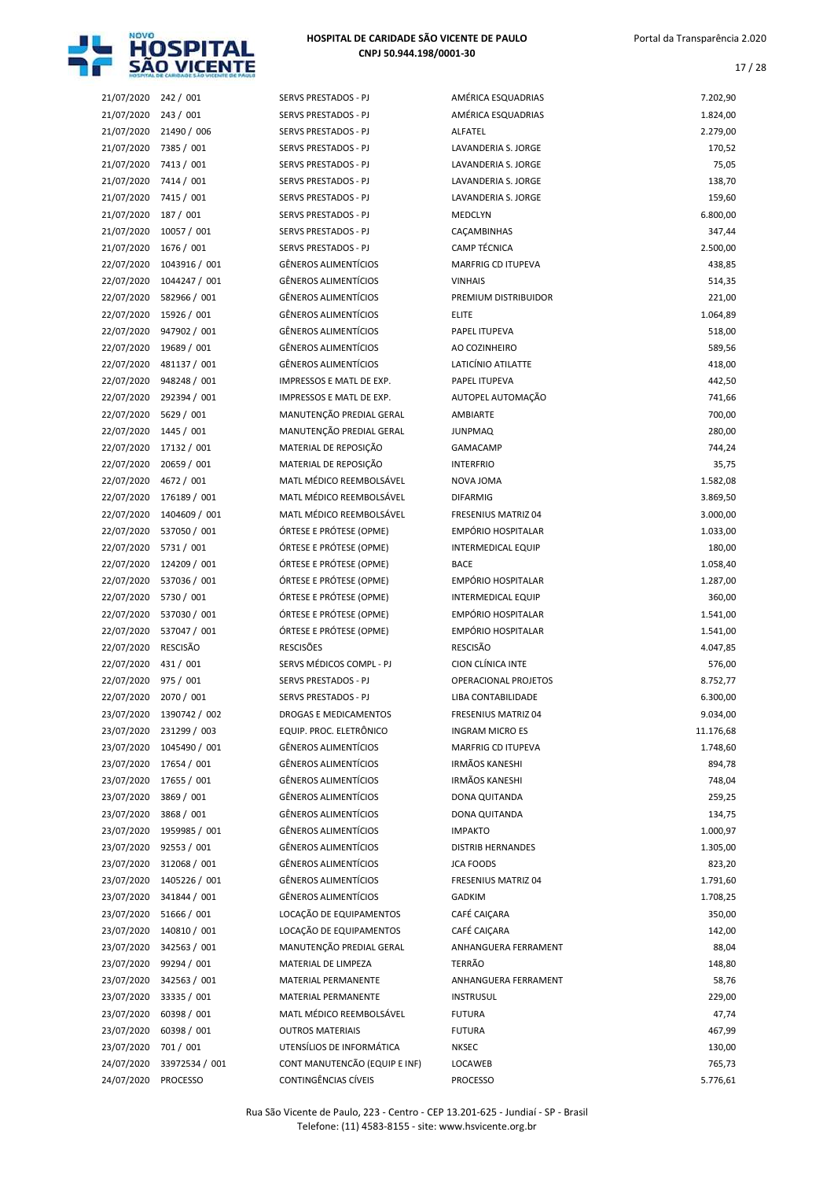| | | | | |
|---|---|---|---|---|
| 21/07/2020 | 242 / 001 | SERVS PRESTADOS - PJ | AMÉRICA ESQUADRIAS | 7.202,90 |
| 21/07/2020 | 243 / 001 | SERVS PRESTADOS - PJ | AMÉRICA ESQUADRIAS | 1.824,00 |
| 21/07/2020 | 21490 / 006 | SERVS PRESTADOS - PJ | ALFATEL | 2.279,00 |
| 21/07/2020 | 7385 / 001 | SERVS PRESTADOS - PJ | LAVANDERIA S. JORGE | 170,52 |
| 21/07/2020 | 7413 / 001 | SERVS PRESTADOS - PJ | LAVANDERIA S. JORGE | 75,05 |
| 21/07/2020 | 7414 / 001 | SERVS PRESTADOS - PJ | LAVANDERIA S. JORGE | 138,70 |
| 21/07/2020 | 7415 / 001 | SERVS PRESTADOS - PJ | LAVANDERIA S. JORGE | 159,60 |
| 21/07/2020 | 187 / 001 | SERVS PRESTADOS - PJ | MEDCLYN | 6.800,00 |
| 21/07/2020 | 10057 / 001 | SERVS PRESTADOS - PJ | CAÇAMBINHAS | 347,44 |
| 21/07/2020 | 1676 / 001 | SERVS PRESTADOS - PJ | CAMP TÉCNICA | 2.500,00 |
| 22/07/2020 | 1043916 / 001 | GÊNEROS ALIMENTÍCIOS | MARFRIG CD ITUPEVA | 438,85 |
| 22/07/2020 | 1044247 / 001 | GÊNEROS ALIMENTÍCIOS | VINHAIS | 514,35 |
| 22/07/2020 | 582966 / 001 | GÊNEROS ALIMENTÍCIOS | PREMIUM DISTRIBUIDOR | 221,00 |
| 22/07/2020 | 15926 / 001 | GÊNEROS ALIMENTÍCIOS | ELITE | 1.064,89 |
| 22/07/2020 | 947902 / 001 | GÊNEROS ALIMENTÍCIOS | PAPEL ITUPEVA | 518,00 |
| 22/07/2020 | 19689 / 001 | GÊNEROS ALIMENTÍCIOS | AO COZINHEIRO | 589,56 |
| 22/07/2020 | 481137 / 001 | GÊNEROS ALIMENTÍCIOS | LATICÍNIO ATILATTE | 418,00 |
| 22/07/2020 | 948248 / 001 | IMPRESSOS E MATL DE EXP. | PAPEL ITUPEVA | 442,50 |
| 22/07/2020 | 292394 / 001 | IMPRESSOS E MATL DE EXP. | AUTOPEL AUTOMAÇÃO | 741,66 |
| 22/07/2020 | 5629 / 001 | MANUTENÇÃO PREDIAL GERAL | AMBIARTE | 700,00 |
| 22/07/2020 | 1445 / 001 | MANUTENÇÃO PREDIAL GERAL | JUNPMAQ | 280,00 |
| 22/07/2020 | 17132 / 001 | MATERIAL DE REPOSIÇÃO | GAMACAMP | 744,24 |
| 22/07/2020 | 20659 / 001 | MATERIAL DE REPOSIÇÃO | INTERFRIO | 35,75 |
| 22/07/2020 | 4672 / 001 | MATL MÉDICO REEMBOLSÁVEL | NOVA JOMA | 1.582,08 |
| 22/07/2020 | 176189 / 001 | MATL MÉDICO REEMBOLSÁVEL | DIFARMIG | 3.869,50 |
| 22/07/2020 | 1404609 / 001 | MATL MÉDICO REEMBOLSÁVEL | FRESENIUS MATRIZ 04 | 3.000,00 |
| 22/07/2020 | 537050 / 001 | ÓRTESE E PRÓTESE (OPME) | EMPÓRIO HOSPITALAR | 1.033,00 |
| 22/07/2020 | 5731 / 001 | ÓRTESE E PRÓTESE (OPME) | INTERMEDICAL EQUIP | 180,00 |
| 22/07/2020 | 124209 / 001 | ÓRTESE E PRÓTESE (OPME) | BACE | 1.058,40 |
| 22/07/2020 | 537036 / 001 | ÓRTESE E PRÓTESE (OPME) | EMPÓRIO HOSPITALAR | 1.287,00 |
| 22/07/2020 | 5730 / 001 | ÓRTESE E PRÓTESE (OPME) | INTERMEDICAL EQUIP | 360,00 |
| 22/07/2020 | 537030 / 001 | ÓRTESE E PRÓTESE (OPME) | EMPÓRIO HOSPITALAR | 1.541,00 |
| 22/07/2020 | 537047 / 001 | ÓRTESE E PRÓTESE (OPME) | EMPÓRIO HOSPITALAR | 1.541,00 |
| 22/07/2020 | RESCISÃO | RESCISÕES | RESCISÃO | 4.047,85 |
| 22/07/2020 | 431 / 001 | SERVS MÉDICOS COMPL - PJ | CION CLÍNICA INTE | 576,00 |
| 22/07/2020 | 975 / 001 | SERVS PRESTADOS - PJ | OPERACIONAL PROJETOS | 8.752,77 |
| 22/07/2020 | 2070 / 001 | SERVS PRESTADOS - PJ | LIBA CONTABILIDADE | 6.300,00 |
| 23/07/2020 | 1390742 / 002 | DROGAS E MEDICAMENTOS | FRESENIUS MATRIZ 04 | 9.034,00 |
| 23/07/2020 | 231299 / 003 | EQUIP. PROC. ELETRÔNICO | INGRAM MICRO ES | 11.176,68 |
| 23/07/2020 | 1045490 / 001 | GÊNEROS ALIMENTÍCIOS | MARFRIG CD ITUPEVA | 1.748,60 |
| 23/07/2020 | 17654 / 001 | GÊNEROS ALIMENTÍCIOS | IRMÃOS KANESHI | 894,78 |
| 23/07/2020 | 17655 / 001 | GÊNEROS ALIMENTÍCIOS | IRMÃOS KANESHI | 748,04 |
| 23/07/2020 | 3869 / 001 | GÊNEROS ALIMENTÍCIOS | DONA QUITANDA | 259,25 |
| 23/07/2020 | 3868 / 001 | GÊNEROS ALIMENTÍCIOS | DONA QUITANDA | 134,75 |
| 23/07/2020 | 1959985 / 001 | GÊNEROS ALIMENTÍCIOS | IMPAKTO | 1.000,97 |
| 23/07/2020 | 92553 / 001 | GÊNEROS ALIMENTÍCIOS | DISTRIB HERNANDES | 1.305,00 |
| 23/07/2020 | 312068 / 001 | GÊNEROS ALIMENTÍCIOS | JCA FOODS | 823,20 |
| 23/07/2020 | 1405226 / 001 | GÊNEROS ALIMENTÍCIOS | FRESENIUS MATRIZ 04 | 1.791,60 |
| 23/07/2020 | 341844 / 001 | GÊNEROS ALIMENTÍCIOS | GADKIM | 1.708,25 |
| 23/07/2020 | 51666 / 001 | LOCAÇÃO DE EQUIPAMENTOS | CAFÉ CAIÇARA | 350,00 |
| 23/07/2020 | 140810 / 001 | LOCAÇÃO DE EQUIPAMENTOS | CAFÉ CAIÇARA | 142,00 |
| 23/07/2020 | 342563 / 001 | MANUTENÇÃO PREDIAL GERAL | ANHANGUERA FERRAMENT | 88,04 |
| 23/07/2020 | 99294 / 001 | MATERIAL DE LIMPEZA | TERRÃO | 148,80 |
| 23/07/2020 | 342563 / 001 | MATERIAL PERMANENTE | ANHANGUERA FERRAMENT | 58,76 |
| 23/07/2020 | 33335 / 001 | MATERIAL PERMANENTE | INSTRUSUL | 229,00 |
| 23/07/2020 | 60398 / 001 | MATL MÉDICO REEMBOLSÁVEL | FUTURA | 47,74 |
| 23/07/2020 | 60398 / 001 | OUTROS MATERIAIS | FUTURA | 467,99 |
| 23/07/2020 | 701 / 001 | UTENSÍLIOS DE INFORMÁTICA | NKSEC | 130,00 |
| 24/07/2020 | 33972534 / 001 | CONT MANUTENCÃO (EQUIP E INF) | LOCAWEB | 765,73 |
| 24/07/2020 | PROCESSO | CONTINGÊNCIAS CÍVEIS | PROCESSO | 5.776,61 |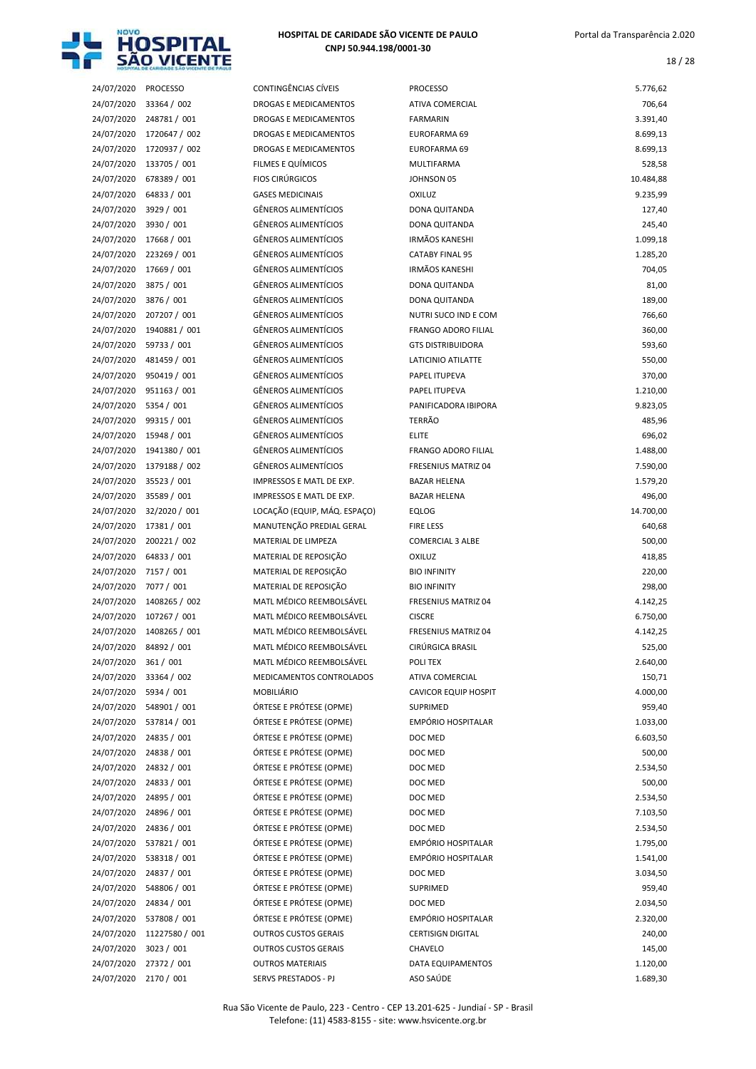| | | | | |
|---|---|---|---|---|
| 24/07/2020 | PROCESSO | CONTINGÊNCIAS CÍVEIS | PROCESSO | 5.776,62 |
| 24/07/2020 | 33364 / 002 | DROGAS E MEDICAMENTOS | ATIVA COMERCIAL | 706,64 |
| 24/07/2020 | 248781 / 001 | DROGAS E MEDICAMENTOS | FARMARIN | 3.391,40 |
| 24/07/2020 | 1720647 / 002 | DROGAS E MEDICAMENTOS | EUROFARMA 69 | 8.699,13 |
| 24/07/2020 | 1720937 / 002 | DROGAS E MEDICAMENTOS | EUROFARMA 69 | 8.699,13 |
| 24/07/2020 | 133705 / 001 | FILMES E QUÍMICOS | MULTIFARMA | 528,58 |
| 24/07/2020 | 678389 / 001 | FIOS CIRÚRGICOS | JOHNSON 05 | 10.484,88 |
| 24/07/2020 | 64833 / 001 | GASES MEDICINAIS | OXILUZ | 9.235,99 |
| 24/07/2020 | 3929 / 001 | GÊNEROS ALIMENTÍCIOS | DONA QUITANDA | 127,40 |
| 24/07/2020 | 3930 / 001 | GÊNEROS ALIMENTÍCIOS | DONA QUITANDA | 245,40 |
| 24/07/2020 | 17668 / 001 | GÊNEROS ALIMENTÍCIOS | IRMÃOS KANESHI | 1.099,18 |
| 24/07/2020 | 223269 / 001 | GÊNEROS ALIMENTÍCIOS | CATABY FINAL 95 | 1.285,20 |
| 24/07/2020 | 17669 / 001 | GÊNEROS ALIMENTÍCIOS | IRMÃOS KANESHI | 704,05 |
| 24/07/2020 | 3875 / 001 | GÊNEROS ALIMENTÍCIOS | DONA QUITANDA | 81,00 |
| 24/07/2020 | 3876 / 001 | GÊNEROS ALIMENTÍCIOS | DONA QUITANDA | 189,00 |
| 24/07/2020 | 207207 / 001 | GÊNEROS ALIMENTÍCIOS | NUTRI SUCO IND E COM | 766,60 |
| 24/07/2020 | 1940881 / 001 | GÊNEROS ALIMENTÍCIOS | FRANGO ADORO FILIAL | 360,00 |
| 24/07/2020 | 59733 / 001 | GÊNEROS ALIMENTÍCIOS | GTS DISTRIBUIDORA | 593,60 |
| 24/07/2020 | 481459 / 001 | GÊNEROS ALIMENTÍCIOS | LATICINIO ATILATTE | 550,00 |
| 24/07/2020 | 950419 / 001 | GÊNEROS ALIMENTÍCIOS | PAPEL ITUPEVA | 370,00 |
| 24/07/2020 | 951163 / 001 | GÊNEROS ALIMENTÍCIOS | PAPEL ITUPEVA | 1.210,00 |
| 24/07/2020 | 5354 / 001 | GÊNEROS ALIMENTÍCIOS | PANIFICADORA IBIPORA | 9.823,05 |
| 24/07/2020 | 99315 / 001 | GÊNEROS ALIMENTÍCIOS | TERRÃO | 485,96 |
| 24/07/2020 | 15948 / 001 | GÊNEROS ALIMENTÍCIOS | ELITE | 696,02 |
| 24/07/2020 | 1941380 / 001 | GÊNEROS ALIMENTÍCIOS | FRANGO ADORO FILIAL | 1.488,00 |
| 24/07/2020 | 1379188 / 002 | GÊNEROS ALIMENTÍCIOS | FRESENIUS MATRIZ 04 | 7.590,00 |
| 24/07/2020 | 35523 / 001 | IMPRESSOS E MATL DE EXP. | BAZAR HELENA | 1.579,20 |
| 24/07/2020 | 35589 / 001 | IMPRESSOS E MATL DE EXP. | BAZAR HELENA | 496,00 |
| 24/07/2020 | 32/2020 / 001 | LOCAÇÃO (EQUIP, MÁQ. ESPAÇO) | EQLOG | 14.700,00 |
| 24/07/2020 | 17381 / 001 | MANUTENÇÃO PREDIAL GERAL | FIRE LESS | 640,68 |
| 24/07/2020 | 200221 / 002 | MATERIAL DE LIMPEZA | COMERCIAL 3 ALBE | 500,00 |
| 24/07/2020 | 64833 / 001 | MATERIAL DE REPOSIÇÃO | OXILUZ | 418,85 |
| 24/07/2020 | 7157 / 001 | MATERIAL DE REPOSIÇÃO | BIO INFINITY | 220,00 |
| 24/07/2020 | 7077 / 001 | MATERIAL DE REPOSIÇÃO | BIO INFINITY | 298,00 |
| 24/07/2020 | 1408265 / 002 | MATL MÉDICO REEMBOLSÁVEL | FRESENIUS MATRIZ 04 | 4.142,25 |
| 24/07/2020 | 107267 / 001 | MATL MÉDICO REEMBOLSÁVEL | CISCRE | 6.750,00 |
| 24/07/2020 | 1408265 / 001 | MATL MÉDICO REEMBOLSÁVEL | FRESENIUS MATRIZ 04 | 4.142,25 |
| 24/07/2020 | 84892 / 001 | MATL MÉDICO REEMBOLSÁVEL | CIRÚRGICA BRASIL | 525,00 |
| 24/07/2020 | 361 / 001 | MATL MÉDICO REEMBOLSÁVEL | POLI TEX | 2.640,00 |
| 24/07/2020 | 33364 / 002 | MEDICAMENTOS CONTROLADOS | ATIVA COMERCIAL | 150,71 |
| 24/07/2020 | 5934 / 001 | MOBILIÁRIO | CAVICOR EQUIP HOSPIT | 4.000,00 |
| 24/07/2020 | 548901 / 001 | ÓRTESE E PRÓTESE (OPME) | SUPRIMED | 959,40 |
| 24/07/2020 | 537814 / 001 | ÓRTESE E PRÓTESE (OPME) | EMPÓRIO HOSPITALAR | 1.033,00 |
| 24/07/2020 | 24835 / 001 | ÓRTESE E PRÓTESE (OPME) | DOC MED | 6.603,50 |
| 24/07/2020 | 24838 / 001 | ÓRTESE E PRÓTESE (OPME) | DOC MED | 500,00 |
| 24/07/2020 | 24832 / 001 | ÓRTESE E PRÓTESE (OPME) | DOC MED | 2.534,50 |
| 24/07/2020 | 24833 / 001 | ÓRTESE E PRÓTESE (OPME) | DOC MED | 500,00 |
| 24/07/2020 | 24895 / 001 | ÓRTESE E PRÓTESE (OPME) | DOC MED | 2.534,50 |
| 24/07/2020 | 24896 / 001 | ÓRTESE E PRÓTESE (OPME) | DOC MED | 7.103,50 |
| 24/07/2020 | 24836 / 001 | ÓRTESE E PRÓTESE (OPME) | DOC MED | 2.534,50 |
| 24/07/2020 | 537821 / 001 | ÓRTESE E PRÓTESE (OPME) | EMPÓRIO HOSPITALAR | 1.795,00 |
| 24/07/2020 | 538318 / 001 | ÓRTESE E PRÓTESE (OPME) | EMPÓRIO HOSPITALAR | 1.541,00 |
| 24/07/2020 | 24837 / 001 | ÓRTESE E PRÓTESE (OPME) | DOC MED | 3.034,50 |
| 24/07/2020 | 548806 / 001 | ÓRTESE E PRÓTESE (OPME) | SUPRIMED | 959,40 |
| 24/07/2020 | 24834 / 001 | ÓRTESE E PRÓTESE (OPME) | DOC MED | 2.034,50 |
| 24/07/2020 | 537808 / 001 | ÓRTESE E PRÓTESE (OPME) | EMPÓRIO HOSPITALAR | 2.320,00 |
| 24/07/2020 | 11227580 / 001 | OUTROS CUSTOS GERAIS | CERTISIGN DIGITAL | 240,00 |
| 24/07/2020 | 3023 / 001 | OUTROS CUSTOS GERAIS | CHAVELO | 145,00 |
| 24/07/2020 | 27372 / 001 | OUTROS MATERIAIS | DATA EQUIPAMENTOS | 1.120,00 |
| 24/07/2020 | 2170 / 001 | SERVS PRESTADOS - PJ | ASO SAÚDE | 1.689,30 |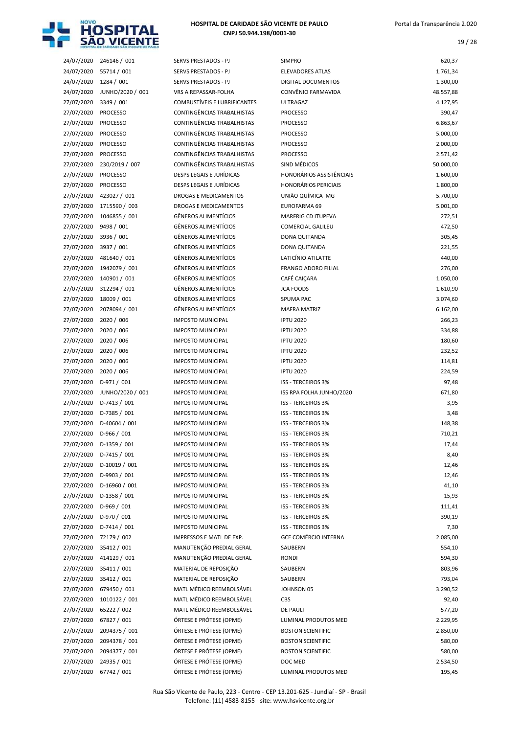# HOSPITAL DE CARIDADE SÃO VICENTE DE PAULO
**CNPJ 50.944.198/0001-30**

| | | | | |
|---|---|---|---|---|
| 24/07/2020 | 246146 / 001 | SERVS PRESTADOS - PJ | SIMPRO | 620,37 |
| 24/07/2020 | 55714 / 001 | SERVS PRESTADOS - PJ | ELEVADORES ATLAS | 1.761,34 |
| 24/07/2020 | 1284 / 001 | SERVS PRESTADOS - PJ | DIGITAL DOCUMENTOS | 1.300,00 |
| 24/07/2020 | JUNHO/2020 / 001 | VRS A REPASSAR-FOLHA | CONVÊNIO FARMAVIDA | 48.557,88 |
| 27/07/2020 | 3349 / 001 | COMBUSTÍVEIS E LUBRIFICANTES | ULTRAGAZ | 4.127,95 |
| 27/07/2020 | PROCESSO | CONTINGÊNCIAS TRABALHISTAS | PROCESSO | 390,47 |
| 27/07/2020 | PROCESSO | CONTINGÊNCIAS TRABALHISTAS | PROCESSO | 6.863,67 |
| 27/07/2020 | PROCESSO | CONTINGÊNCIAS TRABALHISTAS | PROCESSO | 5.000,00 |
| 27/07/2020 | PROCESSO | CONTINGÊNCIAS TRABALHISTAS | PROCESSO | 2.000,00 |
| 27/07/2020 | PROCESSO | CONTINGÊNCIAS TRABALHISTAS | PROCESSO | 2.571,42 |
| 27/07/2020 | 230/2019 / 007 | CONTINGÊNCIAS TRABALHISTAS | SIND MÉDICOS | 50.000,00 |
| 27/07/2020 | PROCESSO | DESPS LEGAIS E JURÍDICAS | HONORÁRIOS ASSISTÊNCIAIS | 1.600,00 |
| 27/07/2020 | PROCESSO | DESPS LEGAIS E JURÍDICAS | HONORÁRIOS PERICIAIS | 1.800,00 |
| 27/07/2020 | 423027 / 001 | DROGAS E MEDICAMENTOS | UNIÃO QUÍMICA MG | 5.700,00 |
| 27/07/2020 | 1715590 / 003 | DROGAS E MEDICAMENTOS | EUROFARMA 69 | 5.001,00 |
| 27/07/2020 | 1046855 / 001 | GÊNEROS ALIMENTÍCIOS | MARFRIG CD ITUPEVA | 272,51 |
| 27/07/2020 | 9498 / 001 | GÊNEROS ALIMENTÍCIOS | COMERCIAL GALILEU | 472,50 |
| 27/07/2020 | 3936 / 001 | GÊNEROS ALIMENTÍCIOS | DONA QUITANDA | 305,45 |
| 27/07/2020 | 3937 / 001 | GÊNEROS ALIMENTÍCIOS | DONA QUITANDA | 221,55 |
| 27/07/2020 | 481640 / 001 | GÊNEROS ALIMENTÍCIOS | LATICÍNIO ATILATTE | 440,00 |
| 27/07/2020 | 1942079 / 001 | GÊNEROS ALIMENTÍCIOS | FRANGO ADORO FILIAL | 276,00 |
| 27/07/2020 | 140901 / 001 | GÊNEROS ALIMENTÍCIOS | CAFÉ CAIÇARA | 1.050,00 |
| 27/07/2020 | 312294 / 001 | GÊNEROS ALIMENTÍCIOS | JCA FOODS | 1.610,90 |
| 27/07/2020 | 18009 / 001 | GÊNEROS ALIMENTÍCIOS | SPUMA PAC | 3.074,60 |
| 27/07/2020 | 2078094 / 001 | GÊNEROS ALIMENTÍCIOS | MAFRA MATRIZ | 6.162,00 |
| 27/07/2020 | 2020 / 006 | IMPOSTO MUNICIPAL | IPTU 2020 | 266,23 |
| 27/07/2020 | 2020 / 006 | IMPOSTO MUNICIPAL | IPTU 2020 | 334,88 |
| 27/07/2020 | 2020 / 006 | IMPOSTO MUNICIPAL | IPTU 2020 | 180,60 |
| 27/07/2020 | 2020 / 006 | IMPOSTO MUNICIPAL | IPTU 2020 | 232,52 |
| 27/07/2020 | 2020 / 006 | IMPOSTO MUNICIPAL | IPTU 2020 | 114,81 |
| 27/07/2020 | 2020 / 006 | IMPOSTO MUNICIPAL | IPTU 2020 | 224,59 |
| 27/07/2020 | D-971 / 001 | IMPOSTO MUNICIPAL | ISS - TERCEIROS 3% | 97,48 |
| 27/07/2020 | JUNHO/2020 / 001 | IMPOSTO MUNICIPAL | ISS RPA FOLHA JUNHO/2020 | 671,80 |
| 27/07/2020 | D-7413 / 001 | IMPOSTO MUNICIPAL | ISS - TERCEIROS 3% | 3,95 |
| 27/07/2020 | D-7385 / 001 | IMPOSTO MUNICIPAL | ISS - TERCEIROS 3% | 3,48 |
| 27/07/2020 | D-40604 / 001 | IMPOSTO MUNICIPAL | ISS - TERCEIROS 3% | 148,38 |
| 27/07/2020 | D-966 / 001 | IMPOSTO MUNICIPAL | ISS - TERCEIROS 3% | 710,21 |
| 27/07/2020 | D-1359 / 001 | IMPOSTO MUNICIPAL | ISS - TERCEIROS 3% | 17,44 |
| 27/07/2020 | D-7415 / 001 | IMPOSTO MUNICIPAL | ISS - TERCEIROS 3% | 8,40 |
| 27/07/2020 | D-10019 / 001 | IMPOSTO MUNICIPAL | ISS - TERCEIROS 3% | 12,46 |
| 27/07/2020 | D-9903 / 001 | IMPOSTO MUNICIPAL | ISS - TERCEIROS 3% | 12,46 |
| 27/07/2020 | D-16960 / 001 | IMPOSTO MUNICIPAL | ISS - TERCEIROS 3% | 41,10 |
| 27/07/2020 | D-1358 / 001 | IMPOSTO MUNICIPAL | ISS - TERCEIROS 3% | 15,93 |
| 27/07/2020 | D-969 / 001 | IMPOSTO MUNICIPAL | ISS - TERCEIROS 3% | 111,41 |
| 27/07/2020 | D-970 / 001 | IMPOSTO MUNICIPAL | ISS - TERCEIROS 3% | 390,19 |
| 27/07/2020 | D-7414 / 001 | IMPOSTO MUNICIPAL | ISS - TERCEIROS 3% | 7,30 |
| 27/07/2020 | 72179 / 002 | IMPRESSOS E MATL DE EXP. | GCE COMÉRCIO INTERNA | 2.085,00 |
| 27/07/2020 | 35412 / 001 | MANUTENÇÃO PREDIAL GERAL | SAUBERN | 554,10 |
| 27/07/2020 | 414129 / 001 | MANUTENÇÃO PREDIAL GERAL | RONDI | 594,30 |
| 27/07/2020 | 35411 / 001 | MATERIAL DE REPOSIÇÃO | SAUBERN | 803,96 |
| 27/07/2020 | 35412 / 001 | MATERIAL DE REPOSIÇÃO | SAUBERN | 793,04 |
| 27/07/2020 | 679450 / 001 | MATL MÉDICO REEMBOLSÁVEL | JOHNSON 05 | 3.290,52 |
| 27/07/2020 | 1010122 / 001 | MATL MÉDICO REEMBOLSÁVEL | CBS | 92,40 |
| 27/07/2020 | 65222 / 002 | MATL MÉDICO REEMBOLSÁVEL | DE PAULI | 577,20 |
| 27/07/2020 | 67827 / 001 | ÓRTESE E PRÓTESE (OPME) | LUMINAL PRODUTOS MED | 2.229,95 |
| 27/07/2020 | 2094375 / 001 | ÓRTESE E PRÓTESE (OPME) | BOSTON SCIENTIFIC | 2.850,00 |
| 27/07/2020 | 2094378 / 001 | ÓRTESE E PRÓTESE (OPME) | BOSTON SCIENTIFIC | 580,00 |
| 27/07/2020 | 2094377 / 001 | ÓRTESE E PRÓTESE (OPME) | BOSTON SCIENTIFIC | 580,00 |
| 27/07/2020 | 24935 / 001 | ÓRTESE E PRÓTESE (OPME) | DOC MED | 2.534,50 |
| 27/07/2020 | 67742 / 001 | ÓRTESE E PRÓTESE (OPME) | LUMINAL PRODUTOS MED | 195,45 |

Rua São Vicente de Paulo, 223 - Centro - CEP 13.201-625 - Jundiaí - SP - Brasil
Telefone: (11) 4583-8155 - site: www.hsvicente.org.br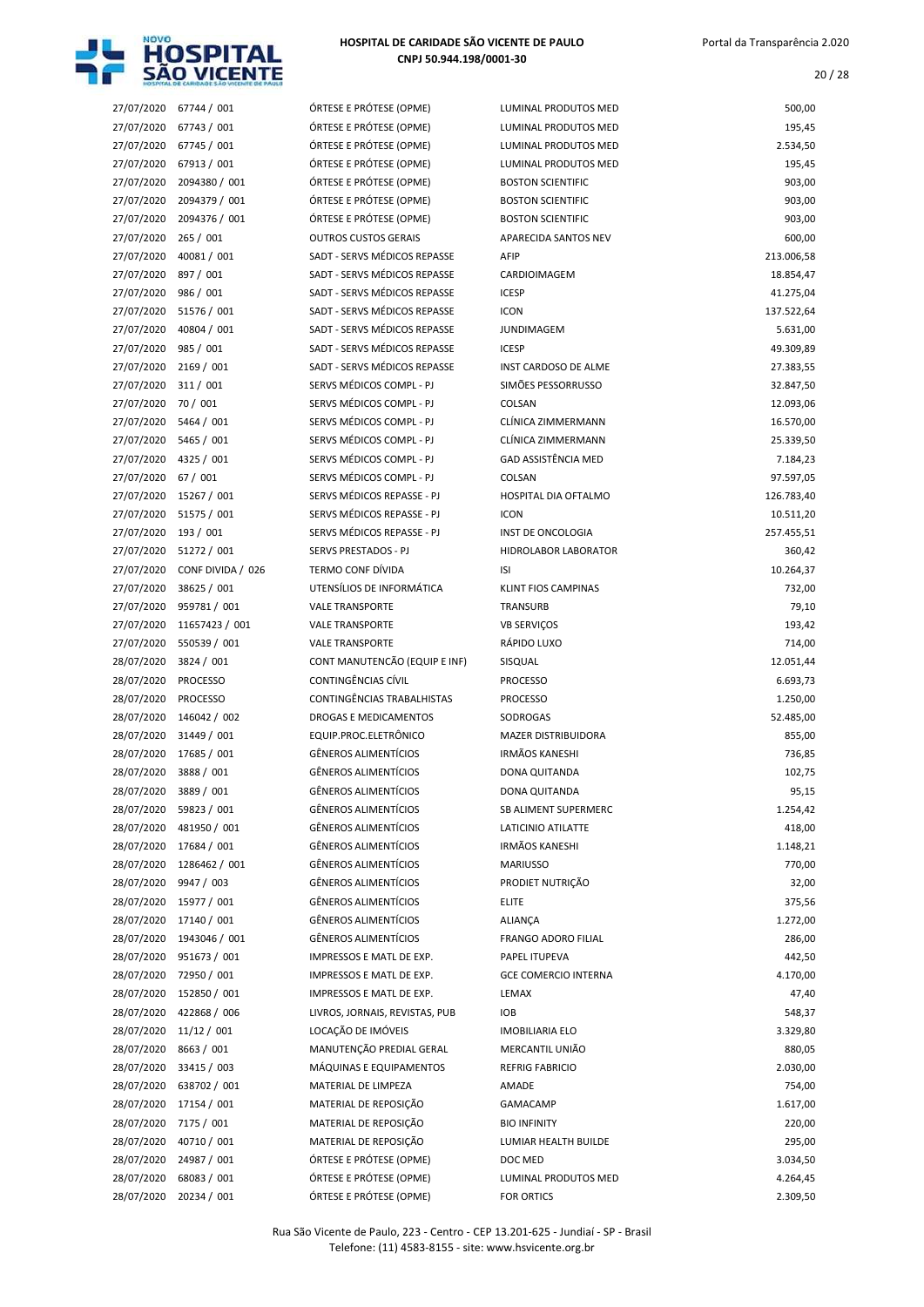| | | | | |
|---|---|---|---|---|
| 27/07/2020 | 67744 / 001 | ÓRTESE E PRÓTESE (OPME) | LUMINAL PRODUTOS MED | 500,00 |
| 27/07/2020 | 67743 / 001 | ÓRTESE E PRÓTESE (OPME) | LUMINAL PRODUTOS MED | 195,45 |
| 27/07/2020 | 67745 / 001 | ÓRTESE E PRÓTESE (OPME) | LUMINAL PRODUTOS MED | 2.534,50 |
| 27/07/2020 | 67913 / 001 | ÓRTESE E PRÓTESE (OPME) | LUMINAL PRODUTOS MED | 195,45 |
| 27/07/2020 | 2094380 / 001 | ÓRTESE E PRÓTESE (OPME) | BOSTON SCIENTIFIC | 903,00 |
| 27/07/2020 | 2094379 / 001 | ÓRTESE E PRÓTESE (OPME) | BOSTON SCIENTIFIC | 903,00 |
| 27/07/2020 | 2094376 / 001 | ÓRTESE E PRÓTESE (OPME) | BOSTON SCIENTIFIC | 903,00 |
| 27/07/2020 | 265 / 001 | OUTROS CUSTOS GERAIS | APARECIDA SANTOS NEV | 600,00 |
| 27/07/2020 | 40081 / 001 | SADT - SERVS MÉDICOS REPASSE | AFIP | 213.006,58 |
| 27/07/2020 | 897 / 001 | SADT - SERVS MÉDICOS REPASSE | CARDIOIMAGEM | 18.854,47 |
| 27/07/2020 | 986 / 001 | SADT - SERVS MÉDICOS REPASSE | ICESP | 41.275,04 |
| 27/07/2020 | 51576 / 001 | SADT - SERVS MÉDICOS REPASSE | ICON | 137.522,64 |
| 27/07/2020 | 40804 / 001 | SADT - SERVS MÉDICOS REPASSE | JUNDIMAGEM | 5.631,00 |
| 27/07/2020 | 985 / 001 | SADT - SERVS MÉDICOS REPASSE | ICESP | 49.309,89 |
| 27/07/2020 | 2169 / 001 | SADT - SERVS MÉDICOS REPASSE | INST CARDOSO DE ALME | 27.383,55 |
| 27/07/2020 | 311 / 001 | SERVS MÉDICOS COMPL - PJ | SIMÕES PESSORRUSSO | 32.847,50 |
| 27/07/2020 | 70 / 001 | SERVS MÉDICOS COMPL - PJ | COLSAN | 12.093,06 |
| 27/07/2020 | 5464 / 001 | SERVS MÉDICOS COMPL - PJ | CLÍNICA ZIMMERMANN | 16.570,00 |
| 27/07/2020 | 5465 / 001 | SERVS MÉDICOS COMPL - PJ | CLÍNICA ZIMMERMANN | 25.339,50 |
| 27/07/2020 | 4325 / 001 | SERVS MÉDICOS COMPL - PJ | GAD ASSISTÊNCIA MED | 7.184,23 |
| 27/07/2020 | 67 / 001 | SERVS MÉDICOS COMPL - PJ | COLSAN | 97.597,05 |
| 27/07/2020 | 15267 / 001 | SERVS MÉDICOS REPASSE - PJ | HOSPITAL DIA OFTALMO | 126.783,40 |
| 27/07/2020 | 51575 / 001 | SERVS MÉDICOS REPASSE - PJ | ICON | 10.511,20 |
| 27/07/2020 | 193 / 001 | SERVS MÉDICOS REPASSE - PJ | INST DE ONCOLOGIA | 257.455,51 |
| 27/07/2020 | 51272 / 001 | SERVS PRESTADOS - PJ | HIDROLABOR LABORATOR | 360,42 |
| 27/07/2020 | CONF DIVIDA / 026 | TERMO CONF DÍVIDA | ISI | 10.264,37 |
| 27/07/2020 | 38625 / 001 | UTENSÍLIOS DE INFORMÁTICA | KLINT FIOS CAMPINAS | 732,00 |
| 27/07/2020 | 959781 / 001 | VALE TRANSPORTE | TRANSURB | 79,10 |
| 27/07/2020 | 11657423 / 001 | VALE TRANSPORTE | VB SERVIÇOS | 193,42 |
| 27/07/2020 | 550539 / 001 | VALE TRANSPORTE | RÁPIDO LUXO | 714,00 |
| 28/07/2020 | 3824 / 001 | CONT MANUTENCÃO (EQUIP E INF) | SISQUAL | 12.051,44 |
| 28/07/2020 | PROCESSO | CONTINGÊNCIAS CÍVIL | PROCESSO | 6.693,73 |
| 28/07/2020 | PROCESSO | CONTINGÊNCIAS TRABALHISTAS | PROCESSO | 1.250,00 |
| 28/07/2020 | 146042 / 002 | DROGAS E MEDICAMENTOS | SODROGAS | 52.485,00 |
| 28/07/2020 | 31449 / 001 | EQUIP.PROC.ELETRÔNICO | MAZER DISTRIBUIDORA | 855,00 |
| 28/07/2020 | 17685 / 001 | GÊNEROS ALIMENTÍCIOS | IRMÃOS KANESHI | 736,85 |
| 28/07/2020 | 3888 / 001 | GÊNEROS ALIMENTÍCIOS | DONA QUITANDA | 102,75 |
| 28/07/2020 | 3889 / 001 | GÊNEROS ALIMENTÍCIOS | DONA QUITANDA | 95,15 |
| 28/07/2020 | 59823 / 001 | GÊNEROS ALIMENTÍCIOS | SB ALIMENT SUPERMERC | 1.254,42 |
| 28/07/2020 | 481950 / 001 | GÊNEROS ALIMENTÍCIOS | LATICINIO ATILATTE | 418,00 |
| 28/07/2020 | 17684 / 001 | GÊNEROS ALIMENTÍCIOS | IRMÃOS KANESHI | 1.148,21 |
| 28/07/2020 | 1286462 / 001 | GÊNEROS ALIMENTÍCIOS | MARIUSSO | 770,00 |
| 28/07/2020 | 9947 / 003 | GÊNEROS ALIMENTÍCIOS | PRODIET NUTRIÇÃO | 32,00 |
| 28/07/2020 | 15977 / 001 | GÊNEROS ALIMENTÍCIOS | ELITE | 375,56 |
| 28/07/2020 | 17140 / 001 | GÊNEROS ALIMENTÍCIOS | ALIANÇA | 1.272,00 |
| 28/07/2020 | 1943046 / 001 | GÊNEROS ALIMENTÍCIOS | FRANGO ADORO FILIAL | 286,00 |
| 28/07/2020 | 951673 / 001 | IMPRESSOS E MATL DE EXP. | PAPEL ITUPEVA | 442,50 |
| 28/07/2020 | 72950 / 001 | IMPRESSOS E MATL DE EXP. | GCE COMERCIO INTERNA | 4.170,00 |
| 28/07/2020 | 152850 / 001 | IMPRESSOS E MATL DE EXP. | LEMAX | 47,40 |
| 28/07/2020 | 422868 / 006 | LIVROS, JORNAIS, REVISTAS, PUB | IOB | 548,37 |
| 28/07/2020 | 11/12 / 001 | LOCAÇÃO DE IMÓVEIS | IMOBILIARIA ELO | 3.329,80 |
| 28/07/2020 | 8663 / 001 | MANUTENÇÃO PREDIAL GERAL | MERCANTIL UNIÃO | 880,05 |
| 28/07/2020 | 33415 / 003 | MÁQUINAS E EQUIPAMENTOS | REFRIG FABRICIO | 2.030,00 |
| 28/07/2020 | 638702 / 001 | MATERIAL DE LIMPEZA | AMADE | 754,00 |
| 28/07/2020 | 17154 / 001 | MATERIAL DE REPOSIÇÃO | GAMACAMP | 1.617,00 |
| 28/07/2020 | 7175 / 001 | MATERIAL DE REPOSIÇÃO | BIO INFINITY | 220,00 |
| 28/07/2020 | 40710 / 001 | MATERIAL DE REPOSIÇÃO | LUMIAR HEALTH BUILDE | 295,00 |
| 28/07/2020 | 24987 / 001 | ÓRTESE E PRÓTESE (OPME) | DOC MED | 3.034,50 |
| 28/07/2020 | 68083 / 001 | ÓRTESE E PRÓTESE (OPME) | LUMINAL PRODUTOS MED | 4.264,45 |
| 28/07/2020 | 20234 / 001 | ÓRTESE E PRÓTESE (OPME) | FOR ORTICS | 2.309,50 |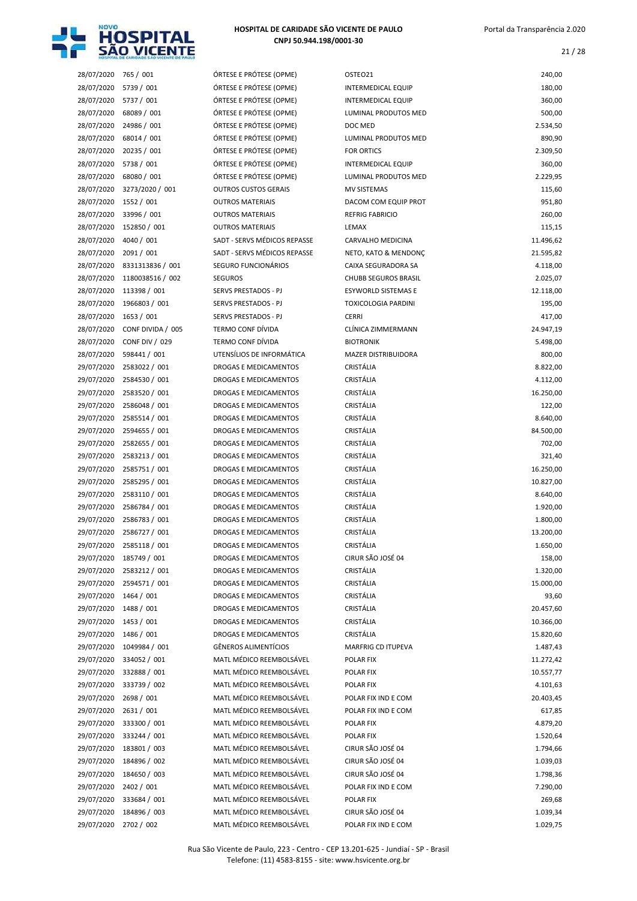| | | | | |
|---|---|---|---|---|
| 28/07/2020 | 765 / 001 | ÓRTESE E PRÓTESE (OPME) | OSTEO21 | 240,00 |
| 28/07/2020 | 5739 / 001 | ÓRTESE E PRÓTESE (OPME) | INTERMEDICAL EQUIP | 180,00 |
| 28/07/2020 | 5737 / 001 | ÓRTESE E PRÓTESE (OPME) | INTERMEDICAL EQUIP | 360,00 |
| 28/07/2020 | 68089 / 001 | ÓRTESE E PRÓTESE (OPME) | LUMINAL PRODUTOS MED | 500,00 |
| 28/07/2020 | 24986 / 001 | ÓRTESE E PRÓTESE (OPME) | DOC MED | 2.534,50 |
| 28/07/2020 | 68014 / 001 | ÓRTESE E PRÓTESE (OPME) | LUMINAL PRODUTOS MED | 890,90 |
| 28/07/2020 | 20235 / 001 | ÓRTESE E PRÓTESE (OPME) | FOR ORTICS | 2.309,50 |
| 28/07/2020 | 5738 / 001 | ÓRTESE E PRÓTESE (OPME) | INTERMEDICAL EQUIP | 360,00 |
| 28/07/2020 | 68080 / 001 | ÓRTESE E PRÓTESE (OPME) | LUMINAL PRODUTOS MED | 2.229,95 |
| 28/07/2020 | 3273/2020 / 001 | OUTROS CUSTOS GERAIS | MV SISTEMAS | 115,60 |
| 28/07/2020 | 1552 / 001 | OUTROS MATERIAIS | DACOM COM EQUIP PROT | 951,80 |
| 28/07/2020 | 33996 / 001 | OUTROS MATERIAIS | REFRIG FABRICIO | 260,00 |
| 28/07/2020 | 152850 / 001 | OUTROS MATERIAIS | LEMAX | 115,15 |
| 28/07/2020 | 4040 / 001 | SADT - SERVS MÉDICOS REPASSE | CARVALHO MEDICINA | 11.496,62 |
| 28/07/2020 | 2091 / 001 | SADT - SERVS MÉDICOS REPASSE | NETO, KATO & MENDONÇ | 21.595,82 |
| 28/07/2020 | 8331313836 / 001 | SEGURO FUNCIONÁRIOS | CAIXA SEGURADORA SA | 4.118,00 |
| 28/07/2020 | 1180038516 / 002 | SEGUROS | CHUBB SEGUROS BRASIL | 2.025,07 |
| 28/07/2020 | 113398 / 001 | SERVS PRESTADOS - PJ | ESYWORLD SISTEMAS E | 12.118,00 |
| 28/07/2020 | 1966803 / 001 | SERVS PRESTADOS - PJ | TOXICOLOGIA PARDINI | 195,00 |
| 28/07/2020 | 1653 / 001 | SERVS PRESTADOS - PJ | CERRI | 417,00 |
| 28/07/2020 | CONF DIVIDA / 005 | TERMO CONF DÍVIDA | CLÍNICA ZIMMERMANN | 24.947,19 |
| 28/07/2020 | CONF DIV / 029 | TERMO CONF DÍVIDA | BIOTRONIK | 5.498,00 |
| 28/07/2020 | 598441 / 001 | UTENSÍLIOS DE INFORMÁTICA | MAZER DISTRIBUIDORA | 800,00 |
| 29/07/2020 | 2583022 / 001 | DROGAS E MEDICAMENTOS | CRISTÁLIA | 8.822,00 |
| 29/07/2020 | 2584530 / 001 | DROGAS E MEDICAMENTOS | CRISTÁLIA | 4.112,00 |
| 29/07/2020 | 2583520 / 001 | DROGAS E MEDICAMENTOS | CRISTÁLIA | 16.250,00 |
| 29/07/2020 | 2586048 / 001 | DROGAS E MEDICAMENTOS | CRISTÁLIA | 122,00 |
| 29/07/2020 | 2585514 / 001 | DROGAS E MEDICAMENTOS | CRISTÁLIA | 8.640,00 |
| 29/07/2020 | 2594655 / 001 | DROGAS E MEDICAMENTOS | CRISTÁLIA | 84.500,00 |
| 29/07/2020 | 2582655 / 001 | DROGAS E MEDICAMENTOS | CRISTÁLIA | 702,00 |
| 29/07/2020 | 2583213 / 001 | DROGAS E MEDICAMENTOS | CRISTÁLIA | 321,40 |
| 29/07/2020 | 2585751 / 001 | DROGAS E MEDICAMENTOS | CRISTÁLIA | 16.250,00 |
| 29/07/2020 | 2585295 / 001 | DROGAS E MEDICAMENTOS | CRISTÁLIA | 10.827,00 |
| 29/07/2020 | 2583110 / 001 | DROGAS E MEDICAMENTOS | CRISTÁLIA | 8.640,00 |
| 29/07/2020 | 2586784 / 001 | DROGAS E MEDICAMENTOS | CRISTÁLIA | 1.920,00 |
| 29/07/2020 | 2586783 / 001 | DROGAS E MEDICAMENTOS | CRISTÁLIA | 1.800,00 |
| 29/07/2020 | 2586727 / 001 | DROGAS E MEDICAMENTOS | CRISTÁLIA | 13.200,00 |
| 29/07/2020 | 2585118 / 001 | DROGAS E MEDICAMENTOS | CRISTÁLIA | 1.650,00 |
| 29/07/2020 | 185749 / 001 | DROGAS E MEDICAMENTOS | CIRUR SÃO JOSÉ 04 | 158,00 |
| 29/07/2020 | 2583212 / 001 | DROGAS E MEDICAMENTOS | CRISTÁLIA | 1.320,00 |
| 29/07/2020 | 2594571 / 001 | DROGAS E MEDICAMENTOS | CRISTÁLIA | 15.000,00 |
| 29/07/2020 | 1464 / 001 | DROGAS E MEDICAMENTOS | CRISTÁLIA | 93,60 |
| 29/07/2020 | 1488 / 001 | DROGAS E MEDICAMENTOS | CRISTÁLIA | 20.457,60 |
| 29/07/2020 | 1453 / 001 | DROGAS E MEDICAMENTOS | CRISTÁLIA | 10.366,00 |
| 29/07/2020 | 1486 / 001 | DROGAS E MEDICAMENTOS | CRISTÁLIA | 15.820,60 |
| 29/07/2020 | 1049984 / 001 | GÊNEROS ALIMENTÍCIOS | MARFRIG CD ITUPEVA | 1.487,43 |
| 29/07/2020 | 334052 / 001 | MATL MÉDICO REEMBOLSÁVEL | POLAR FIX | 11.272,42 |
| 29/07/2020 | 332888 / 001 | MATL MÉDICO REEMBOLSÁVEL | POLAR FIX | 10.557,77 |
| 29/07/2020 | 333739 / 002 | MATL MÉDICO REEMBOLSÁVEL | POLAR FIX | 4.101,63 |
| 29/07/2020 | 2698 / 001 | MATL MÉDICO REEMBOLSÁVEL | POLAR FIX IND E COM | 20.403,45 |
| 29/07/2020 | 2631 / 001 | MATL MÉDICO REEMBOLSÁVEL | POLAR FIX IND E COM | 617,85 |
| 29/07/2020 | 333300 / 001 | MATL MÉDICO REEMBOLSÁVEL | POLAR FIX | 4.879,20 |
| 29/07/2020 | 333244 / 001 | MATL MÉDICO REEMBOLSÁVEL | POLAR FIX | 1.520,64 |
| 29/07/2020 | 183801 / 003 | MATL MÉDICO REEMBOLSÁVEL | CIRUR SÃO JOSÉ 04 | 1.794,66 |
| 29/07/2020 | 184896 / 002 | MATL MÉDICO REEMBOLSÁVEL | CIRUR SÃO JOSÉ 04 | 1.039,03 |
| 29/07/2020 | 184650 / 003 | MATL MÉDICO REEMBOLSÁVEL | CIRUR SÃO JOSÉ 04 | 1.798,36 |
| 29/07/2020 | 2402 / 001 | MATL MÉDICO REEMBOLSÁVEL | POLAR FIX IND E COM | 7.290,00 |
| 29/07/2020 | 333684 / 001 | MATL MÉDICO REEMBOLSÁVEL | POLAR FIX | 269,68 |
| 29/07/2020 | 184896 / 003 | MATL MÉDICO REEMBOLSÁVEL | CIRUR SÃO JOSÉ 04 | 1.039,34 |
| 29/07/2020 | 2702 / 002 | MATL MÉDICO REEMBOLSÁVEL | POLAR FIX IND E COM | 1.029,75 |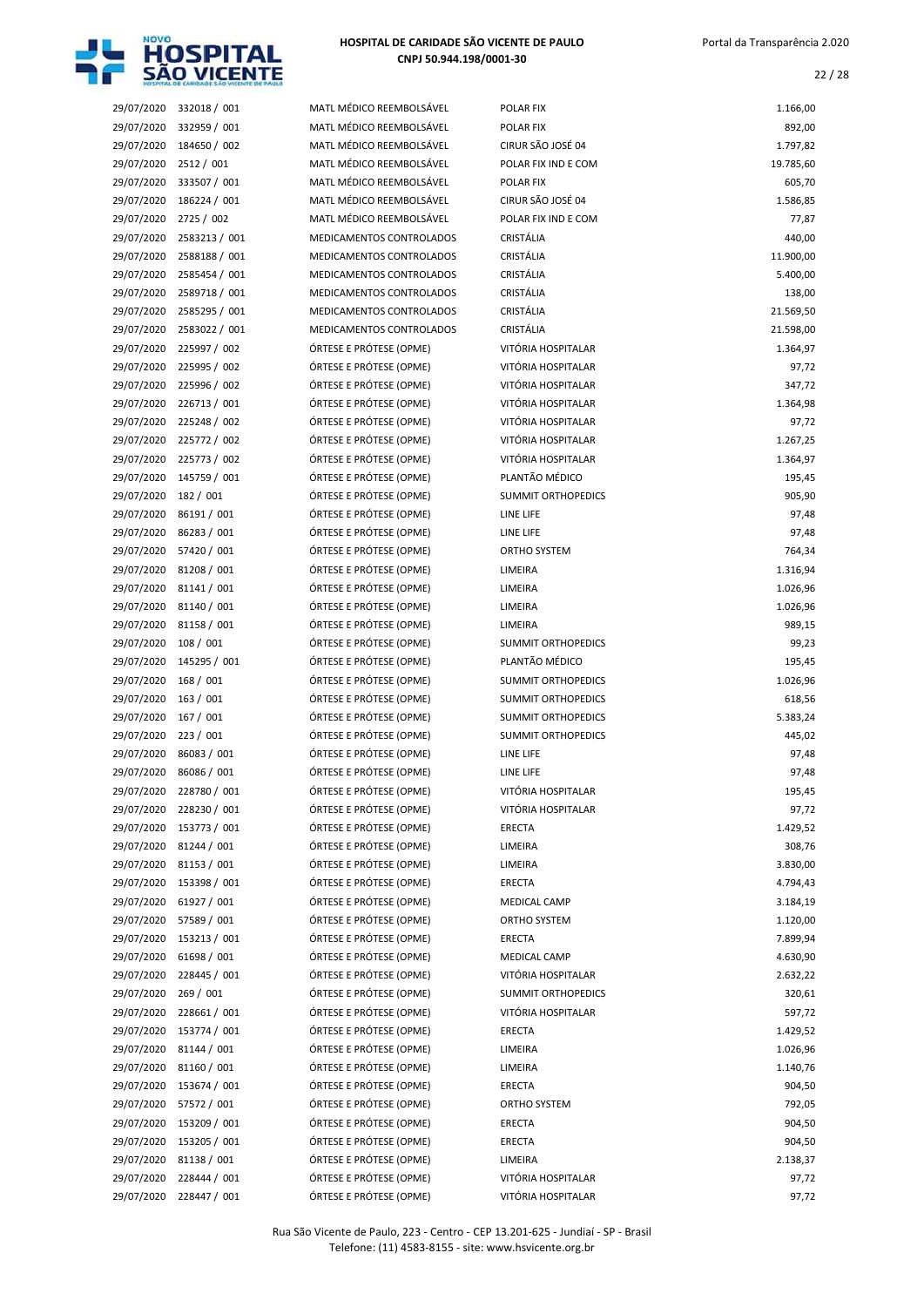| | | | | |
|---|---|---|---|---|
| 29/07/2020 | 332018 / 001 | MATL MÉDICO REEMBOLSÁVEL | POLAR FIX | 1.166,00 |
| 29/07/2020 | 332959 / 001 | MATL MÉDICO REEMBOLSÁVEL | POLAR FIX | 892,00 |
| 29/07/2020 | 184650 / 002 | MATL MÉDICO REEMBOLSÁVEL | CIRUR SÃO JOSÉ 04 | 1.797,82 |
| 29/07/2020 | 2512 / 001 | MATL MÉDICO REEMBOLSÁVEL | POLAR FIX IND E COM | 19.785,60 |
| 29/07/2020 | 333507 / 001 | MATL MÉDICO REEMBOLSÁVEL | POLAR FIX | 605,70 |
| 29/07/2020 | 186224 / 001 | MATL MÉDICO REEMBOLSÁVEL | CIRUR SÃO JOSÉ 04 | 1.586,85 |
| 29/07/2020 | 2725 / 002 | MATL MÉDICO REEMBOLSÁVEL | POLAR FIX IND E COM | 77,87 |
| 29/07/2020 | 2583213 / 001 | MEDICAMENTOS CONTROLADOS | CRISTÁLIA | 440,00 |
| 29/07/2020 | 2588188 / 001 | MEDICAMENTOS CONTROLADOS | CRISTÁLIA | 11.900,00 |
| 29/07/2020 | 2585454 / 001 | MEDICAMENTOS CONTROLADOS | CRISTÁLIA | 5.400,00 |
| 29/07/2020 | 2589718 / 001 | MEDICAMENTOS CONTROLADOS | CRISTÁLIA | 138,00 |
| 29/07/2020 | 2585295 / 001 | MEDICAMENTOS CONTROLADOS | CRISTÁLIA | 21.569,50 |
| 29/07/2020 | 2583022 / 001 | MEDICAMENTOS CONTROLADOS | CRISTÁLIA | 21.598,00 |
| 29/07/2020 | 225997 / 002 | ÓRTESE E PRÓTESE (OPME) | VITÓRIA HOSPITALAR | 1.364,97 |
| 29/07/2020 | 225995 / 002 | ÓRTESE E PRÓTESE (OPME) | VITÓRIA HOSPITALAR | 97,72 |
| 29/07/2020 | 225996 / 002 | ÓRTESE E PRÓTESE (OPME) | VITÓRIA HOSPITALAR | 347,72 |
| 29/07/2020 | 226713 / 001 | ÓRTESE E PRÓTESE (OPME) | VITÓRIA HOSPITALAR | 1.364,98 |
| 29/07/2020 | 225248 / 002 | ÓRTESE E PRÓTESE (OPME) | VITÓRIA HOSPITALAR | 97,72 |
| 29/07/2020 | 225772 / 002 | ÓRTESE E PRÓTESE (OPME) | VITÓRIA HOSPITALAR | 1.267,25 |
| 29/07/2020 | 225773 / 002 | ÓRTESE E PRÓTESE (OPME) | VITÓRIA HOSPITALAR | 1.364,97 |
| 29/07/2020 | 145759 / 001 | ÓRTESE E PRÓTESE (OPME) | PLANTÃO MÉDICO | 195,45 |
| 29/07/2020 | 182 / 001 | ÓRTESE E PRÓTESE (OPME) | SUMMIT ORTHOPEDICS | 905,90 |
| 29/07/2020 | 86191 / 001 | ÓRTESE E PRÓTESE (OPME) | LINE LIFE | 97,48 |
| 29/07/2020 | 86283 / 001 | ÓRTESE E PRÓTESE (OPME) | LINE LIFE | 97,48 |
| 29/07/2020 | 57420 / 001 | ÓRTESE E PRÓTESE (OPME) | ORTHO SYSTEM | 764,34 |
| 29/07/2020 | 81208 / 001 | ÓRTESE E PRÓTESE (OPME) | LIMEIRA | 1.316,94 |
| 29/07/2020 | 81141 / 001 | ÓRTESE E PRÓTESE (OPME) | LIMEIRA | 1.026,96 |
| 29/07/2020 | 81140 / 001 | ÓRTESE E PRÓTESE (OPME) | LIMEIRA | 1.026,96 |
| 29/07/2020 | 81158 / 001 | ÓRTESE E PRÓTESE (OPME) | LIMEIRA | 989,15 |
| 29/07/2020 | 108 / 001 | ÓRTESE E PRÓTESE (OPME) | SUMMIT ORTHOPEDICS | 99,23 |
| 29/07/2020 | 145295 / 001 | ÓRTESE E PRÓTESE (OPME) | PLANTÃO MÉDICO | 195,45 |
| 29/07/2020 | 168 / 001 | ÓRTESE E PRÓTESE (OPME) | SUMMIT ORTHOPEDICS | 1.026,96 |
| 29/07/2020 | 163 / 001 | ÓRTESE E PRÓTESE (OPME) | SUMMIT ORTHOPEDICS | 618,56 |
| 29/07/2020 | 167 / 001 | ÓRTESE E PRÓTESE (OPME) | SUMMIT ORTHOPEDICS | 5.383,24 |
| 29/07/2020 | 223 / 001 | ÓRTESE E PRÓTESE (OPME) | SUMMIT ORTHOPEDICS | 445,02 |
| 29/07/2020 | 86083 / 001 | ÓRTESE E PRÓTESE (OPME) | LINE LIFE | 97,48 |
| 29/07/2020 | 86086 / 001 | ÓRTESE E PRÓTESE (OPME) | LINE LIFE | 97,48 |
| 29/07/2020 | 228780 / 001 | ÓRTESE E PRÓTESE (OPME) | VITÓRIA HOSPITALAR | 195,45 |
| 29/07/2020 | 228230 / 001 | ÓRTESE E PRÓTESE (OPME) | VITÓRIA HOSPITALAR | 97,72 |
| 29/07/2020 | 153773 / 001 | ÓRTESE E PRÓTESE (OPME) | ERECTA | 1.429,52 |
| 29/07/2020 | 81244 / 001 | ÓRTESE E PRÓTESE (OPME) | LIMEIRA | 308,76 |
| 29/07/2020 | 81153 / 001 | ÓRTESE E PRÓTESE (OPME) | LIMEIRA | 3.830,00 |
| 29/07/2020 | 153398 / 001 | ÓRTESE E PRÓTESE (OPME) | ERECTA | 4.794,43 |
| 29/07/2020 | 61927 / 001 | ÓRTESE E PRÓTESE (OPME) | MEDICAL CAMP | 3.184,19 |
| 29/07/2020 | 57589 / 001 | ÓRTESE E PRÓTESE (OPME) | ORTHO SYSTEM | 1.120,00 |
| 29/07/2020 | 153213 / 001 | ÓRTESE E PRÓTESE (OPME) | ERECTA | 7.899,94 |
| 29/07/2020 | 61698 / 001 | ÓRTESE E PRÓTESE (OPME) | MEDICAL CAMP | 4.630,90 |
| 29/07/2020 | 228445 / 001 | ÓRTESE E PRÓTESE (OPME) | VITÓRIA HOSPITALAR | 2.632,22 |
| 29/07/2020 | 269 / 001 | ÓRTESE E PRÓTESE (OPME) | SUMMIT ORTHOPEDICS | 320,61 |
| 29/07/2020 | 228661 / 001 | ÓRTESE E PRÓTESE (OPME) | VITÓRIA HOSPITALAR | 597,72 |
| 29/07/2020 | 153774 / 001 | ÓRTESE E PRÓTESE (OPME) | ERECTA | 1.429,52 |
| 29/07/2020 | 81144 / 001 | ÓRTESE E PRÓTESE (OPME) | LIMEIRA | 1.026,96 |
| 29/07/2020 | 81160 / 001 | ÓRTESE E PRÓTESE (OPME) | LIMEIRA | 1.140,76 |
| 29/07/2020 | 153674 / 001 | ÓRTESE E PRÓTESE (OPME) | ERECTA | 904,50 |
| 29/07/2020 | 57572 / 001 | ÓRTESE E PRÓTESE (OPME) | ORTHO SYSTEM | 792,05 |
| 29/07/2020 | 153209 / 001 | ÓRTESE E PRÓTESE (OPME) | ERECTA | 904,50 |
| 29/07/2020 | 153205 / 001 | ÓRTESE E PRÓTESE (OPME) | ERECTA | 904,50 |
| 29/07/2020 | 81138 / 001 | ÓRTESE E PRÓTESE (OPME) | LIMEIRA | 2.138,37 |
| 29/07/2020 | 228444 / 001 | ÓRTESE E PRÓTESE (OPME) | VITÓRIA HOSPITALAR | 97,72 |
| 29/07/2020 | 228447 / 001 | ÓRTESE E PRÓTESE (OPME) | VITÓRIA HOSPITALAR | 97,72 |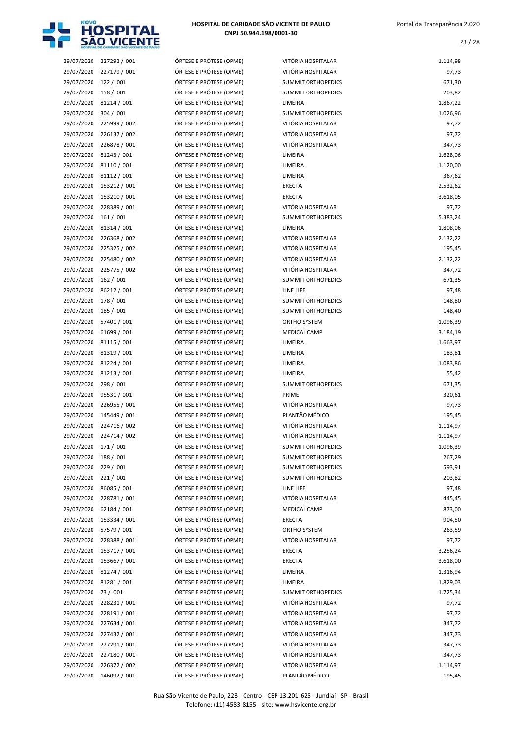| | | | | |
|---|---|---|---|---|
| 29/07/2020 | 227292 / 001 | ÓRTESE E PRÓTESE (OPME) | VITÓRIA HOSPITALAR | 1.114,98 |
| 29/07/2020 | 227179 / 001 | ÓRTESE E PRÓTESE (OPME) | VITÓRIA HOSPITALAR | 97,73 |
| 29/07/2020 | 122 / 001 | ÓRTESE E PRÓTESE (OPME) | SUMMIT ORTHOPEDICS | 671,30 |
| 29/07/2020 | 158 / 001 | ÓRTESE E PRÓTESE (OPME) | SUMMIT ORTHOPEDICS | 203,82 |
| 29/07/2020 | 81214 / 001 | ÓRTESE E PRÓTESE (OPME) | LIMEIRA | 1.867,22 |
| 29/07/2020 | 304 / 001 | ÓRTESE E PRÓTESE (OPME) | SUMMIT ORTHOPEDICS | 1.026,96 |
| 29/07/2020 | 225999 / 002 | ÓRTESE E PRÓTESE (OPME) | VITÓRIA HOSPITALAR | 97,72 |
| 29/07/2020 | 226137 / 002 | ÓRTESE E PRÓTESE (OPME) | VITÓRIA HOSPITALAR | 97,72 |
| 29/07/2020 | 226878 / 001 | ÓRTESE E PRÓTESE (OPME) | VITÓRIA HOSPITALAR | 347,73 |
| 29/07/2020 | 81243 / 001 | ÓRTESE E PRÓTESE (OPME) | LIMEIRA | 1.628,06 |
| 29/07/2020 | 81110 / 001 | ÓRTESE E PRÓTESE (OPME) | LIMEIRA | 1.120,00 |
| 29/07/2020 | 81112 / 001 | ÓRTESE E PRÓTESE (OPME) | LIMEIRA | 367,62 |
| 29/07/2020 | 153212 / 001 | ÓRTESE E PRÓTESE (OPME) | ERECTA | 2.532,62 |
| 29/07/2020 | 153210 / 001 | ÓRTESE E PRÓTESE (OPME) | ERECTA | 3.618,05 |
| 29/07/2020 | 228389 / 001 | ÓRTESE E PRÓTESE (OPME) | VITÓRIA HOSPITALAR | 97,72 |
| 29/07/2020 | 161 / 001 | ÓRTESE E PRÓTESE (OPME) | SUMMIT ORTHOPEDICS | 5.383,24 |
| 29/07/2020 | 81314 / 001 | ÓRTESE E PRÓTESE (OPME) | LIMEIRA | 1.808,06 |
| 29/07/2020 | 226368 / 002 | ÓRTESE E PRÓTESE (OPME) | VITÓRIA HOSPITALAR | 2.132,22 |
| 29/07/2020 | 225325 / 002 | ÓRTESE E PRÓTESE (OPME) | VITÓRIA HOSPITALAR | 195,45 |
| 29/07/2020 | 225480 / 002 | ÓRTESE E PRÓTESE (OPME) | VITÓRIA HOSPITALAR | 2.132,22 |
| 29/07/2020 | 225775 / 002 | ÓRTESE E PRÓTESE (OPME) | VITÓRIA HOSPITALAR | 347,72 |
| 29/07/2020 | 162 / 001 | ÓRTESE E PRÓTESE (OPME) | SUMMIT ORTHOPEDICS | 671,35 |
| 29/07/2020 | 86212 / 001 | ÓRTESE E PRÓTESE (OPME) | LINE LIFE | 97,48 |
| 29/07/2020 | 178 / 001 | ÓRTESE E PRÓTESE (OPME) | SUMMIT ORTHOPEDICS | 148,80 |
| 29/07/2020 | 185 / 001 | ÓRTESE E PRÓTESE (OPME) | SUMMIT ORTHOPEDICS | 148,40 |
| 29/07/2020 | 57401 / 001 | ÓRTESE E PRÓTESE (OPME) | ORTHO SYSTEM | 1.096,39 |
| 29/07/2020 | 61699 / 001 | ÓRTESE E PRÓTESE (OPME) | MEDICAL CAMP | 3.184,19 |
| 29/07/2020 | 81115 / 001 | ÓRTESE E PRÓTESE (OPME) | LIMEIRA | 1.663,97 |
| 29/07/2020 | 81319 / 001 | ÓRTESE E PRÓTESE (OPME) | LIMEIRA | 183,81 |
| 29/07/2020 | 81224 / 001 | ÓRTESE E PRÓTESE (OPME) | LIMEIRA | 1.083,86 |
| 29/07/2020 | 81213 / 001 | ÓRTESE E PRÓTESE (OPME) | LIMEIRA | 55,42 |
| 29/07/2020 | 298 / 001 | ÓRTESE E PRÓTESE (OPME) | SUMMIT ORTHOPEDICS | 671,35 |
| 29/07/2020 | 95531 / 001 | ÓRTESE E PRÓTESE (OPME) | PRIME | 320,61 |
| 29/07/2020 | 226955 / 001 | ÓRTESE E PRÓTESE (OPME) | VITÓRIA HOSPITALAR | 97,73 |
| 29/07/2020 | 145449 / 001 | ÓRTESE E PRÓTESE (OPME) | PLANTÃO MÉDICO | 195,45 |
| 29/07/2020 | 224716 / 002 | ÓRTESE E PRÓTESE (OPME) | VITÓRIA HOSPITALAR | 1.114,97 |
| 29/07/2020 | 224714 / 002 | ÓRTESE E PRÓTESE (OPME) | VITÓRIA HOSPITALAR | 1.114,97 |
| 29/07/2020 | 171 / 001 | ÓRTESE E PRÓTESE (OPME) | SUMMIT ORTHOPEDICS | 1.096,39 |
| 29/07/2020 | 188 / 001 | ÓRTESE E PRÓTESE (OPME) | SUMMIT ORTHOPEDICS | 267,29 |
| 29/07/2020 | 229 / 001 | ÓRTESE E PRÓTESE (OPME) | SUMMIT ORTHOPEDICS | 593,91 |
| 29/07/2020 | 221 / 001 | ÓRTESE E PRÓTESE (OPME) | SUMMIT ORTHOPEDICS | 203,82 |
| 29/07/2020 | 86085 / 001 | ÓRTESE E PRÓTESE (OPME) | LINE LIFE | 97,48 |
| 29/07/2020 | 228781 / 001 | ÓRTESE E PRÓTESE (OPME) | VITÓRIA HOSPITALAR | 445,45 |
| 29/07/2020 | 62184 / 001 | ÓRTESE E PRÓTESE (OPME) | MEDICAL CAMP | 873,00 |
| 29/07/2020 | 153334 / 001 | ÓRTESE E PRÓTESE (OPME) | ERECTA | 904,50 |
| 29/07/2020 | 57579 / 001 | ÓRTESE E PRÓTESE (OPME) | ORTHO SYSTEM | 263,59 |
| 29/07/2020 | 228388 / 001 | ÓRTESE E PRÓTESE (OPME) | VITÓRIA HOSPITALAR | 97,72 |
| 29/07/2020 | 153717 / 001 | ÓRTESE E PRÓTESE (OPME) | ERECTA | 3.256,24 |
| 29/07/2020 | 153667 / 001 | ÓRTESE E PRÓTESE (OPME) | ERECTA | 3.618,00 |
| 29/07/2020 | 81274 / 001 | ÓRTESE E PRÓTESE (OPME) | LIMEIRA | 1.316,94 |
| 29/07/2020 | 81281 / 001 | ÓRTESE E PRÓTESE (OPME) | LIMEIRA | 1.829,03 |
| 29/07/2020 | 73 / 001 | ÓRTESE E PRÓTESE (OPME) | SUMMIT ORTHOPEDICS | 1.725,34 |
| 29/07/2020 | 228231 / 001 | ÓRTESE E PRÓTESE (OPME) | VITÓRIA HOSPITALAR | 97,72 |
| 29/07/2020 | 228191 / 001 | ÓRTESE E PRÓTESE (OPME) | VITÓRIA HOSPITALAR | 97,72 |
| 29/07/2020 | 227634 / 001 | ÓRTESE E PRÓTESE (OPME) | VITÓRIA HOSPITALAR | 347,72 |
| 29/07/2020 | 227432 / 001 | ÓRTESE E PRÓTESE (OPME) | VITÓRIA HOSPITALAR | 347,73 |
| 29/07/2020 | 227291 / 001 | ÓRTESE E PRÓTESE (OPME) | VITÓRIA HOSPITALAR | 347,73 |
| 29/07/2020 | 227180 / 001 | ÓRTESE E PRÓTESE (OPME) | VITÓRIA HOSPITALAR | 347,73 |
| 29/07/2020 | 226372 / 002 | ÓRTESE E PRÓTESE (OPME) | VITÓRIA HOSPITALAR | 1.114,97 |
| 29/07/2020 | 146092 / 001 | ÓRTESE E PRÓTESE (OPME) | PLANTÃO MÉDICO | 195,45 |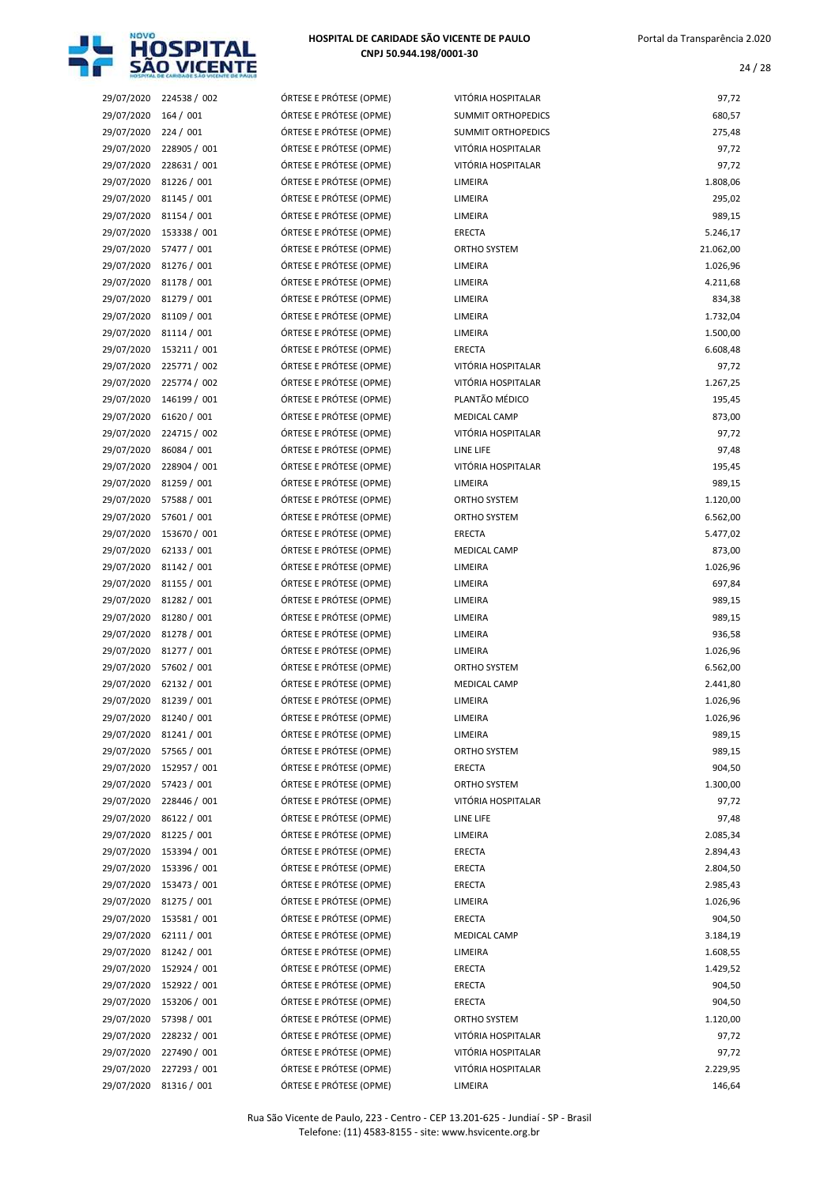| | | | | |
|---|---|---|---|---|
| 29/07/2020 | 224538 / 002 | ÓRTESE E PRÓTESE (OPME) | VITÓRIA HOSPITALAR | 97,72 |
| 29/07/2020 | 164 / 001 | ÓRTESE E PRÓTESE (OPME) | SUMMIT ORTHOPEDICS | 680,57 |
| 29/07/2020 | 224 / 001 | ÓRTESE E PRÓTESE (OPME) | SUMMIT ORTHOPEDICS | 275,48 |
| 29/07/2020 | 228905 / 001 | ÓRTESE E PRÓTESE (OPME) | VITÓRIA HOSPITALAR | 97,72 |
| 29/07/2020 | 228631 / 001 | ÓRTESE E PRÓTESE (OPME) | VITÓRIA HOSPITALAR | 97,72 |
| 29/07/2020 | 81226 / 001 | ÓRTESE E PRÓTESE (OPME) | LIMEIRA | 1.808,06 |
| 29/07/2020 | 81145 / 001 | ÓRTESE E PRÓTESE (OPME) | LIMEIRA | 295,02 |
| 29/07/2020 | 81154 / 001 | ÓRTESE E PRÓTESE (OPME) | LIMEIRA | 989,15 |
| 29/07/2020 | 153338 / 001 | ÓRTESE E PRÓTESE (OPME) | ERECTA | 5.246,17 |
| 29/07/2020 | 57477 / 001 | ÓRTESE E PRÓTESE (OPME) | ORTHO SYSTEM | 21.062,00 |
| 29/07/2020 | 81276 / 001 | ÓRTESE E PRÓTESE (OPME) | LIMEIRA | 1.026,96 |
| 29/07/2020 | 81178 / 001 | ÓRTESE E PRÓTESE (OPME) | LIMEIRA | 4.211,68 |
| 29/07/2020 | 81279 / 001 | ÓRTESE E PRÓTESE (OPME) | LIMEIRA | 834,38 |
| 29/07/2020 | 81109 / 001 | ÓRTESE E PRÓTESE (OPME) | LIMEIRA | 1.732,04 |
| 29/07/2020 | 81114 / 001 | ÓRTESE E PRÓTESE (OPME) | LIMEIRA | 1.500,00 |
| 29/07/2020 | 153211 / 001 | ÓRTESE E PRÓTESE (OPME) | ERECTA | 6.608,48 |
| 29/07/2020 | 225771 / 002 | ÓRTESE E PRÓTESE (OPME) | VITÓRIA HOSPITALAR | 97,72 |
| 29/07/2020 | 225774 / 002 | ÓRTESE E PRÓTESE (OPME) | VITÓRIA HOSPITALAR | 1.267,25 |
| 29/07/2020 | 146199 / 001 | ÓRTESE E PRÓTESE (OPME) | PLANTÃO MÉDICO | 195,45 |
| 29/07/2020 | 61620 / 001 | ÓRTESE E PRÓTESE (OPME) | MEDICAL CAMP | 873,00 |
| 29/07/2020 | 224715 / 002 | ÓRTESE E PRÓTESE (OPME) | VITÓRIA HOSPITALAR | 97,72 |
| 29/07/2020 | 86084 / 001 | ÓRTESE E PRÓTESE (OPME) | LINE LIFE | 97,48 |
| 29/07/2020 | 228904 / 001 | ÓRTESE E PRÓTESE (OPME) | VITÓRIA HOSPITALAR | 195,45 |
| 29/07/2020 | 81259 / 001 | ÓRTESE E PRÓTESE (OPME) | LIMEIRA | 989,15 |
| 29/07/2020 | 57588 / 001 | ÓRTESE E PRÓTESE (OPME) | ORTHO SYSTEM | 1.120,00 |
| 29/07/2020 | 57601 / 001 | ÓRTESE E PRÓTESE (OPME) | ORTHO SYSTEM | 6.562,00 |
| 29/07/2020 | 153670 / 001 | ÓRTESE E PRÓTESE (OPME) | ERECTA | 5.477,02 |
| 29/07/2020 | 62133 / 001 | ÓRTESE E PRÓTESE (OPME) | MEDICAL CAMP | 873,00 |
| 29/07/2020 | 81142 / 001 | ÓRTESE E PRÓTESE (OPME) | LIMEIRA | 1.026,96 |
| 29/07/2020 | 81155 / 001 | ÓRTESE E PRÓTESE (OPME) | LIMEIRA | 697,84 |
| 29/07/2020 | 81282 / 001 | ÓRTESE E PRÓTESE (OPME) | LIMEIRA | 989,15 |
| 29/07/2020 | 81280 / 001 | ÓRTESE E PRÓTESE (OPME) | LIMEIRA | 989,15 |
| 29/07/2020 | 81278 / 001 | ÓRTESE E PRÓTESE (OPME) | LIMEIRA | 936,58 |
| 29/07/2020 | 81277 / 001 | ÓRTESE E PRÓTESE (OPME) | LIMEIRA | 1.026,96 |
| 29/07/2020 | 57602 / 001 | ÓRTESE E PRÓTESE (OPME) | ORTHO SYSTEM | 6.562,00 |
| 29/07/2020 | 62132 / 001 | ÓRTESE E PRÓTESE (OPME) | MEDICAL CAMP | 2.441,80 |
| 29/07/2020 | 81239 / 001 | ÓRTESE E PRÓTESE (OPME) | LIMEIRA | 1.026,96 |
| 29/07/2020 | 81240 / 001 | ÓRTESE E PRÓTESE (OPME) | LIMEIRA | 1.026,96 |
| 29/07/2020 | 81241 / 001 | ÓRTESE E PRÓTESE (OPME) | LIMEIRA | 989,15 |
| 29/07/2020 | 57565 / 001 | ÓRTESE E PRÓTESE (OPME) | ORTHO SYSTEM | 989,15 |
| 29/07/2020 | 152957 / 001 | ÓRTESE E PRÓTESE (OPME) | ERECTA | 904,50 |
| 29/07/2020 | 57423 / 001 | ÓRTESE E PRÓTESE (OPME) | ORTHO SYSTEM | 1.300,00 |
| 29/07/2020 | 228446 / 001 | ÓRTESE E PRÓTESE (OPME) | VITÓRIA HOSPITALAR | 97,72 |
| 29/07/2020 | 86122 / 001 | ÓRTESE E PRÓTESE (OPME) | LINE LIFE | 97,48 |
| 29/07/2020 | 81225 / 001 | ÓRTESE E PRÓTESE (OPME) | LIMEIRA | 2.085,34 |
| 29/07/2020 | 153394 / 001 | ÓRTESE E PRÓTESE (OPME) | ERECTA | 2.894,43 |
| 29/07/2020 | 153396 / 001 | ÓRTESE E PRÓTESE (OPME) | ERECTA | 2.804,50 |
| 29/07/2020 | 153473 / 001 | ÓRTESE E PRÓTESE (OPME) | ERECTA | 2.985,43 |
| 29/07/2020 | 81275 / 001 | ÓRTESE E PRÓTESE (OPME) | LIMEIRA | 1.026,96 |
| 29/07/2020 | 153581 / 001 | ÓRTESE E PRÓTESE (OPME) | ERECTA | 904,50 |
| 29/07/2020 | 62111 / 001 | ÓRTESE E PRÓTESE (OPME) | MEDICAL CAMP | 3.184,19 |
| 29/07/2020 | 81242 / 001 | ÓRTESE E PRÓTESE (OPME) | LIMEIRA | 1.608,55 |
| 29/07/2020 | 152924 / 001 | ÓRTESE E PRÓTESE (OPME) | ERECTA | 1.429,52 |
| 29/07/2020 | 152922 / 001 | ÓRTESE E PRÓTESE (OPME) | ERECTA | 904,50 |
| 29/07/2020 | 153206 / 001 | ÓRTESE E PRÓTESE (OPME) | ERECTA | 904,50 |
| 29/07/2020 | 57398 / 001 | ÓRTESE E PRÓTESE (OPME) | ORTHO SYSTEM | 1.120,00 |
| 29/07/2020 | 228232 / 001 | ÓRTESE E PRÓTESE (OPME) | VITÓRIA HOSPITALAR | 97,72 |
| 29/07/2020 | 227490 / 001 | ÓRTESE E PRÓTESE (OPME) | VITÓRIA HOSPITALAR | 97,72 |
| 29/07/2020 | 227293 / 001 | ÓRTESE E PRÓTESE (OPME) | VITÓRIA HOSPITALAR | 2.229,95 |
| 29/07/2020 | 81316 / 001 | ÓRTESE E PRÓTESE (OPME) | LIMEIRA | 146,64 |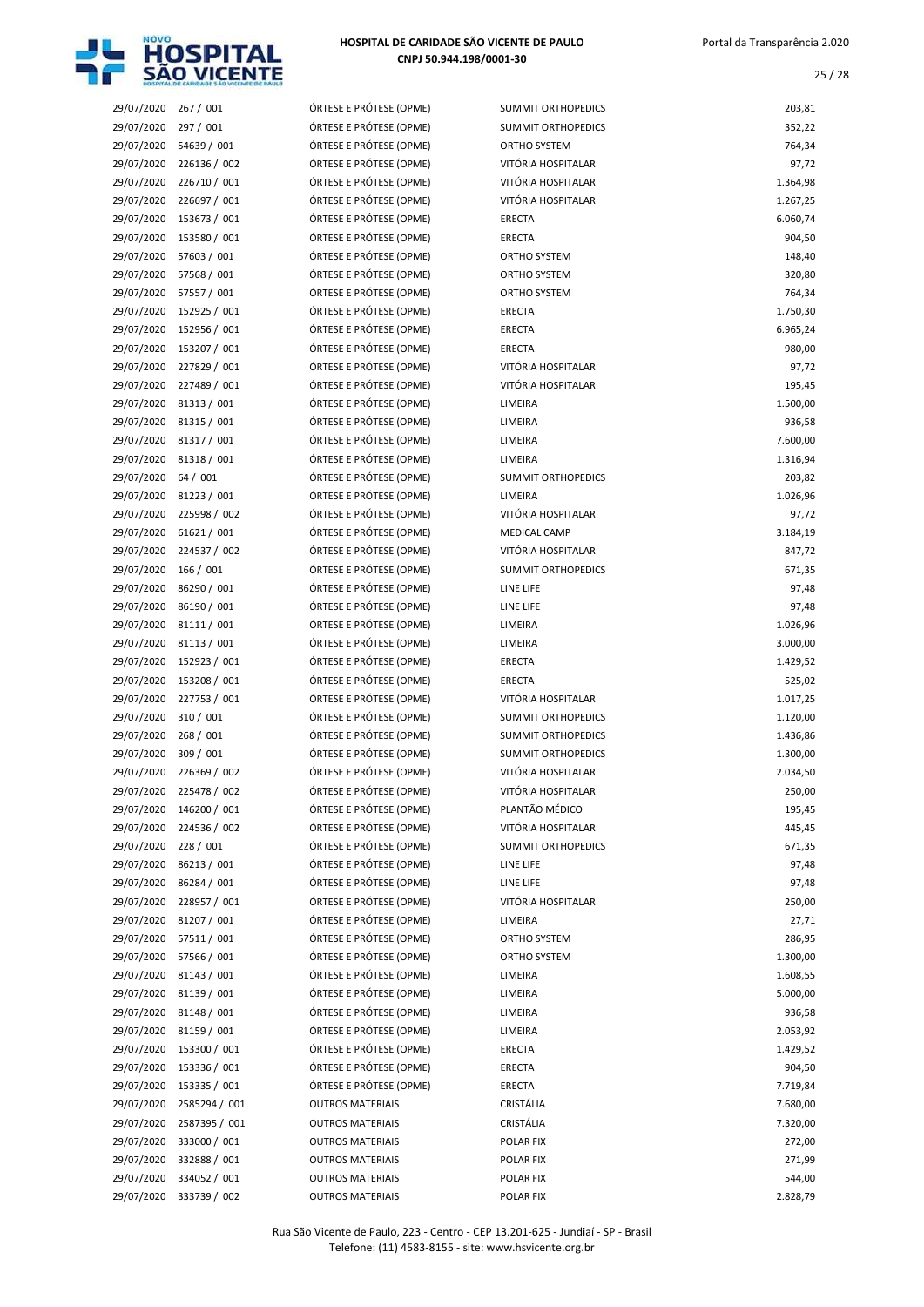| | | | | |
|---|---|---|---|---|
| 29/07/2020 | 267 / 001 | ÓRTESE E PRÓTESE (OPME) | SUMMIT ORTHOPEDICS | 203,81 |
| 29/07/2020 | 297 / 001 | ÓRTESE E PRÓTESE (OPME) | SUMMIT ORTHOPEDICS | 352,22 |
| 29/07/2020 | 54639 / 001 | ÓRTESE E PRÓTESE (OPME) | ORTHO SYSTEM | 764,34 |
| 29/07/2020 | 226136 / 002 | ÓRTESE E PRÓTESE (OPME) | VITÓRIA HOSPITALAR | 97,72 |
| 29/07/2020 | 226710 / 001 | ÓRTESE E PRÓTESE (OPME) | VITÓRIA HOSPITALAR | 1.364,98 |
| 29/07/2020 | 226697 / 001 | ÓRTESE E PRÓTESE (OPME) | VITÓRIA HOSPITALAR | 1.267,25 |
| 29/07/2020 | 153673 / 001 | ÓRTESE E PRÓTESE (OPME) | ERECTA | 6.060,74 |
| 29/07/2020 | 153580 / 001 | ÓRTESE E PRÓTESE (OPME) | ERECTA | 904,50 |
| 29/07/2020 | 57603 / 001 | ÓRTESE E PRÓTESE (OPME) | ORTHO SYSTEM | 148,40 |
| 29/07/2020 | 57568 / 001 | ÓRTESE E PRÓTESE (OPME) | ORTHO SYSTEM | 320,80 |
| 29/07/2020 | 57557 / 001 | ÓRTESE E PRÓTESE (OPME) | ORTHO SYSTEM | 764,34 |
| 29/07/2020 | 152925 / 001 | ÓRTESE E PRÓTESE (OPME) | ERECTA | 1.750,30 |
| 29/07/2020 | 152956 / 001 | ÓRTESE E PRÓTESE (OPME) | ERECTA | 6.965,24 |
| 29/07/2020 | 153207 / 001 | ÓRTESE E PRÓTESE (OPME) | ERECTA | 980,00 |
| 29/07/2020 | 227829 / 001 | ÓRTESE E PRÓTESE (OPME) | VITÓRIA HOSPITALAR | 97,72 |
| 29/07/2020 | 227489 / 001 | ÓRTESE E PRÓTESE (OPME) | VITÓRIA HOSPITALAR | 195,45 |
| 29/07/2020 | 81313 / 001 | ÓRTESE E PRÓTESE (OPME) | LIMEIRA | 1.500,00 |
| 29/07/2020 | 81315 / 001 | ÓRTESE E PRÓTESE (OPME) | LIMEIRA | 936,58 |
| 29/07/2020 | 81317 / 001 | ÓRTESE E PRÓTESE (OPME) | LIMEIRA | 7.600,00 |
| 29/07/2020 | 81318 / 001 | ÓRTESE E PRÓTESE (OPME) | LIMEIRA | 1.316,94 |
| 29/07/2020 | 64 / 001 | ÓRTESE E PRÓTESE (OPME) | SUMMIT ORTHOPEDICS | 203,82 |
| 29/07/2020 | 81223 / 001 | ÓRTESE E PRÓTESE (OPME) | LIMEIRA | 1.026,96 |
| 29/07/2020 | 225998 / 002 | ÓRTESE E PRÓTESE (OPME) | VITÓRIA HOSPITALAR | 97,72 |
| 29/07/2020 | 61621 / 001 | ÓRTESE E PRÓTESE (OPME) | MEDICAL CAMP | 3.184,19 |
| 29/07/2020 | 224537 / 002 | ÓRTESE E PRÓTESE (OPME) | VITÓRIA HOSPITALAR | 847,72 |
| 29/07/2020 | 166 / 001 | ÓRTESE E PRÓTESE (OPME) | SUMMIT ORTHOPEDICS | 671,35 |
| 29/07/2020 | 86290 / 001 | ÓRTESE E PRÓTESE (OPME) | LINE LIFE | 97,48 |
| 29/07/2020 | 86190 / 001 | ÓRTESE E PRÓTESE (OPME) | LINE LIFE | 97,48 |
| 29/07/2020 | 81111 / 001 | ÓRTESE E PRÓTESE (OPME) | LIMEIRA | 1.026,96 |
| 29/07/2020 | 81113 / 001 | ÓRTESE E PRÓTESE (OPME) | LIMEIRA | 3.000,00 |
| 29/07/2020 | 152923 / 001 | ÓRTESE E PRÓTESE (OPME) | ERECTA | 1.429,52 |
| 29/07/2020 | 153208 / 001 | ÓRTESE E PRÓTESE (OPME) | ERECTA | 525,02 |
| 29/07/2020 | 227753 / 001 | ÓRTESE E PRÓTESE (OPME) | VITÓRIA HOSPITALAR | 1.017,25 |
| 29/07/2020 | 310 / 001 | ÓRTESE E PRÓTESE (OPME) | SUMMIT ORTHOPEDICS | 1.120,00 |
| 29/07/2020 | 268 / 001 | ÓRTESE E PRÓTESE (OPME) | SUMMIT ORTHOPEDICS | 1.436,86 |
| 29/07/2020 | 309 / 001 | ÓRTESE E PRÓTESE (OPME) | SUMMIT ORTHOPEDICS | 1.300,00 |
| 29/07/2020 | 226369 / 002 | ÓRTESE E PRÓTESE (OPME) | VITÓRIA HOSPITALAR | 2.034,50 |
| 29/07/2020 | 225478 / 002 | ÓRTESE E PRÓTESE (OPME) | VITÓRIA HOSPITALAR | 250,00 |
| 29/07/2020 | 146200 / 001 | ÓRTESE E PRÓTESE (OPME) | PLANTÃO MÉDICO | 195,45 |
| 29/07/2020 | 224536 / 002 | ÓRTESE E PRÓTESE (OPME) | VITÓRIA HOSPITALAR | 445,45 |
| 29/07/2020 | 228 / 001 | ÓRTESE E PRÓTESE (OPME) | SUMMIT ORTHOPEDICS | 671,35 |
| 29/07/2020 | 86213 / 001 | ÓRTESE E PRÓTESE (OPME) | LINE LIFE | 97,48 |
| 29/07/2020 | 86284 / 001 | ÓRTESE E PRÓTESE (OPME) | LINE LIFE | 97,48 |
| 29/07/2020 | 228957 / 001 | ÓRTESE E PRÓTESE (OPME) | VITÓRIA HOSPITALAR | 250,00 |
| 29/07/2020 | 81207 / 001 | ÓRTESE E PRÓTESE (OPME) | LIMEIRA | 27,71 |
| 29/07/2020 | 57511 / 001 | ÓRTESE E PRÓTESE (OPME) | ORTHO SYSTEM | 286,95 |
| 29/07/2020 | 57566 / 001 | ÓRTESE E PRÓTESE (OPME) | ORTHO SYSTEM | 1.300,00 |
| 29/07/2020 | 81143 / 001 | ÓRTESE E PRÓTESE (OPME) | LIMEIRA | 1.608,55 |
| 29/07/2020 | 81139 / 001 | ÓRTESE E PRÓTESE (OPME) | LIMEIRA | 5.000,00 |
| 29/07/2020 | 81148 / 001 | ÓRTESE E PRÓTESE (OPME) | LIMEIRA | 936,58 |
| 29/07/2020 | 81159 / 001 | ÓRTESE E PRÓTESE (OPME) | LIMEIRA | 2.053,92 |
| 29/07/2020 | 153300 / 001 | ÓRTESE E PRÓTESE (OPME) | ERECTA | 1.429,52 |
| 29/07/2020 | 153336 / 001 | ÓRTESE E PRÓTESE (OPME) | ERECTA | 904,50 |
| 29/07/2020 | 153335 / 001 | ÓRTESE E PRÓTESE (OPME) | ERECTA | 7.719,84 |
| 29/07/2020 | 2585294 / 001 | OUTROS MATERIAIS | CRISTÁLIA | 7.680,00 |
| 29/07/2020 | 2587395 / 001 | OUTROS MATERIAIS | CRISTÁLIA | 7.320,00 |
| 29/07/2020 | 333000 / 001 | OUTROS MATERIAIS | POLAR FIX | 272,00 |
| 29/07/2020 | 332888 / 001 | OUTROS MATERIAIS | POLAR FIX | 271,99 |
| 29/07/2020 | 334052 / 001 | OUTROS MATERIAIS | POLAR FIX | 544,00 |
| 29/07/2020 | 333739 / 002 | OUTROS MATERIAIS | POLAR FIX | 2.828,79 |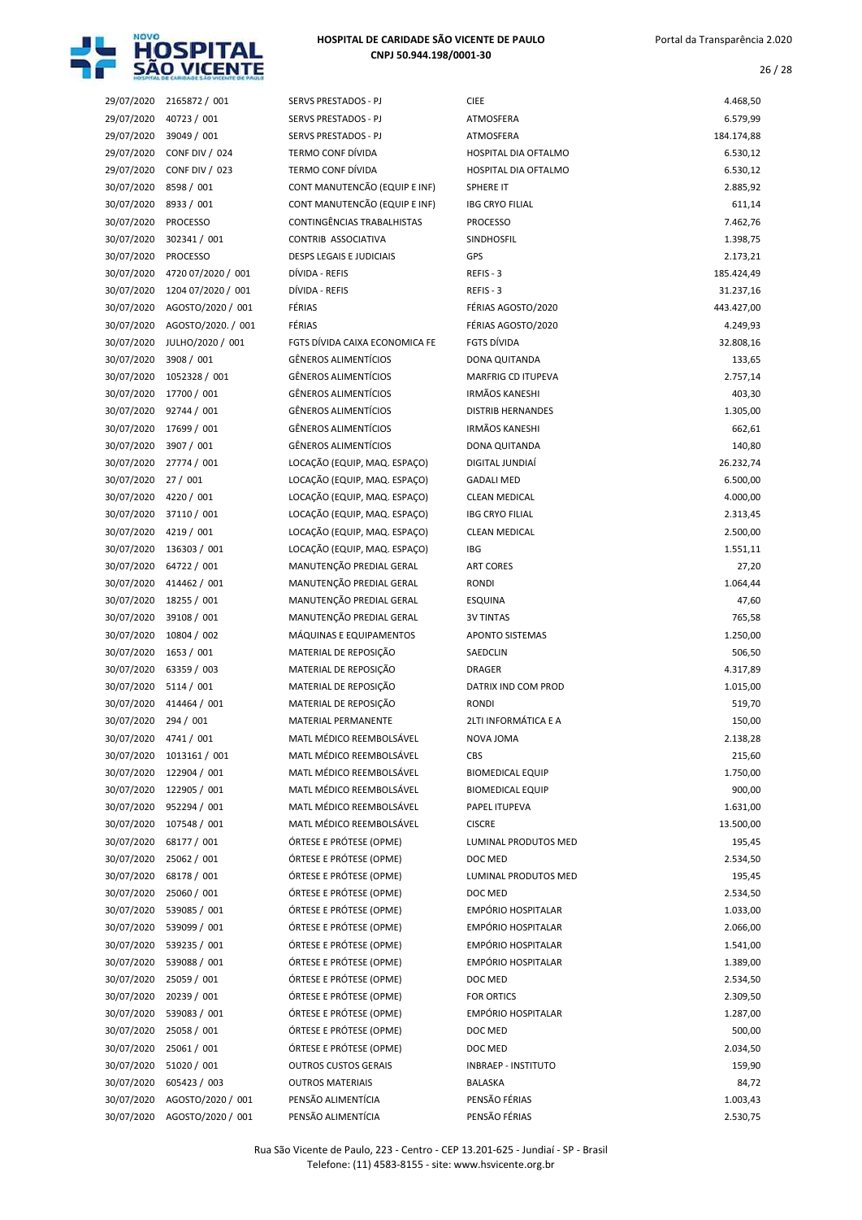**HOSPITAL DE CARIDADE SÃO VICENTE DE PAULO**
**CNPJ 50.944.198/0001-30**

| | | | | |
|---|---|---|---|---|
| 29/07/2020 | 2165872 / 001 | SERVS PRESTADOS - PJ | CIEE | 4.468,50 |
| 29/07/2020 | 40723 / 001 | SERVS PRESTADOS - PJ | ATMOSFERA | 6.579,99 |
| 29/07/2020 | 39049 / 001 | SERVS PRESTADOS - PJ | ATMOSFERA | 184.174,88 |
| 29/07/2020 | CONF DIV / 024 | TERMO CONF DÍVIDA | HOSPITAL DIA OFTALMO | 6.530,12 |
| 29/07/2020 | CONF DIV / 023 | TERMO CONF DÍVIDA | HOSPITAL DIA OFTALMO | 6.530,12 |
| 30/07/2020 | 8598 / 001 | CONT MANUTENCÃO (EQUIP E INF) | SPHERE IT | 2.885,92 |
| 30/07/2020 | 8933 / 001 | CONT MANUTENCÃO (EQUIP E INF) | IBG CRYO FILIAL | 611,14 |
| 30/07/2020 | PROCESSO | CONTINGÊNCIAS TRABALHISTAS | PROCESSO | 7.462,76 |
| 30/07/2020 | 302341 / 001 | CONTRIB ASSOCIATIVA | SINDHOSFIL | 1.398,75 |
| 30/07/2020 | PROCESSO | DESPS LEGAIS E JUDICIAIS | GPS | 2.173,21 |
| 30/07/2020 | 4720 07/2020 / 001 | DÍVIDA - REFIS | REFIS - 3 | 185.424,49 |
| 30/07/2020 | 1204 07/2020 / 001 | DÍVIDA - REFIS | REFIS - 3 | 31.237,16 |
| 30/07/2020 | AGOSTO/2020 / 001 | FÉRIAS | FÉRIAS AGOSTO/2020 | 443.427,00 |
| 30/07/2020 | AGOSTO/2020. / 001 | FÉRIAS | FÉRIAS AGOSTO/2020 | 4.249,93 |
| 30/07/2020 | JULHO/2020 / 001 | FGTS DÍVIDA CAIXA ECONOMICA FE | FGTS DÍVIDA | 32.808,16 |
| 30/07/2020 | 3908 / 001 | GÊNEROS ALIMENTÍCIOS | DONA QUITANDA | 133,65 |
| 30/07/2020 | 1052328 / 001 | GÊNEROS ALIMENTÍCIOS | MARFRIG CD ITUPEVA | 2.757,14 |
| 30/07/2020 | 17700 / 001 | GÊNEROS ALIMENTÍCIOS | IRMÃOS KANESHI | 403,30 |
| 30/07/2020 | 92744 / 001 | GÊNEROS ALIMENTÍCIOS | DISTRIB HERNANDES | 1.305,00 |
| 30/07/2020 | 17699 / 001 | GÊNEROS ALIMENTÍCIOS | IRMÃOS KANESHI | 662,61 |
| 30/07/2020 | 3907 / 001 | GÊNEROS ALIMENTÍCIOS | DONA QUITANDA | 140,80 |
| 30/07/2020 | 27774 / 001 | LOCAÇÃO (EQUIP, MAQ. ESPAÇO) | DIGITAL JUNDIAÍ | 26.232,74 |
| 30/07/2020 | 27 / 001 | LOCAÇÃO (EQUIP, MAQ. ESPAÇO) | GADALI MED | 6.500,00 |
| 30/07/2020 | 4220 / 001 | LOCAÇÃO (EQUIP, MAQ. ESPAÇO) | CLEAN MEDICAL | 4.000,00 |
| 30/07/2020 | 37110 / 001 | LOCAÇÃO (EQUIP, MAQ. ESPAÇO) | IBG CRYO FILIAL | 2.313,45 |
| 30/07/2020 | 4219 / 001 | LOCAÇÃO (EQUIP, MAQ. ESPAÇO) | CLEAN MEDICAL | 2.500,00 |
| 30/07/2020 | 136303 / 001 | LOCAÇÃO (EQUIP, MAQ. ESPAÇO) | IBG | 1.551,11 |
| 30/07/2020 | 64722 / 001 | MANUTENÇÃO PREDIAL GERAL | ART CORES | 27,20 |
| 30/07/2020 | 414462 / 001 | MANUTENÇÃO PREDIAL GERAL | RONDI | 1.064,44 |
| 30/07/2020 | 18255 / 001 | MANUTENÇÃO PREDIAL GERAL | ESQUINA | 47,60 |
| 30/07/2020 | 39108 / 001 | MANUTENÇÃO PREDIAL GERAL | 3V TINTAS | 765,58 |
| 30/07/2020 | 10804 / 002 | MÁQUINAS E EQUIPAMENTOS | APONTO SISTEMAS | 1.250,00 |
| 30/07/2020 | 1653 / 001 | MATERIAL DE REPOSIÇÃO | SAEDCLIN | 506,50 |
| 30/07/2020 | 63359 / 003 | MATERIAL DE REPOSIÇÃO | DRAGER | 4.317,89 |
| 30/07/2020 | 5114 / 001 | MATERIAL DE REPOSIÇÃO | DATRIX IND COM PROD | 1.015,00 |
| 30/07/2020 | 414464 / 001 | MATERIAL DE REPOSIÇÃO | RONDI | 519,70 |
| 30/07/2020 | 294 / 001 | MATERIAL PERMANENTE | 2LTI INFORMÁTICA E A | 150,00 |
| 30/07/2020 | 4741 / 001 | MATL MÉDICO REEMBOLSÁVEL | NOVA JOMA | 2.138,28 |
| 30/07/2020 | 1013161 / 001 | MATL MÉDICO REEMBOLSÁVEL | CBS | 215,60 |
| 30/07/2020 | 122904 / 001 | MATL MÉDICO REEMBOLSÁVEL | BIOMEDICAL EQUIP | 1.750,00 |
| 30/07/2020 | 122905 / 001 | MATL MÉDICO REEMBOLSÁVEL | BIOMEDICAL EQUIP | 900,00 |
| 30/07/2020 | 952294 / 001 | MATL MÉDICO REEMBOLSÁVEL | PAPEL ITUPEVA | 1.631,00 |
| 30/07/2020 | 107548 / 001 | MATL MÉDICO REEMBOLSÁVEL | CISCRE | 13.500,00 |
| 30/07/2020 | 68177 / 001 | ÓRTESE E PRÓTESE (OPME) | LUMINAL PRODUTOS MED | 195,45 |
| 30/07/2020 | 25062 / 001 | ÓRTESE E PRÓTESE (OPME) | DOC MED | 2.534,50 |
| 30/07/2020 | 68178 / 001 | ÓRTESE E PRÓTESE (OPME) | LUMINAL PRODUTOS MED | 195,45 |
| 30/07/2020 | 25060 / 001 | ÓRTESE E PRÓTESE (OPME) | DOC MED | 2.534,50 |
| 30/07/2020 | 539085 / 001 | ÓRTESE E PRÓTESE (OPME) | EMPÓRIO HOSPITALAR | 1.033,00 |
| 30/07/2020 | 539099 / 001 | ÓRTESE E PRÓTESE (OPME) | EMPÓRIO HOSPITALAR | 2.066,00 |
| 30/07/2020 | 539235 / 001 | ÓRTESE E PRÓTESE (OPME) | EMPÓRIO HOSPITALAR | 1.541,00 |
| 30/07/2020 | 539088 / 001 | ÓRTESE E PRÓTESE (OPME) | EMPÓRIO HOSPITALAR | 1.389,00 |
| 30/07/2020 | 25059 / 001 | ÓRTESE E PRÓTESE (OPME) | DOC MED | 2.534,50 |
| 30/07/2020 | 20239 / 001 | ÓRTESE E PRÓTESE (OPME) | FOR ORTICS | 2.309,50 |
| 30/07/2020 | 539083 / 001 | ÓRTESE E PRÓTESE (OPME) | EMPÓRIO HOSPITALAR | 1.287,00 |
| 30/07/2020 | 25058 / 001 | ÓRTESE E PRÓTESE (OPME) | DOC MED | 500,00 |
| 30/07/2020 | 25061 / 001 | ÓRTESE E PRÓTESE (OPME) | DOC MED | 2.034,50 |
| 30/07/2020 | 51020 / 001 | OUTROS CUSTOS GERAIS | INBRAEP - INSTITUTO | 159,90 |
| 30/07/2020 | 605423 / 003 | OUTROS MATERIAIS | BALASKA | 84,72 |
| 30/07/2020 | AGOSTO/2020 / 001 | PENSÃO ALIMENTÍCIA | PENSÃO FÉRIAS | 1.003,43 |
| 30/07/2020 | AGOSTO/2020 / 001 | PENSÃO ALIMENTÍCIA | PENSÃO FÉRIAS | 2.530,75 |

Rua São Vicente de Paulo, 223 - Centro - CEP 13.201-625 - Jundiaí - SP - Brasil
Telefone: (11) 4583-8155 - site: www.hsvicente.org.br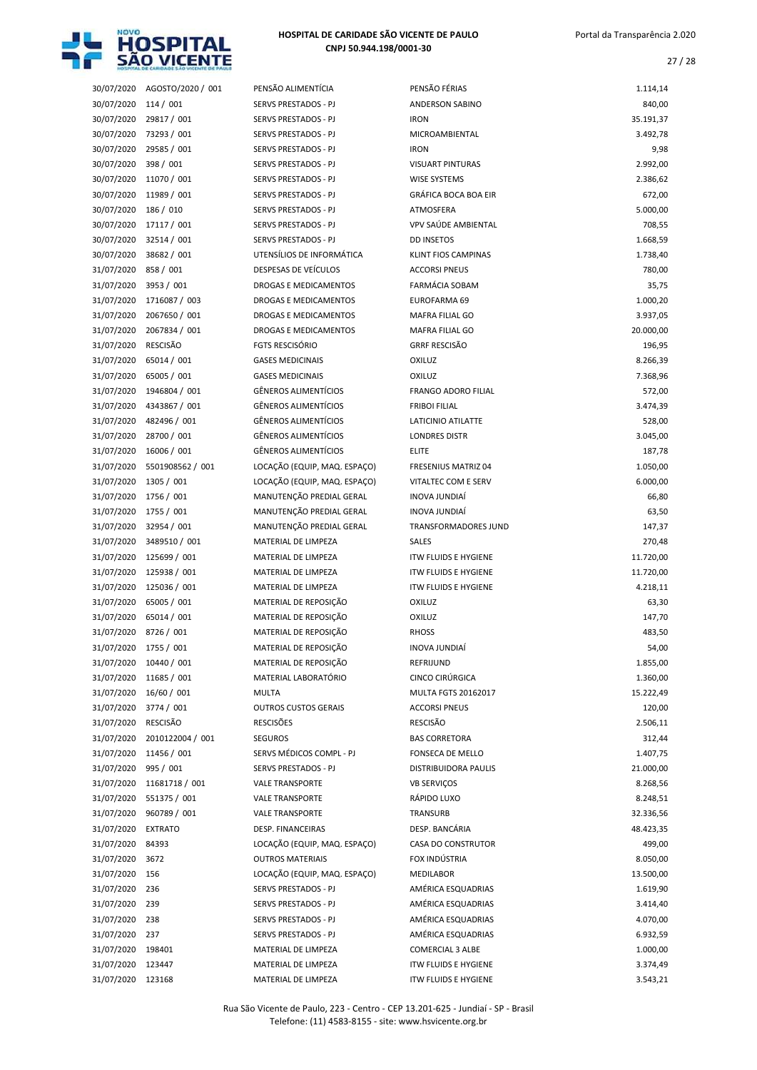| | | | | |
|---|---|---|---|---|
| 30/07/2020 | AGOSTO/2020 / 001 | PENSÃO ALIMENTÍCIA | PENSÃO FÉRIAS | 1.114,14 |
| 30/07/2020 | 114 / 001 | SERVS PRESTADOS - PJ | ANDERSON SABINO | 840,00 |
| 30/07/2020 | 29817 / 001 | SERVS PRESTADOS - PJ | IRON | 35.191,37 |
| 30/07/2020 | 73293 / 001 | SERVS PRESTADOS - PJ | MICROAMBIENTAL | 3.492,78 |
| 30/07/2020 | 29585 / 001 | SERVS PRESTADOS - PJ | IRON | 9,98 |
| 30/07/2020 | 398 / 001 | SERVS PRESTADOS - PJ | VISUART PINTURAS | 2.992,00 |
| 30/07/2020 | 11070 / 001 | SERVS PRESTADOS - PJ | WISE SYSTEMS | 2.386,62 |
| 30/07/2020 | 11989 / 001 | SERVS PRESTADOS - PJ | GRÁFICA BOCA BOA EIR | 672,00 |
| 30/07/2020 | 186 / 010 | SERVS PRESTADOS - PJ | ATMOSFERA | 5.000,00 |
| 30/07/2020 | 17117 / 001 | SERVS PRESTADOS - PJ | VPV SAÚDE AMBIENTAL | 708,55 |
| 30/07/2020 | 32514 / 001 | SERVS PRESTADOS - PJ | DD INSETOS | 1.668,59 |
| 30/07/2020 | 38682 / 001 | UTENSÍLIOS DE INFORMÁTICA | KLINT FIOS CAMPINAS | 1.738,40 |
| 31/07/2020 | 858 / 001 | DESPESAS DE VEÍCULOS | ACCORSI PNEUS | 780,00 |
| 31/07/2020 | 3953 / 001 | DROGAS E MEDICAMENTOS | FARMÁCIA SOBAM | 35,75 |
| 31/07/2020 | 1716087 / 003 | DROGAS E MEDICAMENTOS | EUROFARMA 69 | 1.000,20 |
| 31/07/2020 | 2067650 / 001 | DROGAS E MEDICAMENTOS | MAFRA FILIAL GO | 3.937,05 |
| 31/07/2020 | 2067834 / 001 | DROGAS E MEDICAMENTOS | MAFRA FILIAL GO | 20.000,00 |
| 31/07/2020 | RESCISÃO | FGTS RESCISÓRIO | GRRF RESCISÃO | 196,95 |
| 31/07/2020 | 65014 / 001 | GASES MEDICINAIS | OXILUZ | 8.266,39 |
| 31/07/2020 | 65005 / 001 | GASES MEDICINAIS | OXILUZ | 7.368,96 |
| 31/07/2020 | 1946804 / 001 | GÊNEROS ALIMENTÍCIOS | FRANGO ADORO FILIAL | 572,00 |
| 31/07/2020 | 4343867 / 001 | GÊNEROS ALIMENTÍCIOS | FRIBOI FILIAL | 3.474,39 |
| 31/07/2020 | 482496 / 001 | GÊNEROS ALIMENTÍCIOS | LATICINIO ATILATTE | 528,00 |
| 31/07/2020 | 28700 / 001 | GÊNEROS ALIMENTÍCIOS | LONDRES DISTR | 3.045,00 |
| 31/07/2020 | 16006 / 001 | GÊNEROS ALIMENTÍCIOS | ELITE | 187,78 |
| 31/07/2020 | 5501908562 / 001 | LOCAÇÃO (EQUIP, MAQ. ESPAÇO) | FRESENIUS MATRIZ 04 | 1.050,00 |
| 31/07/2020 | 1305 / 001 | LOCAÇÃO (EQUIP, MAQ. ESPAÇO) | VITALTEC COM E SERV | 6.000,00 |
| 31/07/2020 | 1756 / 001 | MANUTENÇÃO PREDIAL GERAL | INOVA JUNDIAÍ | 66,80 |
| 31/07/2020 | 1755 / 001 | MANUTENÇÃO PREDIAL GERAL | INOVA JUNDIAÍ | 63,50 |
| 31/07/2020 | 32954 / 001 | MANUTENÇÃO PREDIAL GERAL | TRANSFORMADORES JUND | 147,37 |
| 31/07/2020 | 3489510 / 001 | MATERIAL DE LIMPEZA | SALES | 270,48 |
| 31/07/2020 | 125699 / 001 | MATERIAL DE LIMPEZA | ITW FLUIDS E HYGIENE | 11.720,00 |
| 31/07/2020 | 125938 / 001 | MATERIAL DE LIMPEZA | ITW FLUIDS E HYGIENE | 11.720,00 |
| 31/07/2020 | 125036 / 001 | MATERIAL DE LIMPEZA | ITW FLUIDS E HYGIENE | 4.218,11 |
| 31/07/2020 | 65005 / 001 | MATERIAL DE REPOSIÇÃO | OXILUZ | 63,30 |
| 31/07/2020 | 65014 / 001 | MATERIAL DE REPOSIÇÃO | OXILUZ | 147,70 |
| 31/07/2020 | 8726 / 001 | MATERIAL DE REPOSIÇÃO | RHOSS | 483,50 |
| 31/07/2020 | 1755 / 001 | MATERIAL DE REPOSIÇÃO | INOVA JUNDIAÍ | 54,00 |
| 31/07/2020 | 10440 / 001 | MATERIAL DE REPOSIÇÃO | REFRIJUND | 1.855,00 |
| 31/07/2020 | 11685 / 001 | MATERIAL LABORATÓRIO | CINCO CIRÚRGICA | 1.360,00 |
| 31/07/2020 | 16/60 / 001 | MULTA | MULTA FGTS 20162017 | 15.222,49 |
| 31/07/2020 | 3774 / 001 | OUTROS CUSTOS GERAIS | ACCORSI PNEUS | 120,00 |
| 31/07/2020 | RESCISÃO | RESCISÕES | RESCISÃO | 2.506,11 |
| 31/07/2020 | 2010122004 / 001 | SEGUROS | BAS CORRETORA | 312,44 |
| 31/07/2020 | 11456 / 001 | SERVS MÉDICOS COMPL - PJ | FONSECA DE MELLO | 1.407,75 |
| 31/07/2020 | 995 / 001 | SERVS PRESTADOS - PJ | DISTRIBUIDORA PAULIS | 21.000,00 |
| 31/07/2020 | 11681718 / 001 | VALE TRANSPORTE | VB SERVIÇOS | 8.268,56 |
| 31/07/2020 | 551375 / 001 | VALE TRANSPORTE | RÁPIDO LUXO | 8.248,51 |
| 31/07/2020 | 960789 / 001 | VALE TRANSPORTE | TRANSURB | 32.336,56 |
| 31/07/2020 | EXTRATO | DESP. FINANCEIRAS | DESP. BANCÁRIA | 48.423,35 |
| 31/07/2020 | 84393 | LOCAÇÃO (EQUIP, MAQ. ESPAÇO) | CASA DO CONSTRUTOR | 499,00 |
| 31/07/2020 | 3672 | OUTROS MATERIAIS | FOX INDÚSTRIA | 8.050,00 |
| 31/07/2020 | 156 | LOCAÇÃO (EQUIP, MAQ. ESPAÇO) | MEDILABOR | 13.500,00 |
| 31/07/2020 | 236 | SERVS PRESTADOS - PJ | AMÉRICA ESQUADRIAS | 1.619,90 |
| 31/07/2020 | 239 | SERVS PRESTADOS - PJ | AMÉRICA ESQUADRIAS | 3.414,40 |
| 31/07/2020 | 238 | SERVS PRESTADOS - PJ | AMÉRICA ESQUADRIAS | 4.070,00 |
| 31/07/2020 | 237 | SERVS PRESTADOS - PJ | AMÉRICA ESQUADRIAS | 6.932,59 |
| 31/07/2020 | 198401 | MATERIAL DE LIMPEZA | COMERCIAL 3 ALBE | 1.000,00 |
| 31/07/2020 | 123447 | MATERIAL DE LIMPEZA | ITW FLUIDS E HYGIENE | 3.374,49 |
| 31/07/2020 | 123168 | MATERIAL DE LIMPEZA | ITW FLUIDS E HYGIENE | 3.543,21 |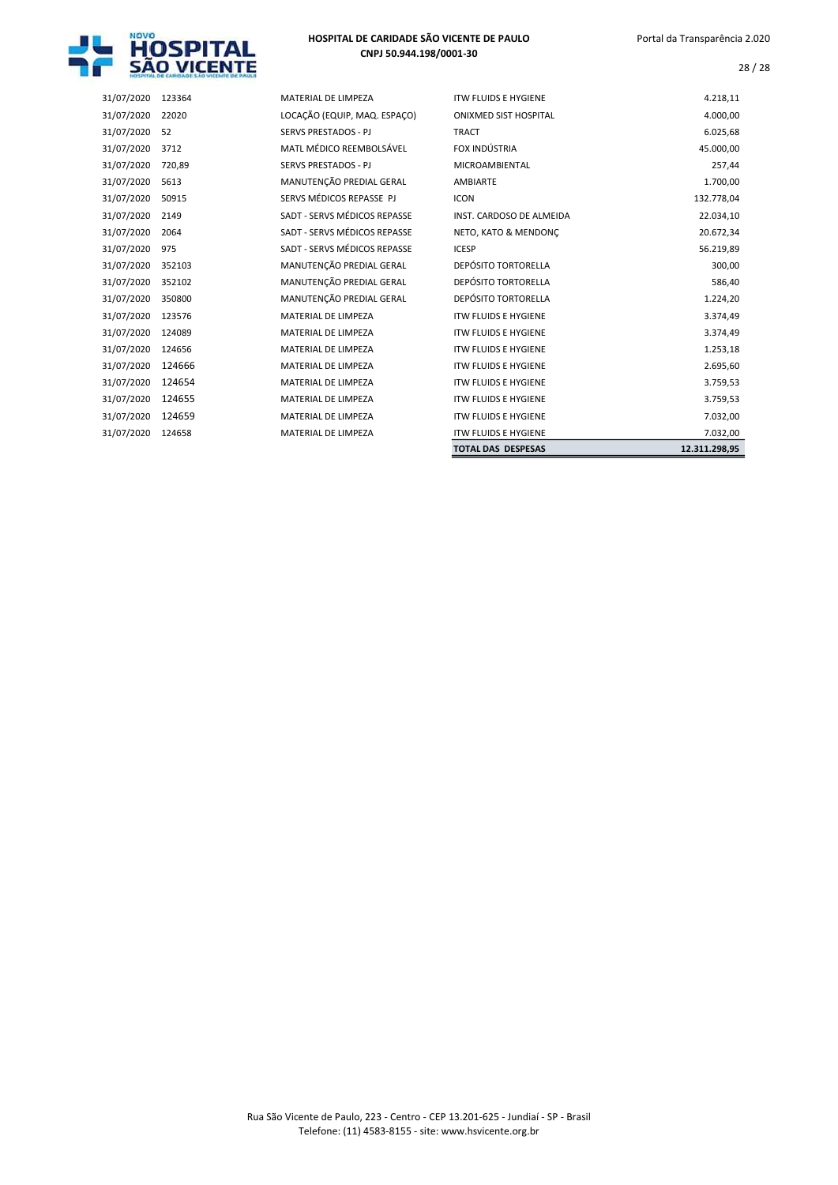| | | | | |
|---|---|---|---|---|
| 31/07/2020 | 123364 | MATERIAL DE LIMPEZA | ITW FLUIDS E HYGIENE | 4.218,11 |
| 31/07/2020 | 22020 | LOCAÇÃO (EQUIP, MAQ. ESPAÇO) | ONIXMED SIST HOSPITAL | 4.000,00 |
| 31/07/2020 | 52 | SERVS PRESTADOS - PJ | TRACT | 6.025,68 |
| 31/07/2020 | 3712 | MATL MÉDICO REEMBOLSÁVEL | FOX INDÚSTRIA | 45.000,00 |
| 31/07/2020 | 720,89 | SERVS PRESTADOS - PJ | MICROAMBIENTAL | 257,44 |
| 31/07/2020 | 5613 | MANUTENÇÃO PREDIAL GERAL | AMBIARTE | 1.700,00 |
| 31/07/2020 | 50915 | SERVS MÉDICOS REPASSE PJ | ICON | 132.778,04 |
| 31/07/2020 | 2149 | SADT - SERVS MÉDICOS REPASSE | INST. CARDOSO DE ALMEIDA | 22.034,10 |
| 31/07/2020 | 2064 | SADT - SERVS MÉDICOS REPASSE | NETO, KATO & MENDONÇ | 20.672,34 |
| 31/07/2020 | 975 | SADT - SERVS MÉDICOS REPASSE | ICESP | 56.219,89 |
| 31/07/2020 | 352103 | MANUTENÇÃO PREDIAL GERAL | DEPÓSITO TORTORELLA | 300,00 |
| 31/07/2020 | 352102 | MANUTENÇÃO PREDIAL GERAL | DEPÓSITO TORTORELLA | 586,40 |
| 31/07/2020 | 350800 | MANUTENÇÃO PREDIAL GERAL | DEPÓSITO TORTORELLA | 1.224,20 |
| 31/07/2020 | 123576 | MATERIAL DE LIMPEZA | ITW FLUIDS E HYGIENE | 3.374,49 |
| 31/07/2020 | 124089 | MATERIAL DE LIMPEZA | ITW FLUIDS E HYGIENE | 3.374,49 |
| 31/07/2020 | 124656 | MATERIAL DE LIMPEZA | ITW FLUIDS E HYGIENE | 1.253,18 |
| 31/07/2020 | 124666 | MATERIAL DE LIMPEZA | ITW FLUIDS E HYGIENE | 2.695,60 |
| 31/07/2020 | 124654 | MATERIAL DE LIMPEZA | ITW FLUIDS E HYGIENE | 3.759,53 |
| 31/07/2020 | 124655 | MATERIAL DE LIMPEZA | ITW FLUIDS E HYGIENE | 3.759,53 |
| 31/07/2020 | 124659 | MATERIAL DE LIMPEZA | ITW FLUIDS E HYGIENE | 7.032,00 |
| 31/07/2020 | 124658 | MATERIAL DE LIMPEZA | ITW FLUIDS E HYGIENE | 7.032,00 |
| | | | **TOTAL DAS DESPESAS** | **12.311.298,95** |